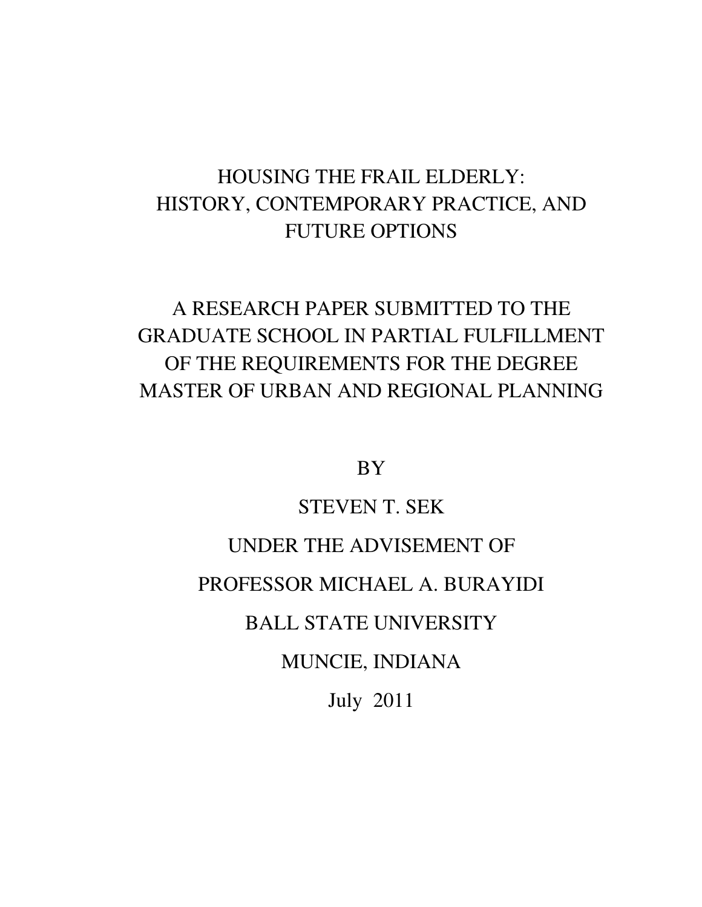# HOUSING THE FRAIL ELDERLY: HISTORY, CONTEMPORARY PRACTICE, AND FUTURE OPTIONS

A RESEARCH PAPER SUBMITTED TO THE GRADUATE SCHOOL IN PARTIAL FULFILLMENT OF THE REQUIREMENTS FOR THE DEGREE MASTER OF URBAN AND REGIONAL PLANNING

BY

STEVEN T. SEK

UNDER THE ADVISEMENT OF

PROFESSOR MICHAEL A. BURAYIDI

BALL STATE UNIVERSITY

MUNCIE, INDIANA

July 2011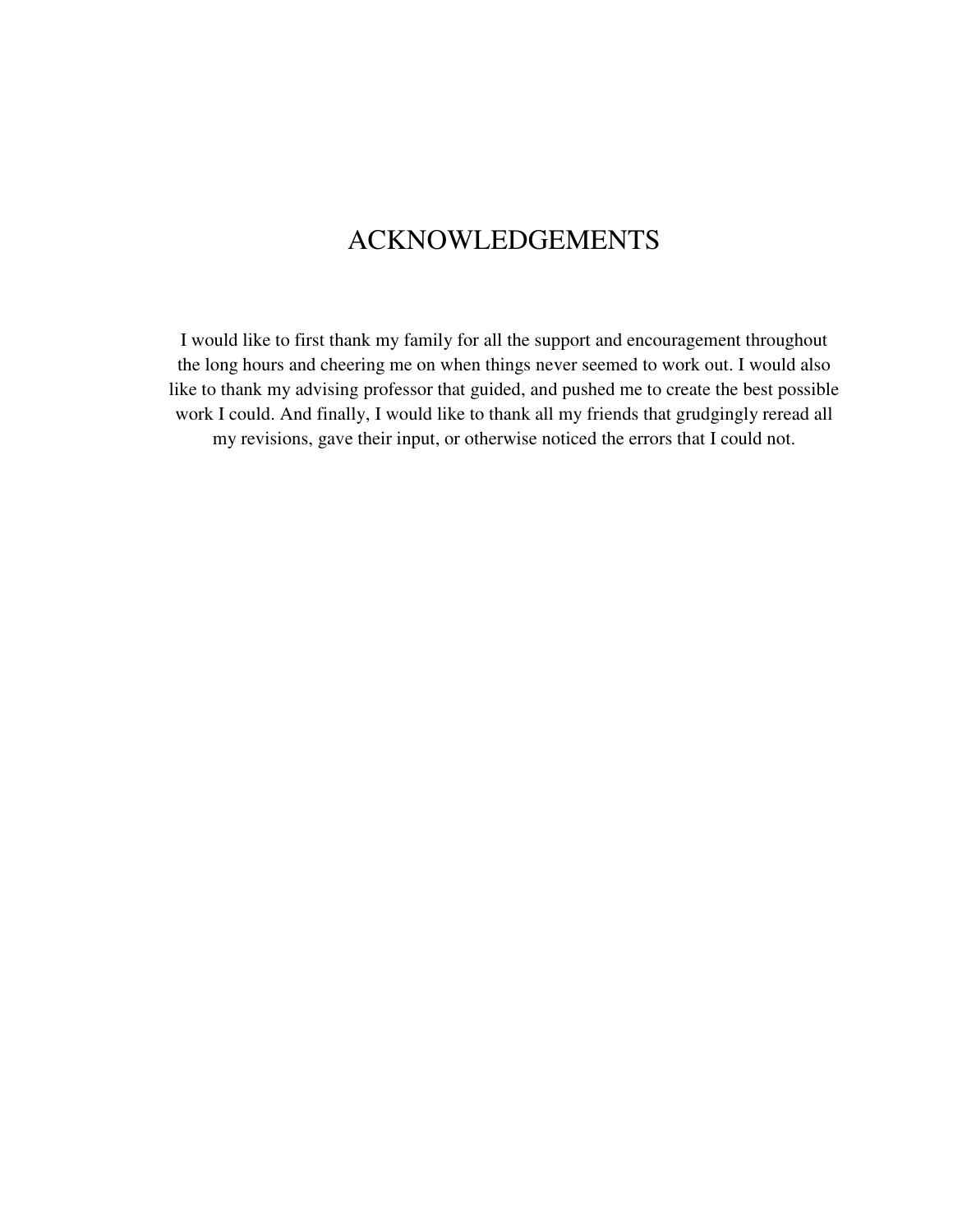# ACKNOWLEDGEMENTS

I would like to first thank my family for all the support and encouragement throughout the long hours and cheering me on when things never seemed to work out. I would also like to thank my advising professor that guided, and pushed me to create the best possible work I could. And finally, I would like to thank all my friends that grudgingly reread all my revisions, gave their input, or otherwise noticed the errors that I could not.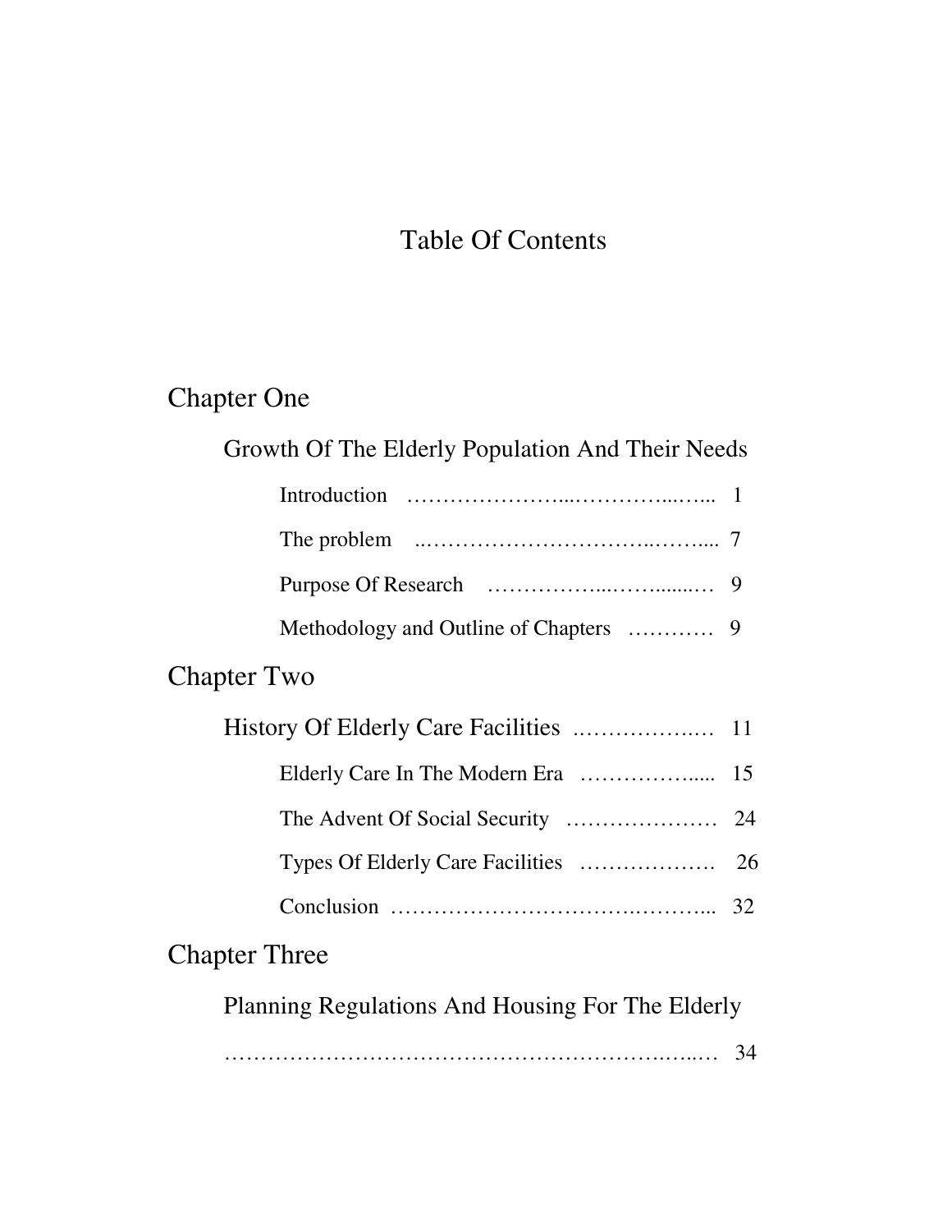# Table Of Contents

## Chapter One

### Growth Of The Elderly Population And Their Needs

Introduction …………………...…………...….. 1

The problem ..…………………………..……..... 7

Purpose Of Research ……………...……........… 9

Methodology and Outline of Chapters ………… 9

## Chapter Two

### History Of Elderly Care Facilities .……………..… 11

Elderly Care In The Modern Era ……………..... 15

The Advent Of Social Security ………………… 24

Types Of Elderly Care Facilities ………………. 26

Conclusion ………………………….………... 32

## Chapter Three

### Planning Regulations And Housing For The Elderly

…………………………………………………….…..… 34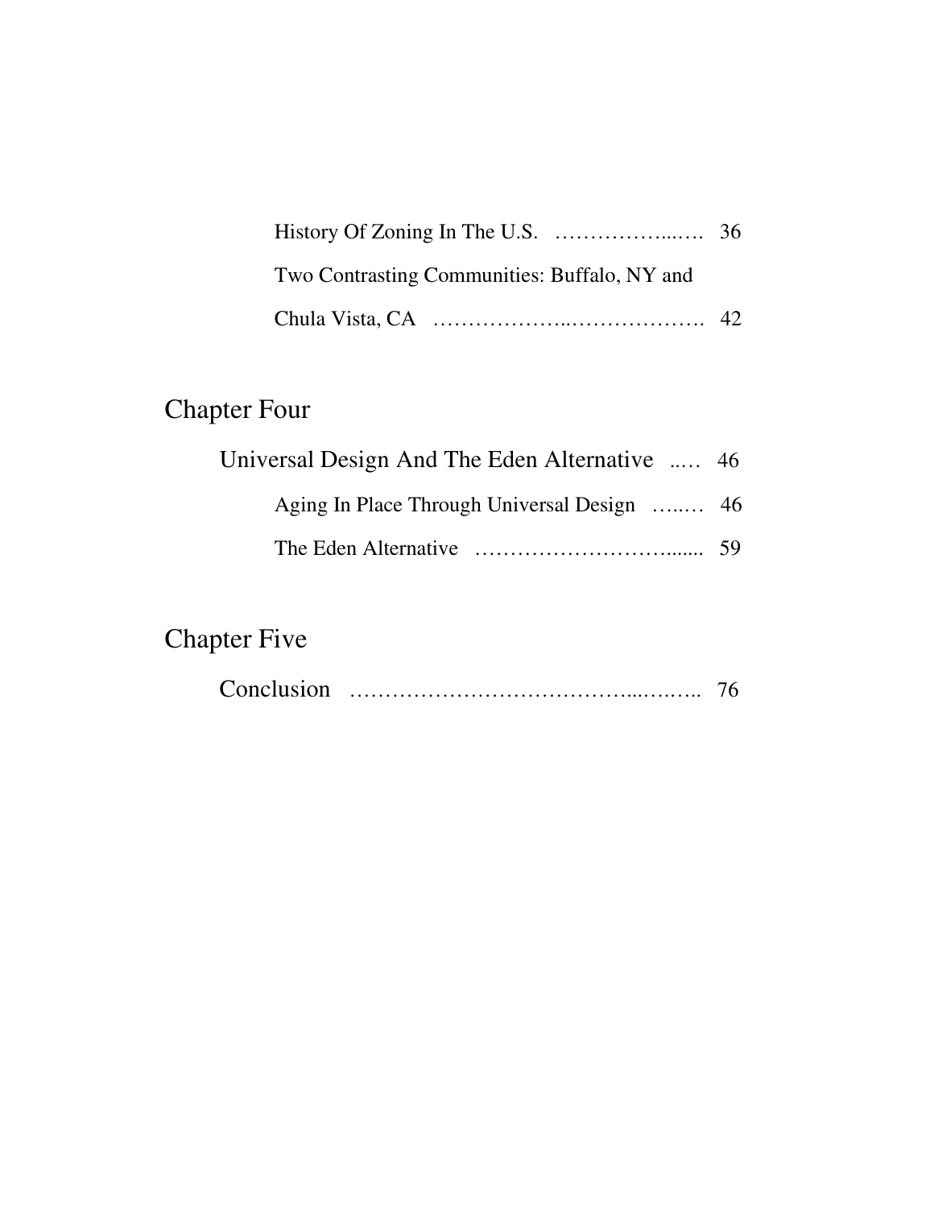History Of Zoning In The U.S. ……………...…. 36

Two Contrasting Communities: Buffalo, NY and Chula Vista, CA ………………..………………. 42

## Chapter Four

Universal Design And The Eden Alternative ..… 46

Aging In Place Through Universal Design …..… 46

The Eden Alternative ……………………….…... 59

## Chapter Five

Conclusion ………………………………...….….. 76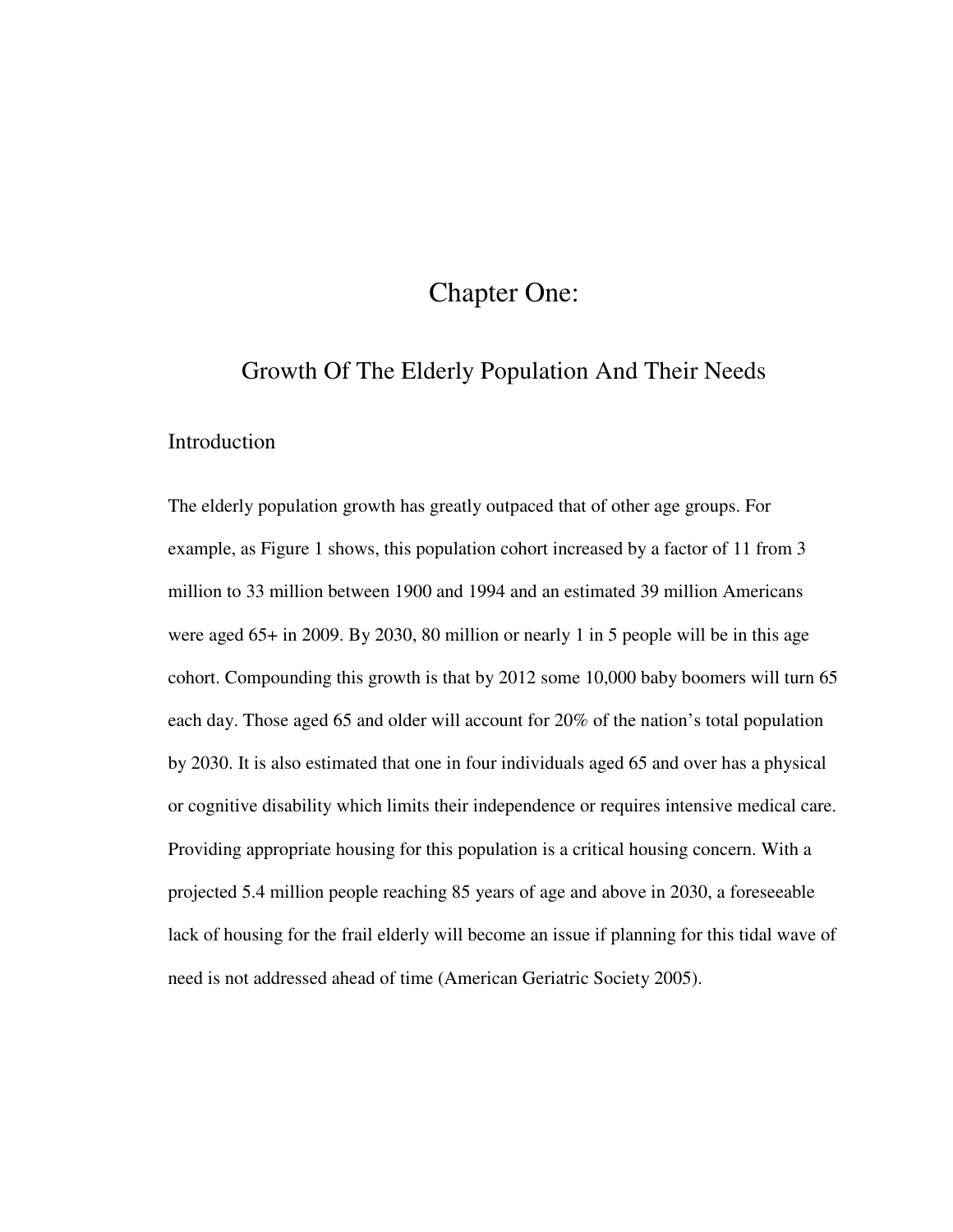# Chapter One:

## Growth Of The Elderly Population And Their Needs

### Introduction

The elderly population growth has greatly outpaced that of other age groups. For example, as Figure 1 shows, this population cohort increased by a factor of 11 from 3 million to 33 million between 1900 and 1994 and an estimated 39 million Americans were aged 65+ in 2009. By 2030, 80 million or nearly 1 in 5 people will be in this age cohort. Compounding this growth is that by 2012 some 10,000 baby boomers will turn 65 each day. Those aged 65 and older will account for 20% of the nation's total population by 2030. It is also estimated that one in four individuals aged 65 and over has a physical or cognitive disability which limits their independence or requires intensive medical care. Providing appropriate housing for this population is a critical housing concern. With a projected 5.4 million people reaching 85 years of age and above in 2030, a foreseeable lack of housing for the frail elderly will become an issue if planning for this tidal wave of need is not addressed ahead of time (American Geriatric Society 2005).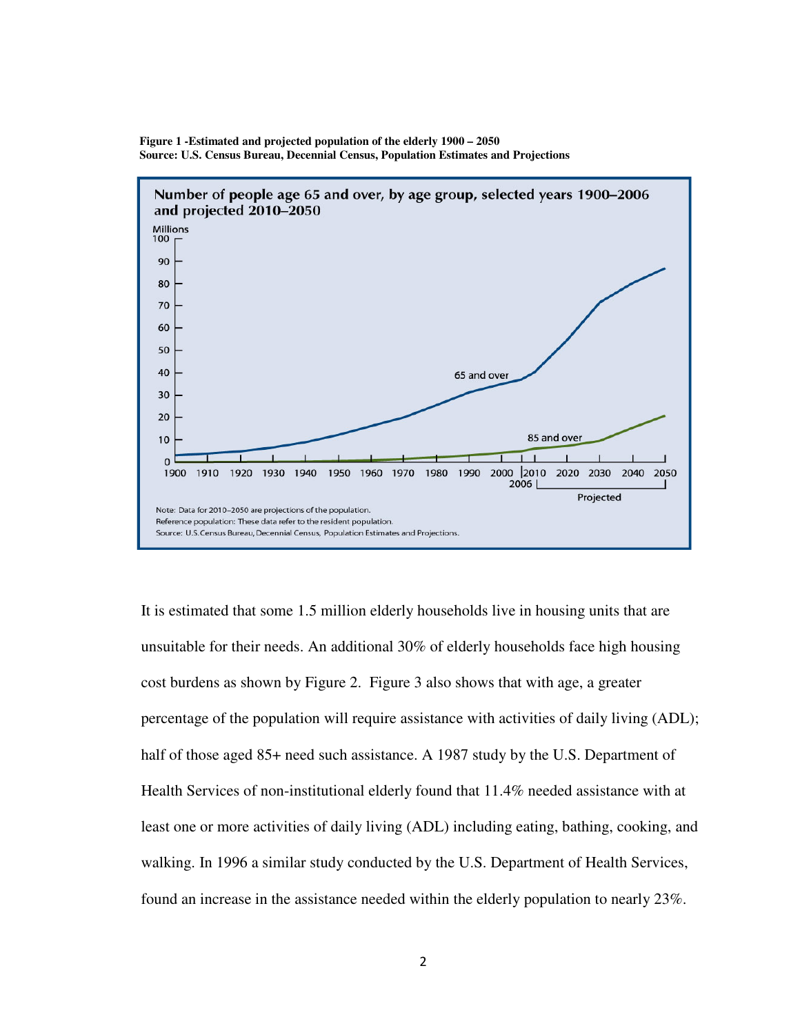**Figure 1 -Estimated and projected population of the elderly 1900 – 2050**
**Source: U.S. Census Bureau, Decennial Census, Population Estimates and Projections**

Number of people age 65 and over, by age group, selected years 1900–2006 and projected 2010–2050

Note: Data for 2010–2050 are projections of the population.
Reference population: These data refer to the resident population.
Source: U.S.Census Bureau, Decennial Census, Population Estimates and Projections.

It is estimated that some 1.5 million elderly households live in housing units that are unsuitable for their needs. An additional 30% of elderly households face high housing cost burdens as shown by Figure 2. Figure 3 also shows that with age, a greater percentage of the population will require assistance with activities of daily living (ADL); half of those aged 85+ need such assistance. A 1987 study by the U.S. Department of Health Services of non-institutional elderly found that 11.4% needed assistance with at least one or more activities of daily living (ADL) including eating, bathing, cooking, and walking. In 1996 a similar study conducted by the U.S. Department of Health Services, found an increase in the assistance needed within the elderly population to nearly 23%.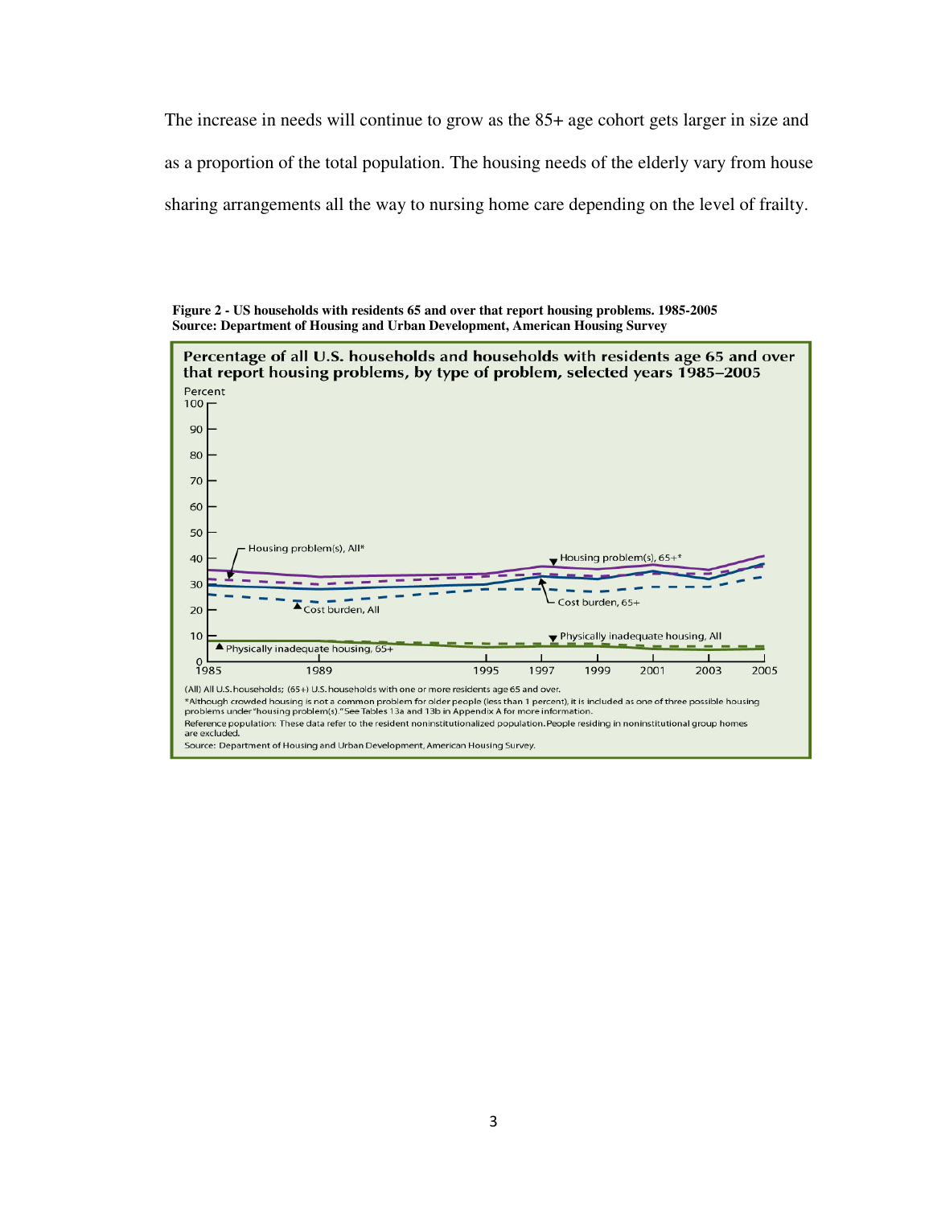The increase in needs will continue to grow as the 85+ age cohort gets larger in size and as a proportion of the total population. The housing needs of the elderly vary from house sharing arrangements all the way to nursing home care depending on the level of frailty.

**Figure 2 - US households with residents 65 and over that report housing problems. 1985-2005**
**Source: Department of Housing and Urban Development, American Housing Survey**

**Percentage of all U.S. households and households with residents age 65 and over that report housing problems, by type of problem, selected years 1985–2005**

(All) All U.S. households; (65+) U.S. households with one or more residents age 65 and over.
*Although crowded housing is not a common problem for older people (less than 1 percent), it is included as one of three possible housing problems under "housing problem(s)." See Tables 13a and 13b in Appendix A for more information.
Reference population: These data refer to the resident noninstitutionalized population. People residing in noninstitutional group homes are excluded.
Source: Department of Housing and Urban Development, American Housing Survey.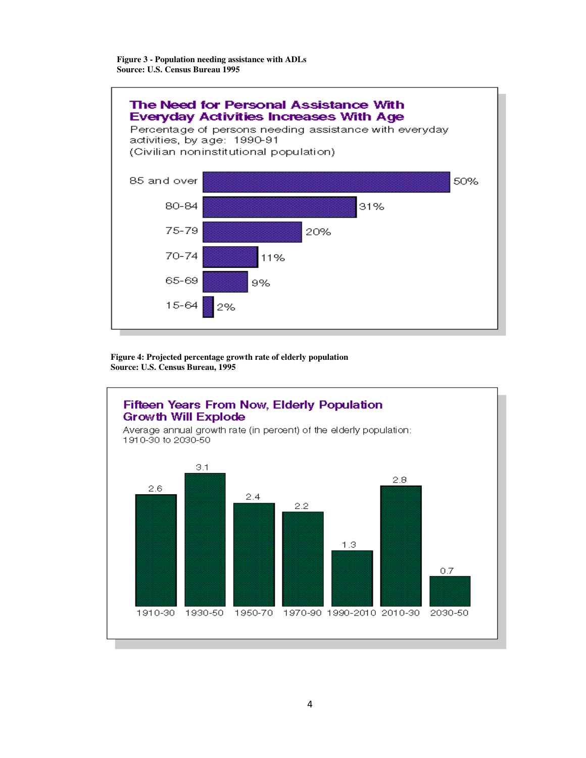**Figure 3 - Population needing assistance with ADLs**
**Source: U.S. Census Bureau 1995**

## The Need for Personal Assistance With Everyday Activities Increases With Age

Percentage of persons needing assistance with everyday activities, by age: 1990-91
(Civilian noninstitutional population)

| Age | Percentage |
| --- | --- |
| 85 and over | 50% |
| 80-84 | 31% |
| 75-79 | 20% |
| 70-74 | 11% |
| 65-69 | 9% |
| 15-64 | 2% |

**Figure 4: Projected percentage growth rate of elderly population**
**Source: U.S. Census Bureau, 1995**

## Fifteen Years From Now, Elderly Population Growth Will Explode

Average annual growth rate (in percent) of the elderly population: 1910-30 to 2030-50

| Period | Growth rate |
| --- | --- |
| 1910-30 | 2.6 |
| 1930-50 | 3.1 |
| 1950-70 | 2.4 |
| 1970-90 | 2.2 |
| 1990-2010 | 1.3 |
| 2010-30 | 2.8 |
| 2030-50 | 0.7 |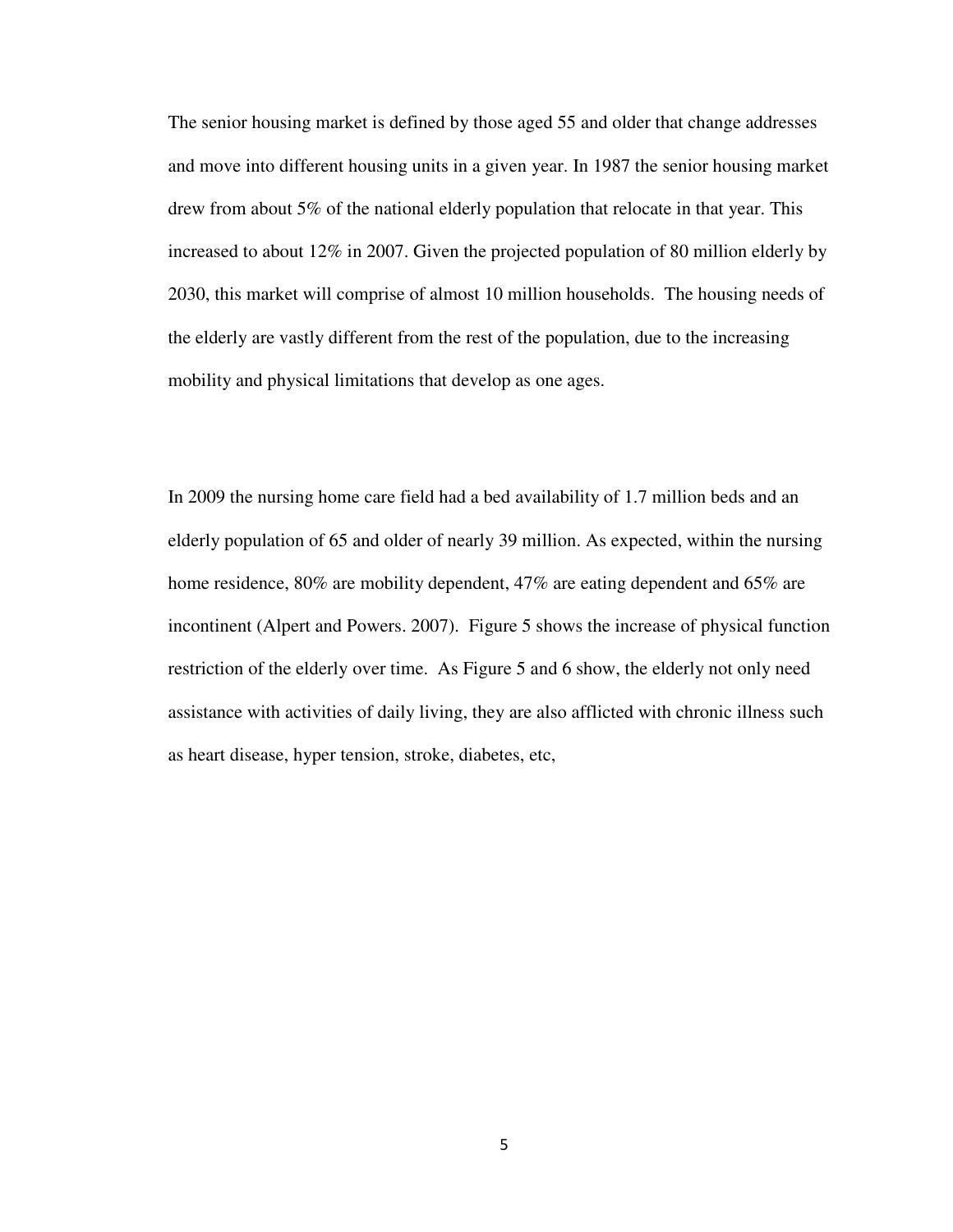The senior housing market is defined by those aged 55 and older that change addresses and move into different housing units in a given year. In 1987 the senior housing market drew from about 5% of the national elderly population that relocate in that year. This increased to about 12% in 2007. Given the projected population of 80 million elderly by 2030, this market will comprise of almost 10 million households. The housing needs of the elderly are vastly different from the rest of the population, due to the increasing mobility and physical limitations that develop as one ages.

In 2009 the nursing home care field had a bed availability of 1.7 million beds and an elderly population of 65 and older of nearly 39 million. As expected, within the nursing home residence, 80% are mobility dependent, 47% are eating dependent and 65% are incontinent (Alpert and Powers. 2007). Figure 5 shows the increase of physical function restriction of the elderly over time. As Figure 5 and 6 show, the elderly not only need assistance with activities of daily living, they are also afflicted with chronic illness such as heart disease, hyper tension, stroke, diabetes, etc,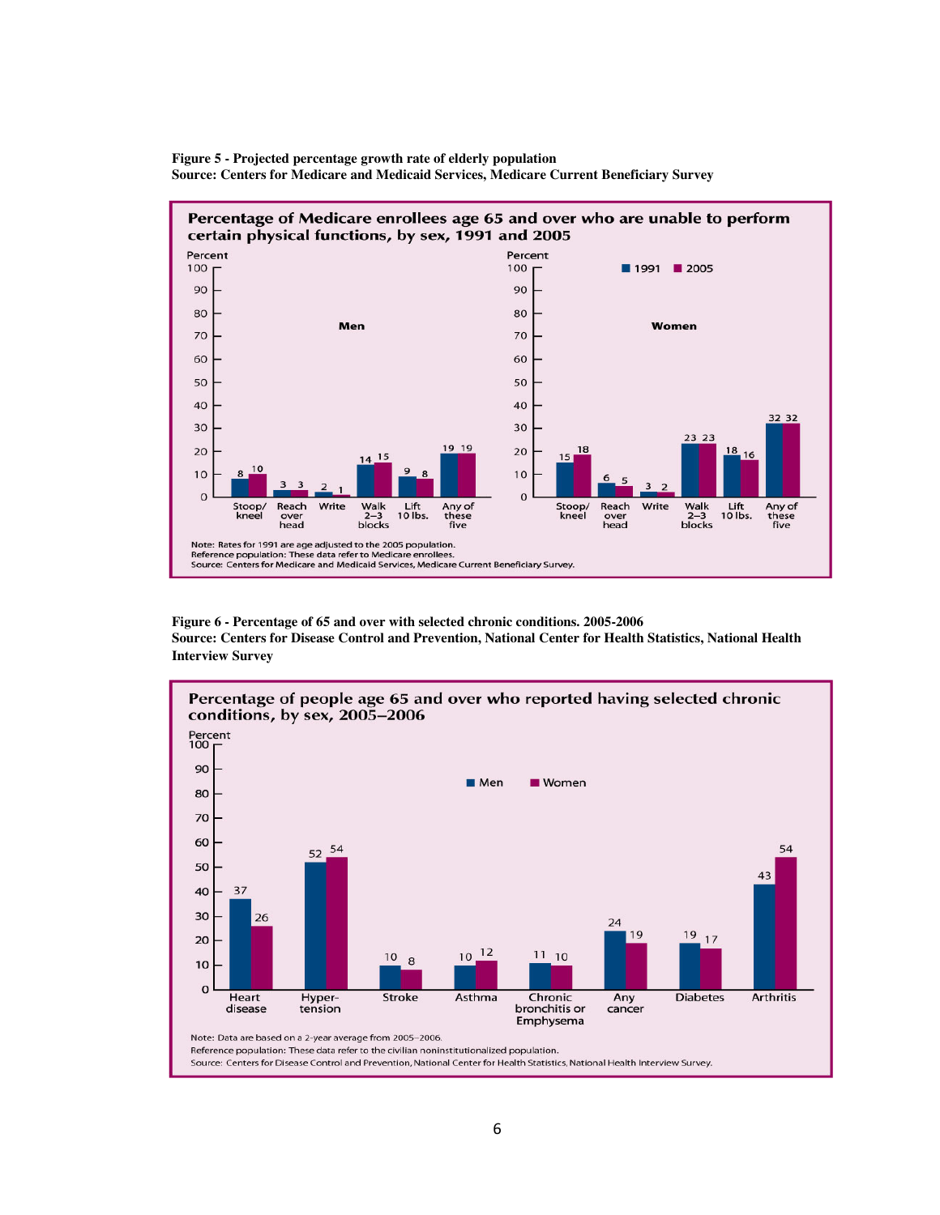**Figure 5 - Projected percentage growth rate of elderly population**
**Source: Centers for Medicare and Medicaid Services, Medicare Current Beneficiary Survey**

**Percentage of Medicare enrollees age 65 and over who are unable to perform certain physical functions, by sex, 1991 and 2005**

| Function | Men 1991 | Men 2005 | Women 1991 | Women 2005 |
|---|---|---|---|---|
| Stoop/kneel | 8 | 10 | 15 | 18 |
| Reach over head | 3 | 3 | 6 | 5 |
| Write | 2 | 1 | 3 | 2 |
| Walk 2–3 blocks | 14 | 15 | 23 | 23 |
| Lift 10 lbs. | 9 | 8 | 18 | 16 |
| Any of these five | 19 | 19 | 32 | 32 |

Note: Rates for 1991 are age adjusted to the 2005 population.
Reference population: These data refer to Medicare enrollees.
Source: Centers for Medicare and Medicaid Services, Medicare Current Beneficiary Survey.

**Figure 6 - Percentage of 65 and over with selected chronic conditions. 2005-2006**
**Source: Centers for Disease Control and Prevention, National Center for Health Statistics, National Health Interview Survey**

**Percentage of people age 65 and over who reported having selected chronic conditions, by sex, 2005–2006**

| Condition | Men | Women |
|---|---|---|
| Heart disease | 37 | 26 |
| Hypertension | 52 | 54 |
| Stroke | 10 | 8 |
| Asthma | 10 | 12 |
| Chronic bronchitis or Emphysema | 11 | 10 |
| Any cancer | 24 | 19 |
| Diabetes | 19 | 17 |
| Arthritis | 43 | 54 |

Note: Data are based on a 2-year average from 2005–2006.
Reference population: These data refer to the civilian noninstitutionalized population.
Source: Centers for Disease Control and Prevention, National Center for Health Statistics, National Health Interview Survey.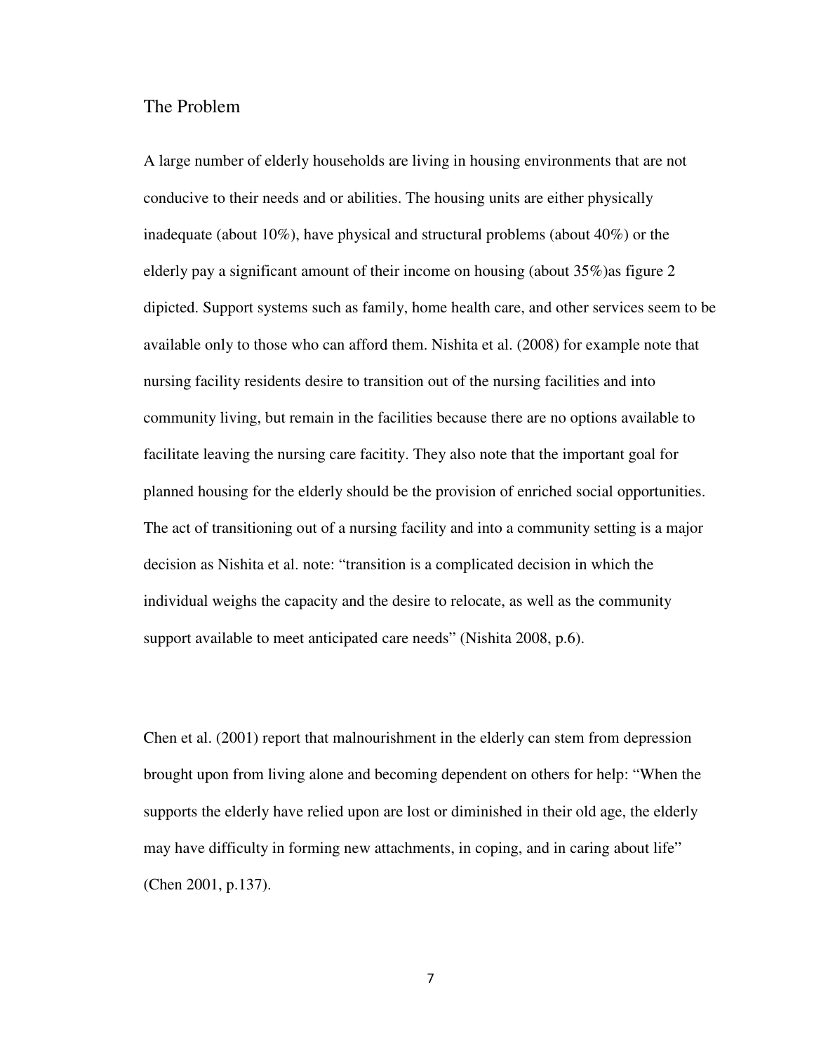## The Problem

A large number of elderly households are living in housing environments that are not conducive to their needs and or abilities. The housing units are either physically inadequate (about 10%), have physical and structural problems (about 40%) or the elderly pay a significant amount of their income on housing (about 35%)as figure 2 dipicted. Support systems such as family, home health care, and other services seem to be available only to those who can afford them. Nishita et al. (2008) for example note that nursing facility residents desire to transition out of the nursing facilities and into community living, but remain in the facilities because there are no options available to facilitate leaving the nursing care facitity. They also note that the important goal for planned housing for the elderly should be the provision of enriched social opportunities. The act of transitioning out of a nursing facility and into a community setting is a major decision as Nishita et al. note: "transition is a complicated decision in which the individual weighs the capacity and the desire to relocate, as well as the community support available to meet anticipated care needs" (Nishita 2008, p.6).

Chen et al. (2001) report that malnourishment in the elderly can stem from depression brought upon from living alone and becoming dependent on others for help: "When the supports the elderly have relied upon are lost or diminished in their old age, the elderly may have difficulty in forming new attachments, in coping, and in caring about life" (Chen 2001, p.137).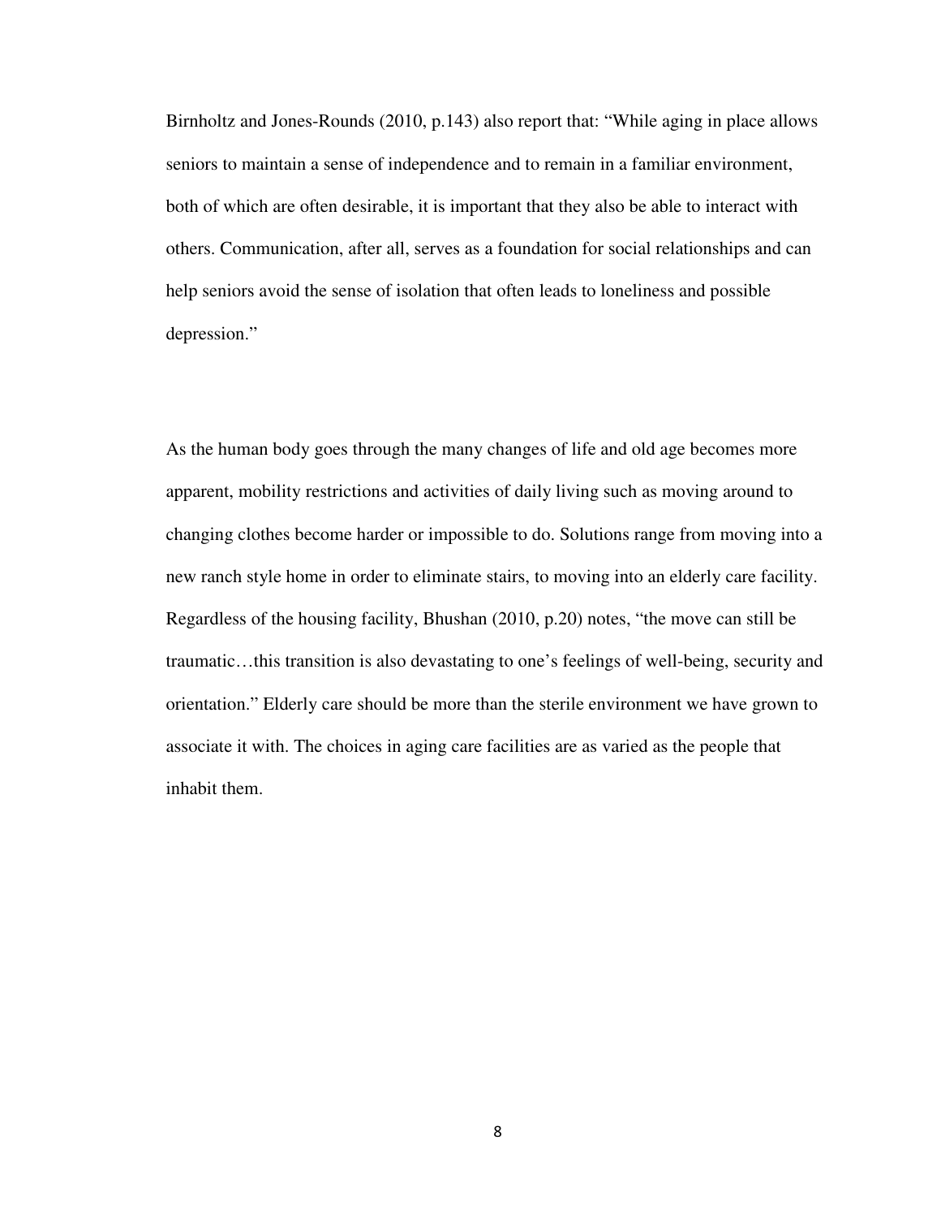Birnholtz and Jones-Rounds (2010, p.143) also report that: "While aging in place allows seniors to maintain a sense of independence and to remain in a familiar environment, both of which are often desirable, it is important that they also be able to interact with others. Communication, after all, serves as a foundation for social relationships and can help seniors avoid the sense of isolation that often leads to loneliness and possible depression."

As the human body goes through the many changes of life and old age becomes more apparent, mobility restrictions and activities of daily living such as moving around to changing clothes become harder or impossible to do. Solutions range from moving into a new ranch style home in order to eliminate stairs, to moving into an elderly care facility. Regardless of the housing facility, Bhushan (2010, p.20) notes, "the move can still be traumatic…this transition is also devastating to one's feelings of well-being, security and orientation." Elderly care should be more than the sterile environment we have grown to associate it with. The choices in aging care facilities are as varied as the people that inhabit them.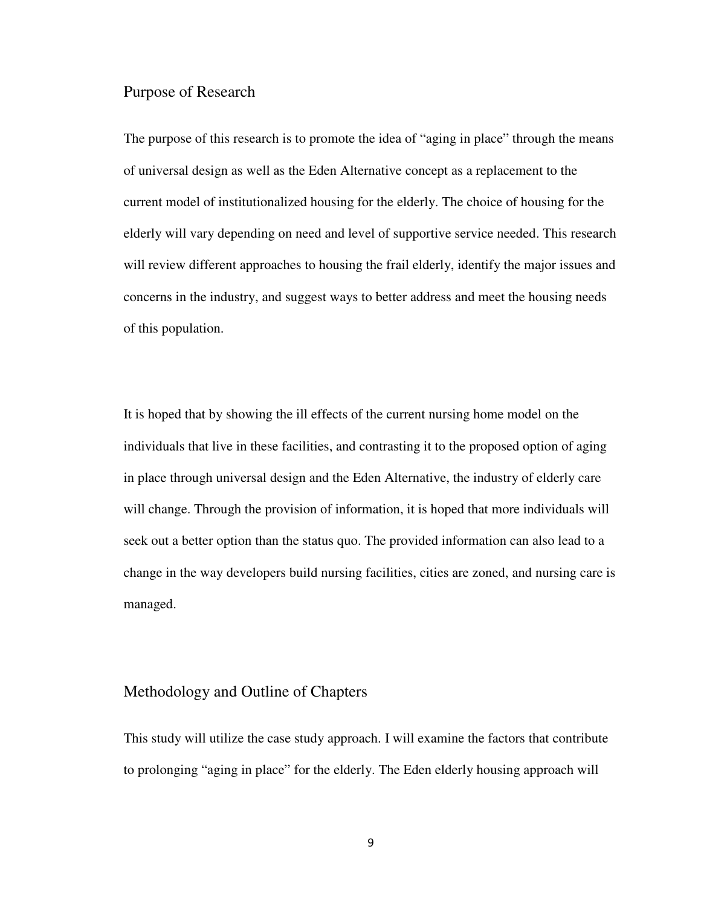## Purpose of Research

The purpose of this research is to promote the idea of "aging in place" through the means of universal design as well as the Eden Alternative concept as a replacement to the current model of institutionalized housing for the elderly. The choice of housing for the elderly will vary depending on need and level of supportive service needed. This research will review different approaches to housing the frail elderly, identify the major issues and concerns in the industry, and suggest ways to better address and meet the housing needs of this population.

It is hoped that by showing the ill effects of the current nursing home model on the individuals that live in these facilities, and contrasting it to the proposed option of aging in place through universal design and the Eden Alternative, the industry of elderly care will change. Through the provision of information, it is hoped that more individuals will seek out a better option than the status quo. The provided information can also lead to a change in the way developers build nursing facilities, cities are zoned, and nursing care is managed.

## Methodology and Outline of Chapters

This study will utilize the case study approach. I will examine the factors that contribute to prolonging "aging in place" for the elderly. The Eden elderly housing approach will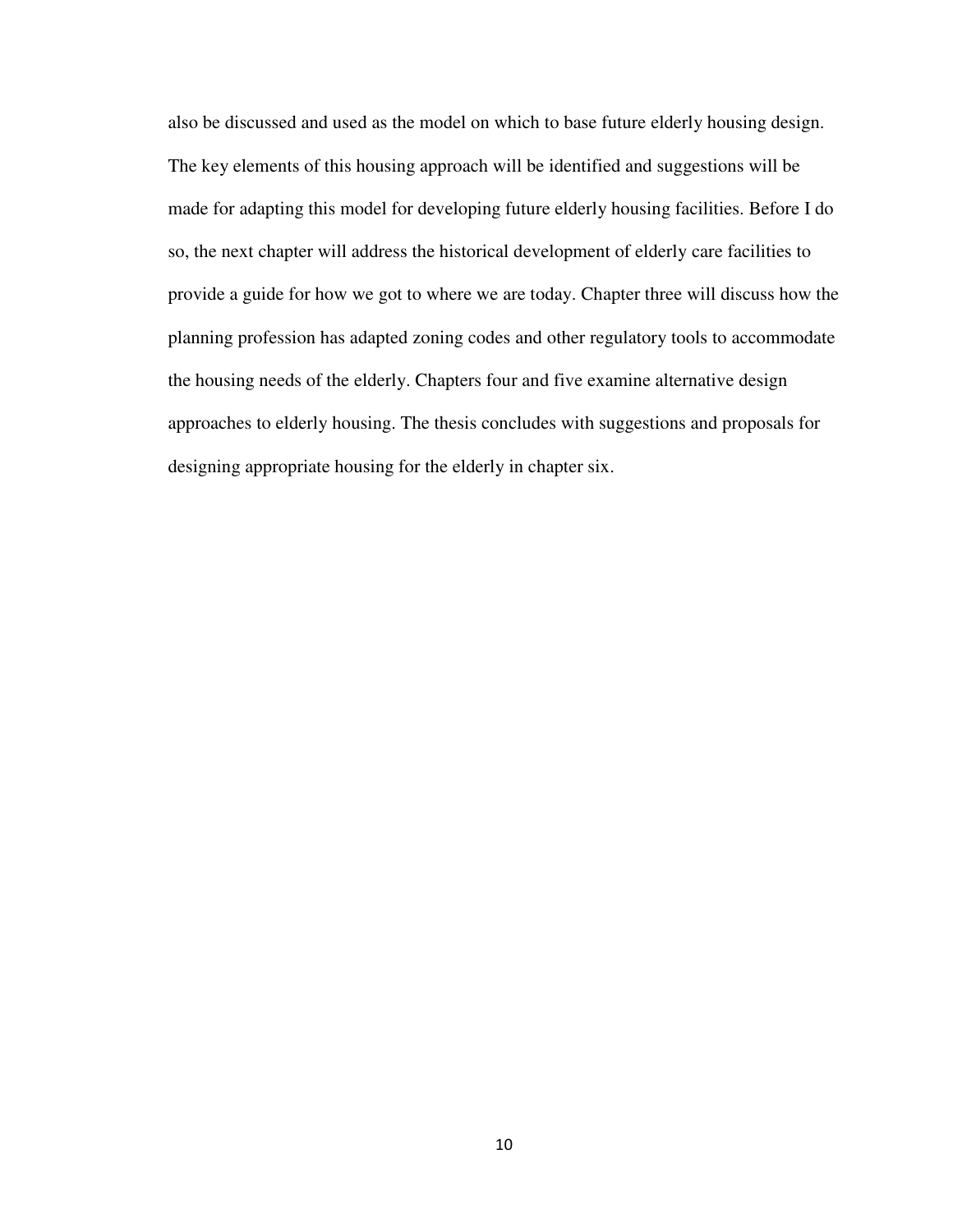also be discussed and used as the model on which to base future elderly housing design. The key elements of this housing approach will be identified and suggestions will be made for adapting this model for developing future elderly housing facilities. Before I do so, the next chapter will address the historical development of elderly care facilities to provide a guide for how we got to where we are today. Chapter three will discuss how the planning profession has adapted zoning codes and other regulatory tools to accommodate the housing needs of the elderly. Chapters four and five examine alternative design approaches to elderly housing. The thesis concludes with suggestions and proposals for designing appropriate housing for the elderly in chapter six.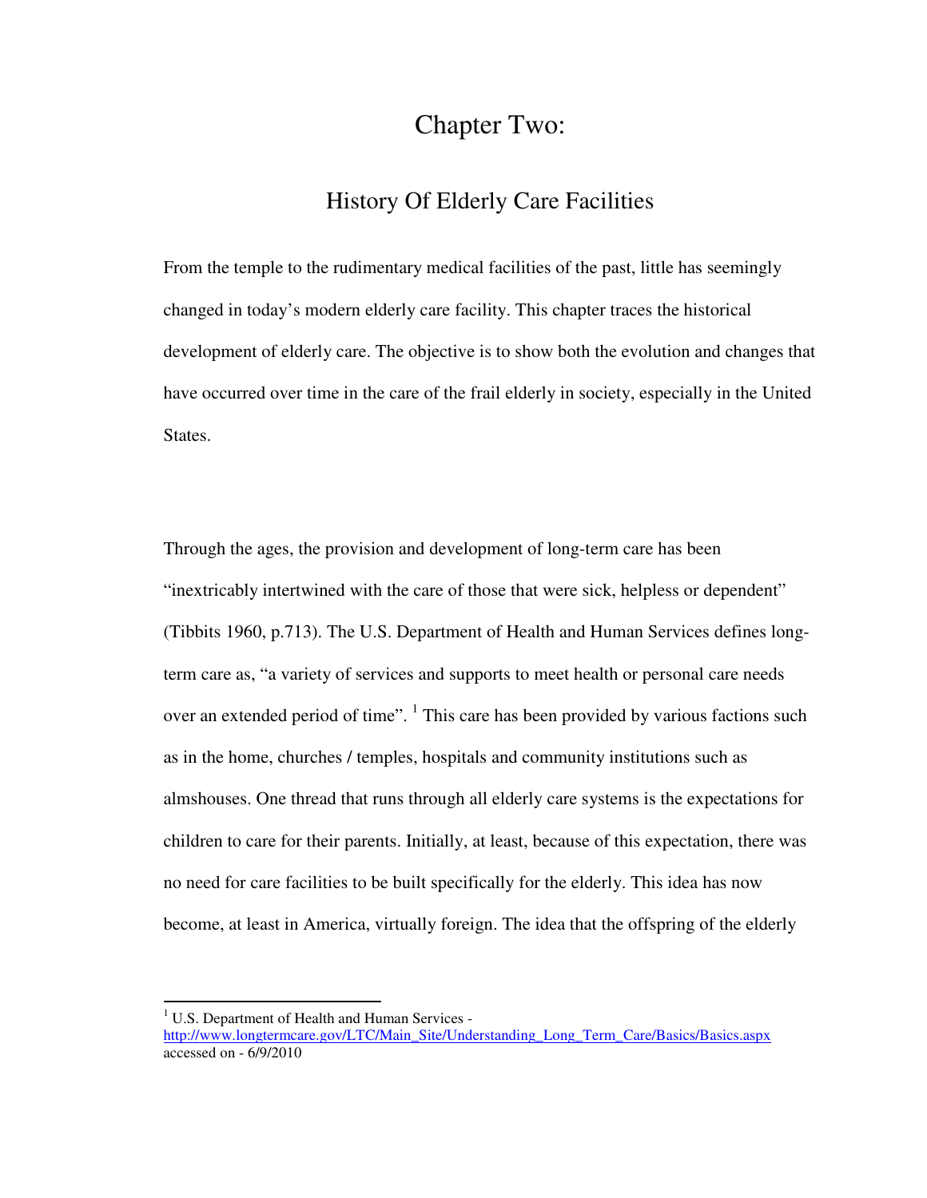# Chapter Two:

## History Of Elderly Care Facilities

From the temple to the rudimentary medical facilities of the past, little has seemingly changed in today's modern elderly care facility. This chapter traces the historical development of elderly care. The objective is to show both the evolution and changes that have occurred over time in the care of the frail elderly in society, especially in the United States.

Through the ages, the provision and development of long-term care has been "inextricably intertwined with the care of those that were sick, helpless or dependent" (Tibbits 1960, p.713). The U.S. Department of Health and Human Services defines long-term care as, "a variety of services and supports to meet health or personal care needs over an extended period of time". [1] This care has been provided by various factions such as in the home, churches / temples, hospitals and community institutions such as almshouses. One thread that runs through all elderly care systems is the expectations for children to care for their parents. Initially, at least, because of this expectation, there was no need for care facilities to be built specifically for the elderly. This idea has now become, at least in America, virtually foreign. The idea that the offspring of the elderly

---

[1] U.S. Department of Health and Human Services - http://www.longtermcare.gov/LTC/Main_Site/Understanding_Long_Term_Care/Basics/Basics.aspx accessed on - 6/9/2010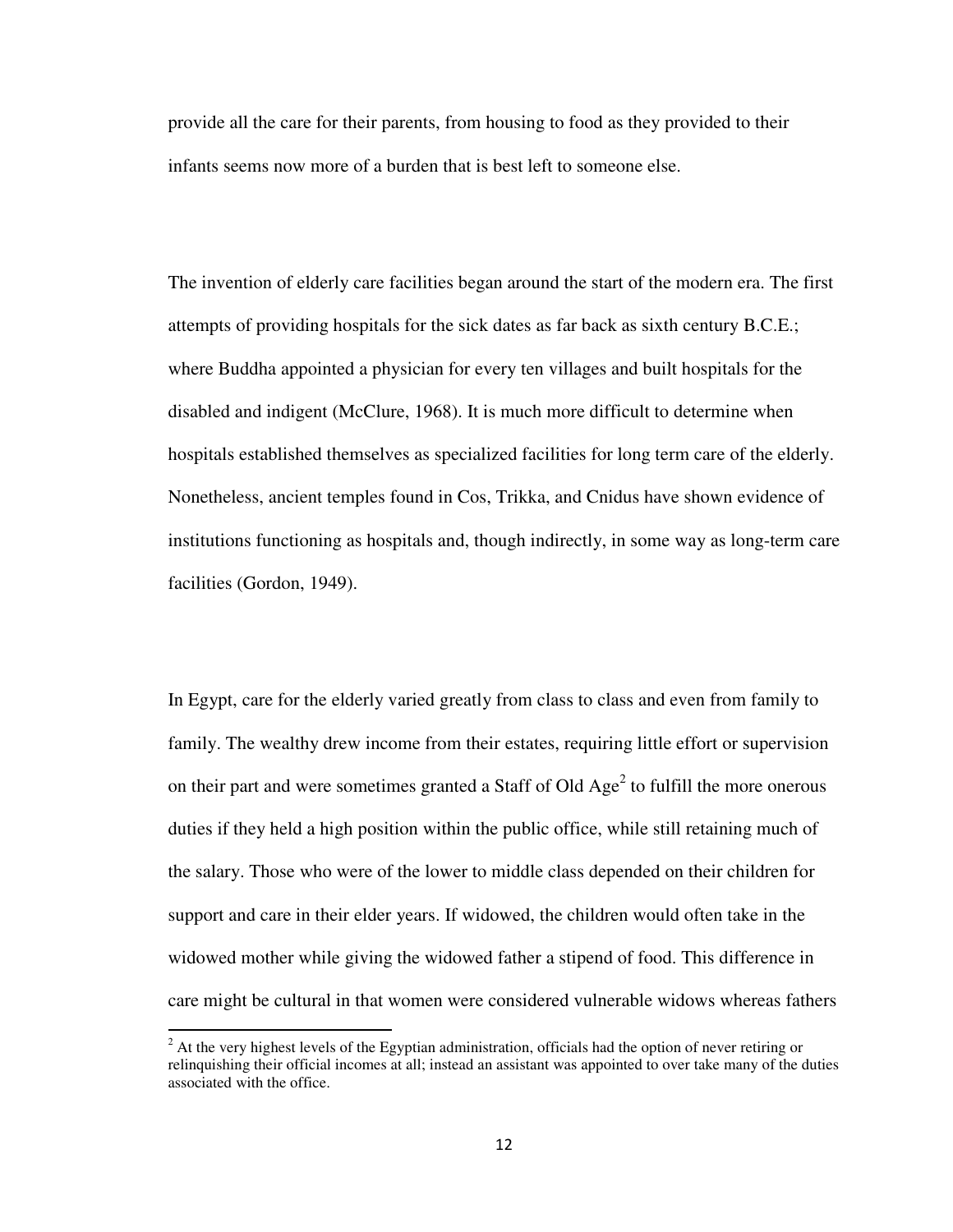provide all the care for their parents, from housing to food as they provided to their infants seems now more of a burden that is best left to someone else.

The invention of elderly care facilities began around the start of the modern era. The first attempts of providing hospitals for the sick dates as far back as sixth century B.C.E.; where Buddha appointed a physician for every ten villages and built hospitals for the disabled and indigent (McClure, 1968). It is much more difficult to determine when hospitals established themselves as specialized facilities for long term care of the elderly. Nonetheless, ancient temples found in Cos, Trikka, and Cnidus have shown evidence of institutions functioning as hospitals and, though indirectly, in some way as long-term care facilities (Gordon, 1949).

In Egypt, care for the elderly varied greatly from class to class and even from family to family. The wealthy drew income from their estates, requiring little effort or supervision on their part and were sometimes granted a Staff of Old Age[2] to fulfill the more onerous duties if they held a high position within the public office, while still retaining much of the salary. Those who were of the lower to middle class depended on their children for support and care in their elder years. If widowed, the children would often take in the widowed mother while giving the widowed father a stipend of food. This difference in care might be cultural in that women were considered vulnerable widows whereas fathers

[2] At the very highest levels of the Egyptian administration, officials had the option of never retiring or relinquishing their official incomes at all; instead an assistant was appointed to over take many of the duties associated with the office.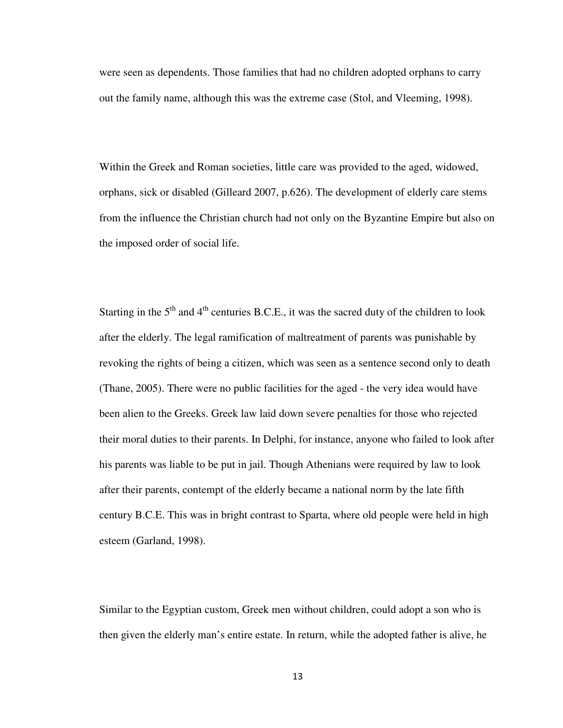were seen as dependents. Those families that had no children adopted orphans to carry out the family name, although this was the extreme case (Stol, and Vleeming, 1998).

Within the Greek and Roman societies, little care was provided to the aged, widowed, orphans, sick or disabled (Gilleard 2007, p.626). The development of elderly care stems from the influence the Christian church had not only on the Byzantine Empire but also on the imposed order of social life.

Starting in the 5th and 4th centuries B.C.E., it was the sacred duty of the children to look after the elderly. The legal ramification of maltreatment of parents was punishable by revoking the rights of being a citizen, which was seen as a sentence second only to death (Thane, 2005). There were no public facilities for the aged - the very idea would have been alien to the Greeks. Greek law laid down severe penalties for those who rejected their moral duties to their parents. In Delphi, for instance, anyone who failed to look after his parents was liable to be put in jail. Though Athenians were required by law to look after their parents, contempt of the elderly became a national norm by the late fifth century B.C.E. This was in bright contrast to Sparta, where old people were held in high esteem (Garland, 1998).

Similar to the Egyptian custom, Greek men without children, could adopt a son who is then given the elderly man's entire estate. In return, while the adopted father is alive, he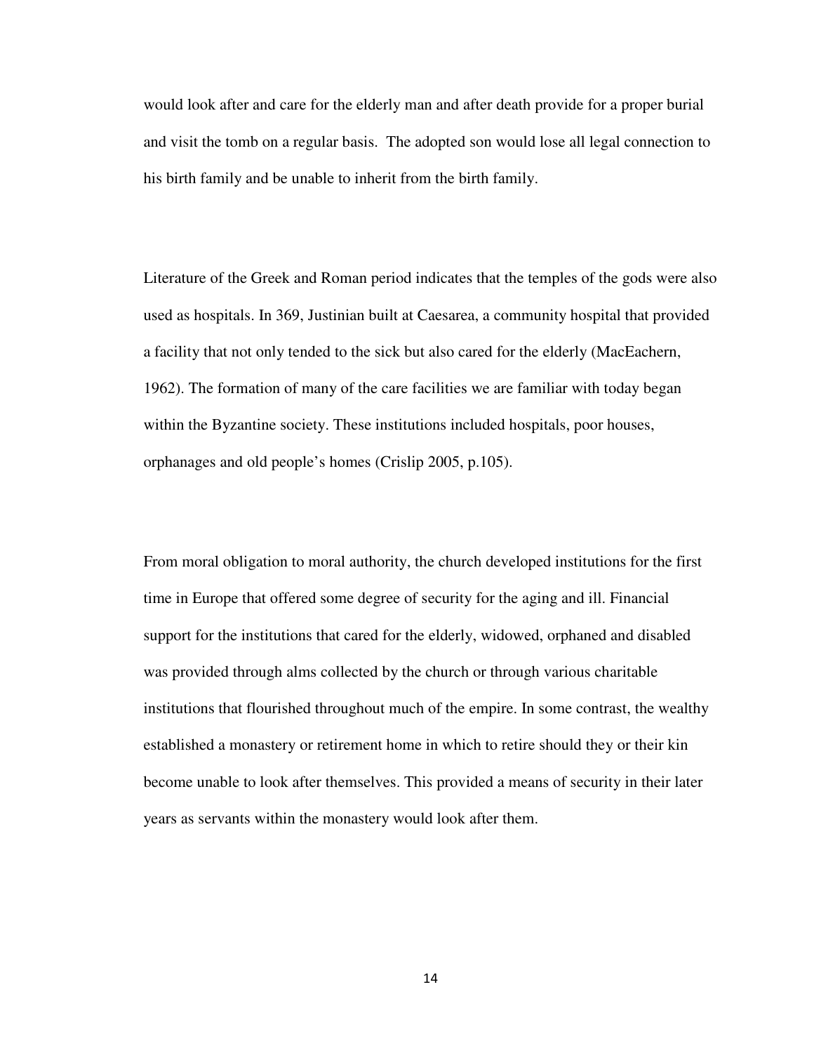would look after and care for the elderly man and after death provide for a proper burial and visit the tomb on a regular basis. The adopted son would lose all legal connection to his birth family and be unable to inherit from the birth family.

Literature of the Greek and Roman period indicates that the temples of the gods were also used as hospitals. In 369, Justinian built at Caesarea, a community hospital that provided a facility that not only tended to the sick but also cared for the elderly (MacEachern, 1962). The formation of many of the care facilities we are familiar with today began within the Byzantine society. These institutions included hospitals, poor houses, orphanages and old people's homes (Crislip 2005, p.105).

From moral obligation to moral authority, the church developed institutions for the first time in Europe that offered some degree of security for the aging and ill. Financial support for the institutions that cared for the elderly, widowed, orphaned and disabled was provided through alms collected by the church or through various charitable institutions that flourished throughout much of the empire. In some contrast, the wealthy established a monastery or retirement home in which to retire should they or their kin become unable to look after themselves. This provided a means of security in their later years as servants within the monastery would look after them.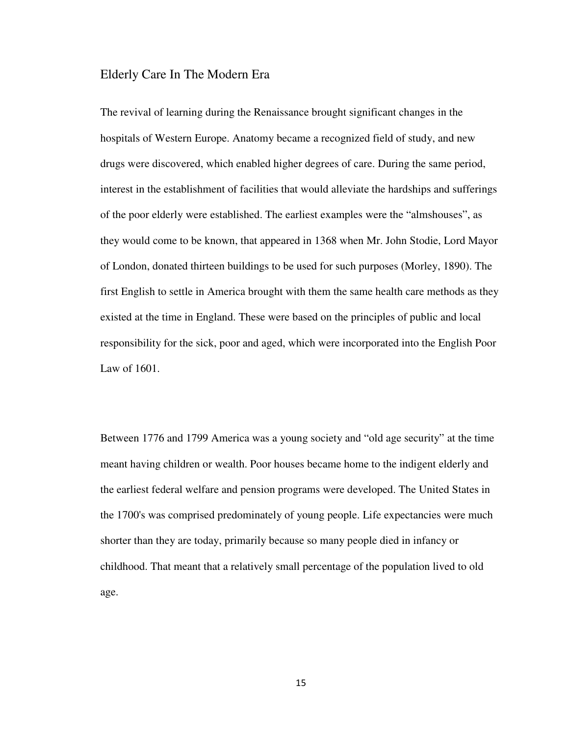## Elderly Care In The Modern Era

The revival of learning during the Renaissance brought significant changes in the hospitals of Western Europe. Anatomy became a recognized field of study, and new drugs were discovered, which enabled higher degrees of care. During the same period, interest in the establishment of facilities that would alleviate the hardships and sufferings of the poor elderly were established. The earliest examples were the "almshouses", as they would come to be known, that appeared in 1368 when Mr. John Stodie, Lord Mayor of London, donated thirteen buildings to be used for such purposes (Morley, 1890). The first English to settle in America brought with them the same health care methods as they existed at the time in England. These were based on the principles of public and local responsibility for the sick, poor and aged, which were incorporated into the English Poor Law of 1601.

Between 1776 and 1799 America was a young society and "old age security" at the time meant having children or wealth. Poor houses became home to the indigent elderly and the earliest federal welfare and pension programs were developed. The United States in the 1700's was comprised predominately of young people. Life expectancies were much shorter than they are today, primarily because so many people died in infancy or childhood. That meant that a relatively small percentage of the population lived to old age.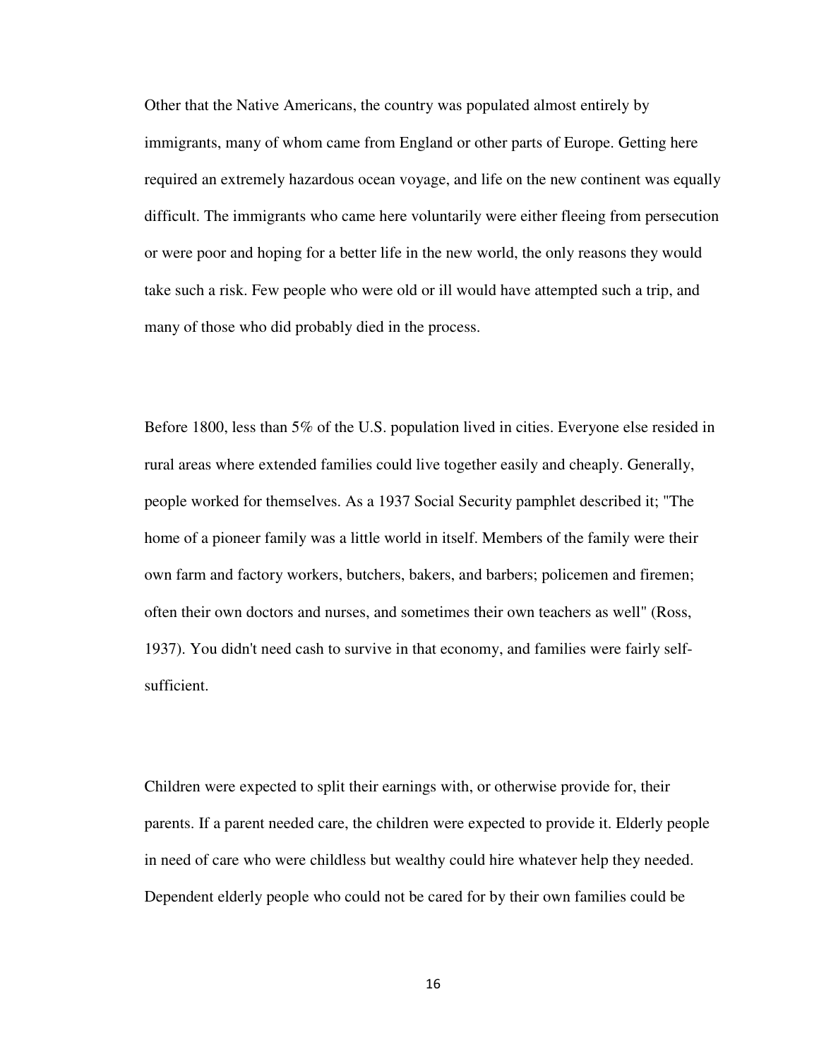Other that the Native Americans, the country was populated almost entirely by immigrants, many of whom came from England or other parts of Europe. Getting here required an extremely hazardous ocean voyage, and life on the new continent was equally difficult. The immigrants who came here voluntarily were either fleeing from persecution or were poor and hoping for a better life in the new world, the only reasons they would take such a risk. Few people who were old or ill would have attempted such a trip, and many of those who did probably died in the process.

Before 1800, less than 5% of the U.S. population lived in cities. Everyone else resided in rural areas where extended families could live together easily and cheaply. Generally, people worked for themselves. As a 1937 Social Security pamphlet described it; "The home of a pioneer family was a little world in itself. Members of the family were their own farm and factory workers, butchers, bakers, and barbers; policemen and firemen; often their own doctors and nurses, and sometimes their own teachers as well" (Ross, 1937). You didn't need cash to survive in that economy, and families were fairly self-sufficient.

Children were expected to split their earnings with, or otherwise provide for, their parents. If a parent needed care, the children were expected to provide it. Elderly people in need of care who were childless but wealthy could hire whatever help they needed. Dependent elderly people who could not be cared for by their own families could be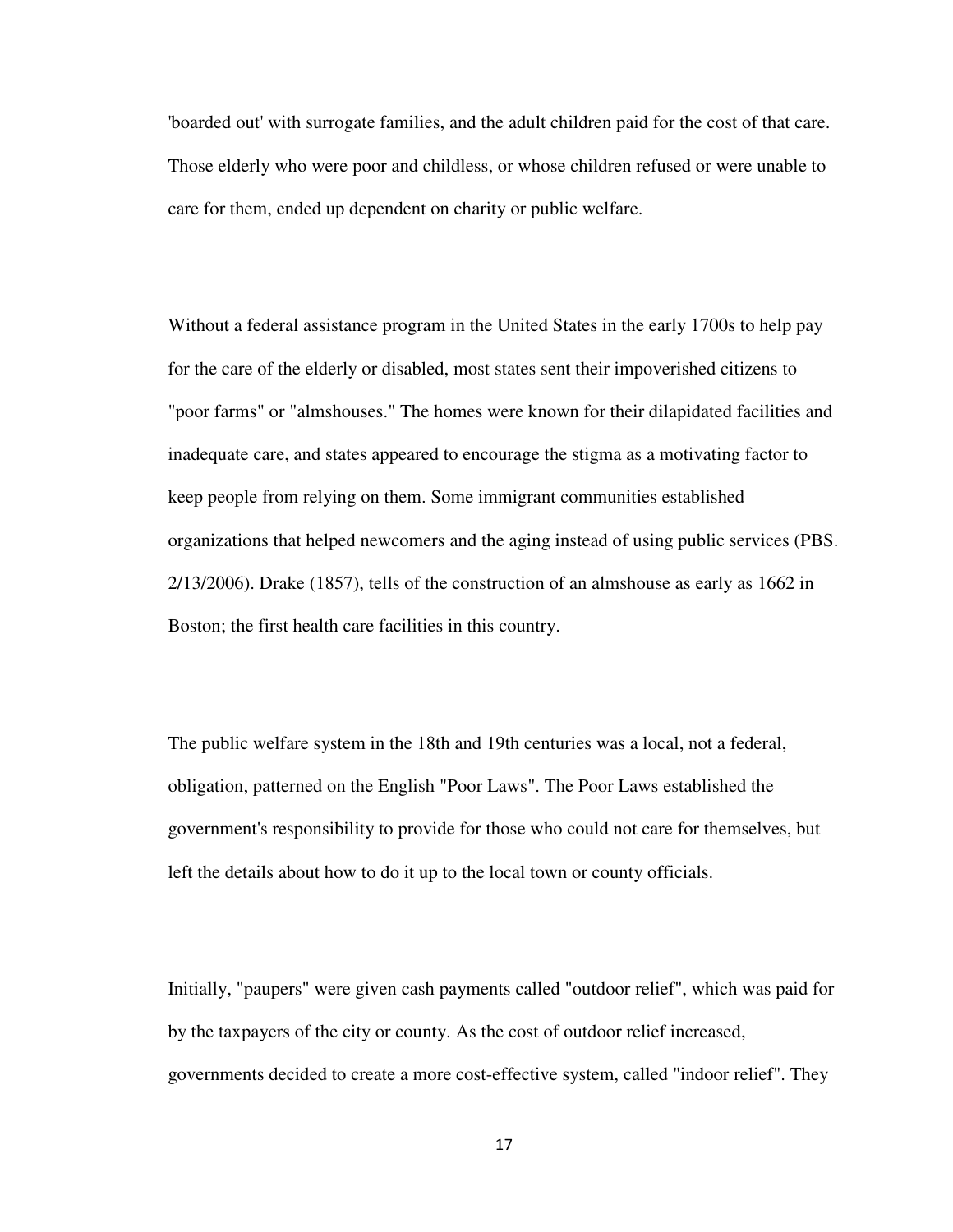'boarded out' with surrogate families, and the adult children paid for the cost of that care. Those elderly who were poor and childless, or whose children refused or were unable to care for them, ended up dependent on charity or public welfare.

Without a federal assistance program in the United States in the early 1700s to help pay for the care of the elderly or disabled, most states sent their impoverished citizens to "poor farms" or "almshouses." The homes were known for their dilapidated facilities and inadequate care, and states appeared to encourage the stigma as a motivating factor to keep people from relying on them. Some immigrant communities established organizations that helped newcomers and the aging instead of using public services (PBS. 2/13/2006). Drake (1857), tells of the construction of an almshouse as early as 1662 in Boston; the first health care facilities in this country.

The public welfare system in the 18th and 19th centuries was a local, not a federal, obligation, patterned on the English "Poor Laws". The Poor Laws established the government's responsibility to provide for those who could not care for themselves, but left the details about how to do it up to the local town or county officials.

Initially, "paupers" were given cash payments called "outdoor relief", which was paid for by the taxpayers of the city or county. As the cost of outdoor relief increased, governments decided to create a more cost-effective system, called "indoor relief". They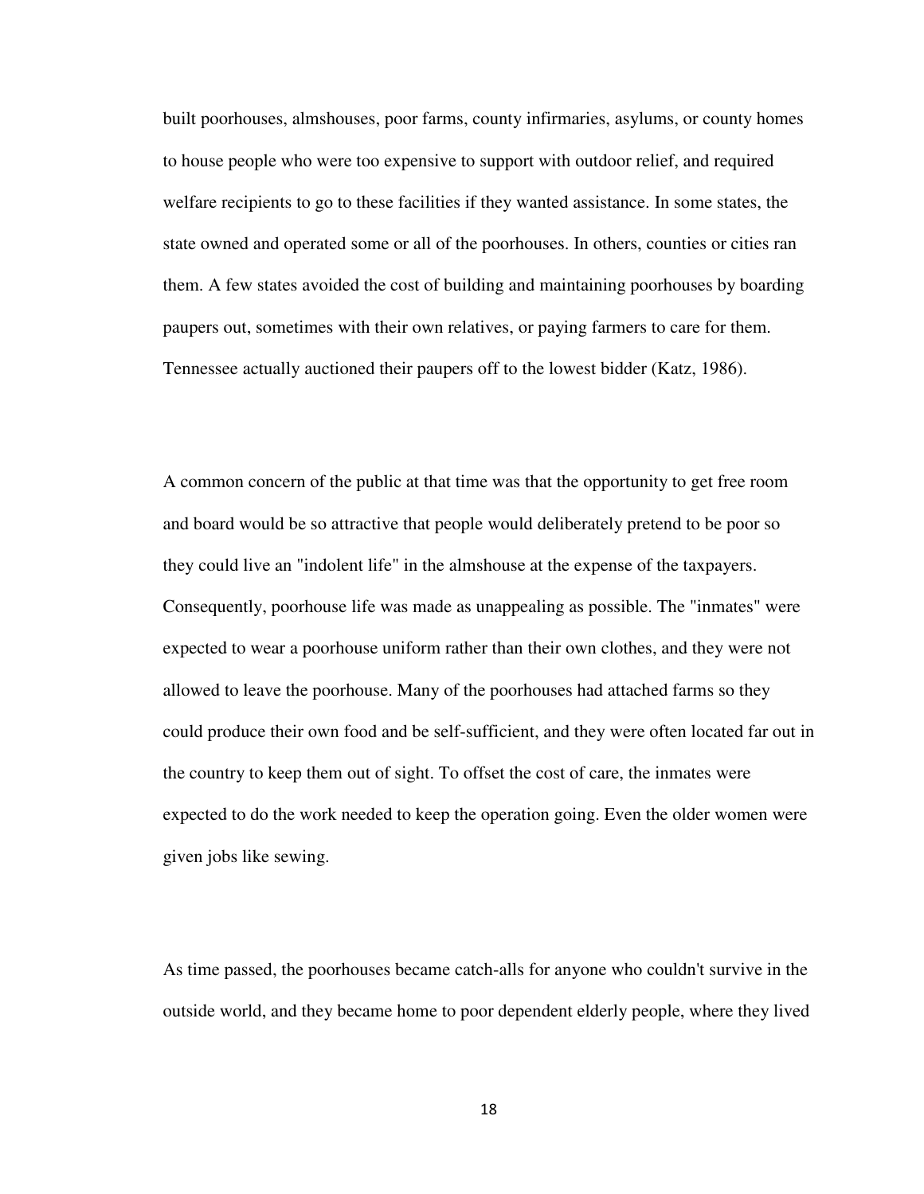built poorhouses, almshouses, poor farms, county infirmaries, asylums, or county homes to house people who were too expensive to support with outdoor relief, and required welfare recipients to go to these facilities if they wanted assistance. In some states, the state owned and operated some or all of the poorhouses. In others, counties or cities ran them. A few states avoided the cost of building and maintaining poorhouses by boarding paupers out, sometimes with their own relatives, or paying farmers to care for them. Tennessee actually auctioned their paupers off to the lowest bidder (Katz, 1986).

A common concern of the public at that time was that the opportunity to get free room and board would be so attractive that people would deliberately pretend to be poor so they could live an "indolent life" in the almshouse at the expense of the taxpayers. Consequently, poorhouse life was made as unappealing as possible. The "inmates" were expected to wear a poorhouse uniform rather than their own clothes, and they were not allowed to leave the poorhouse. Many of the poorhouses had attached farms so they could produce their own food and be self-sufficient, and they were often located far out in the country to keep them out of sight. To offset the cost of care, the inmates were expected to do the work needed to keep the operation going. Even the older women were given jobs like sewing.

As time passed, the poorhouses became catch-alls for anyone who couldn't survive in the outside world, and they became home to poor dependent elderly people, where they lived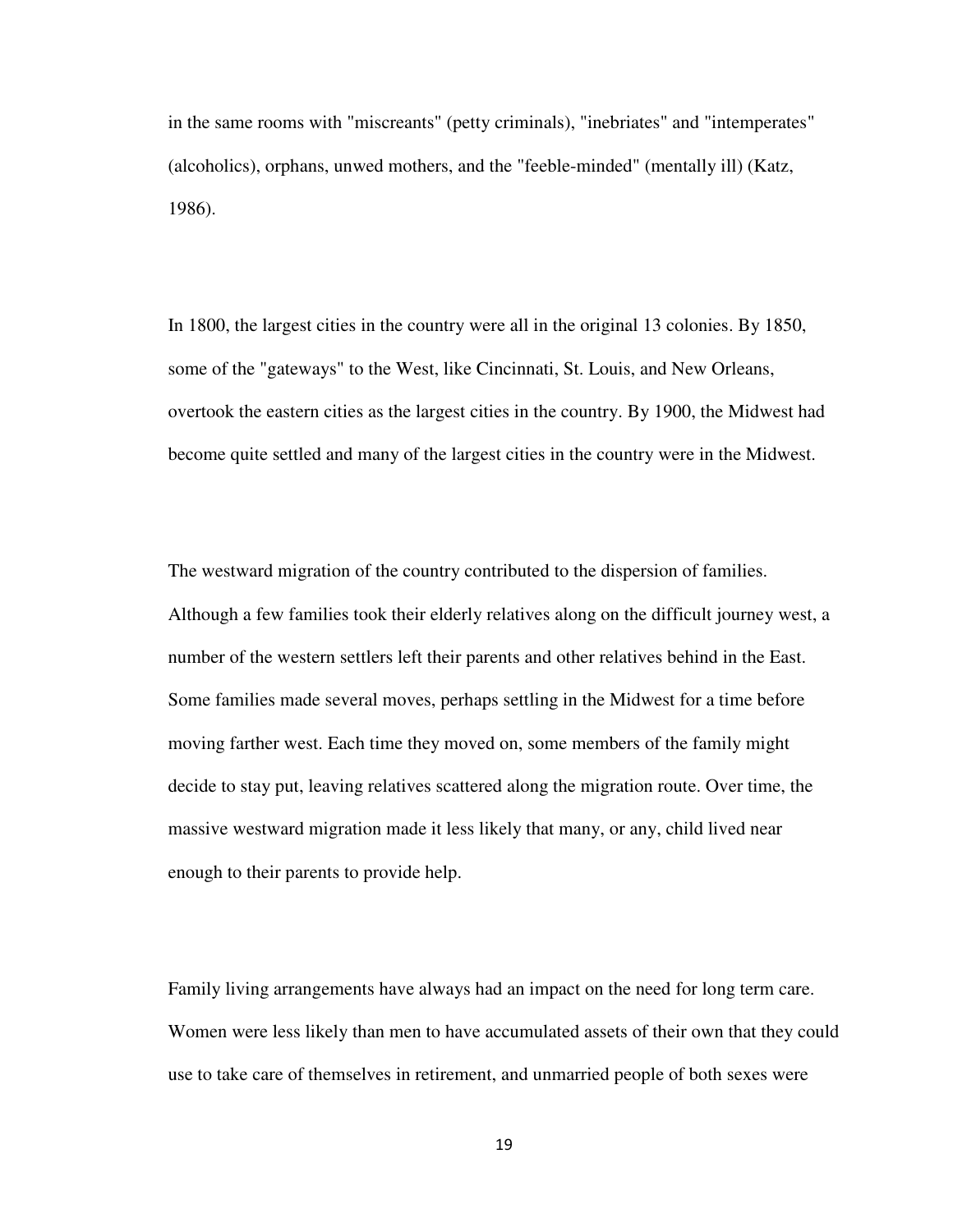in the same rooms with "miscreants" (petty criminals), "inebriates" and "intemperates" (alcoholics), orphans, unwed mothers, and the "feeble-minded" (mentally ill) (Katz, 1986).

In 1800, the largest cities in the country were all in the original 13 colonies. By 1850, some of the "gateways" to the West, like Cincinnati, St. Louis, and New Orleans, overtook the eastern cities as the largest cities in the country. By 1900, the Midwest had become quite settled and many of the largest cities in the country were in the Midwest.

The westward migration of the country contributed to the dispersion of families. Although a few families took their elderly relatives along on the difficult journey west, a number of the western settlers left their parents and other relatives behind in the East. Some families made several moves, perhaps settling in the Midwest for a time before moving farther west. Each time they moved on, some members of the family might decide to stay put, leaving relatives scattered along the migration route. Over time, the massive westward migration made it less likely that many, or any, child lived near enough to their parents to provide help.

Family living arrangements have always had an impact on the need for long term care. Women were less likely than men to have accumulated assets of their own that they could use to take care of themselves in retirement, and unmarried people of both sexes were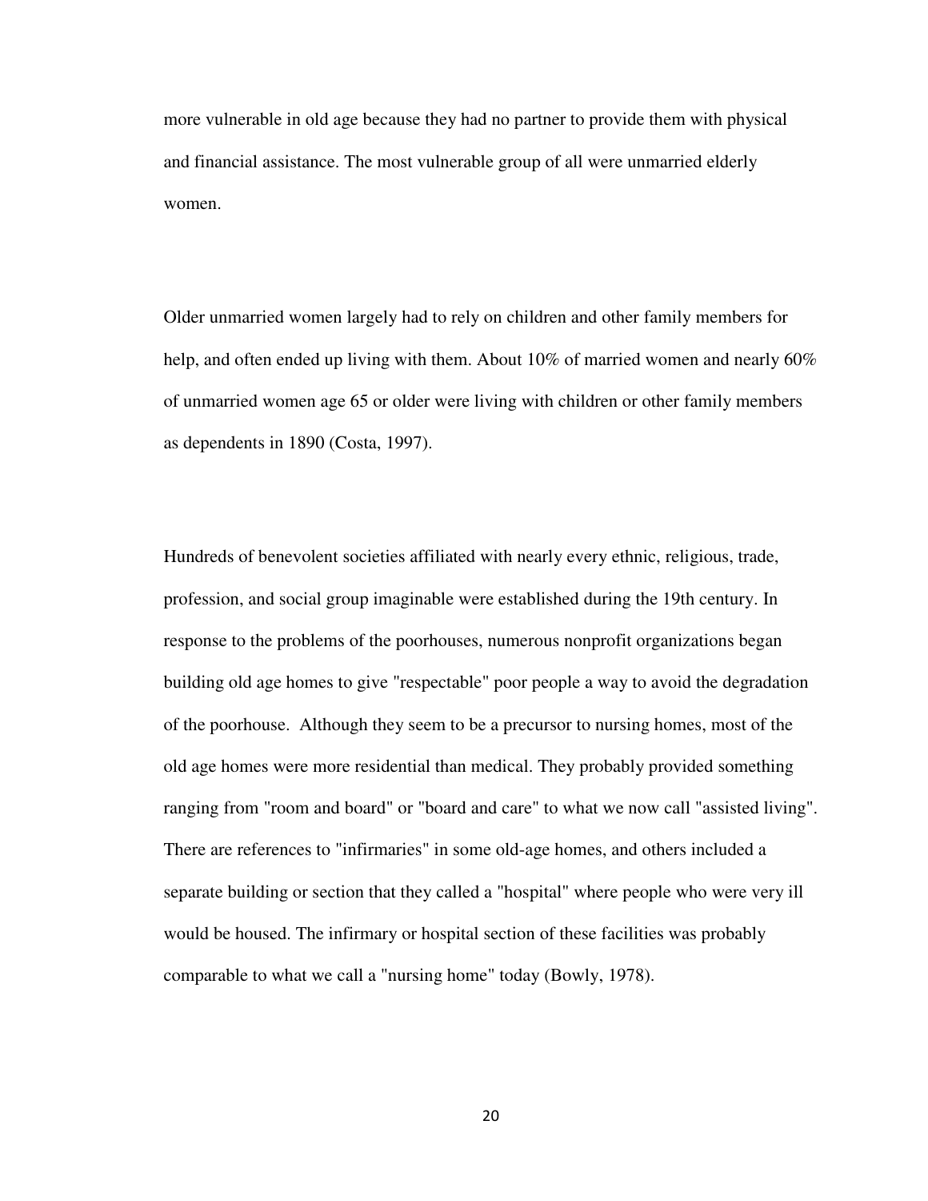more vulnerable in old age because they had no partner to provide them with physical and financial assistance. The most vulnerable group of all were unmarried elderly women.

Older unmarried women largely had to rely on children and other family members for help, and often ended up living with them. About 10% of married women and nearly 60% of unmarried women age 65 or older were living with children or other family members as dependents in 1890 (Costa, 1997).

Hundreds of benevolent societies affiliated with nearly every ethnic, religious, trade, profession, and social group imaginable were established during the 19th century. In response to the problems of the poorhouses, numerous nonprofit organizations began building old age homes to give "respectable" poor people a way to avoid the degradation of the poorhouse. Although they seem to be a precursor to nursing homes, most of the old age homes were more residential than medical. They probably provided something ranging from "room and board" or "board and care" to what we now call "assisted living". There are references to "infirmaries" in some old-age homes, and others included a separate building or section that they called a "hospital" where people who were very ill would be housed. The infirmary or hospital section of these facilities was probably comparable to what we call a "nursing home" today (Bowly, 1978).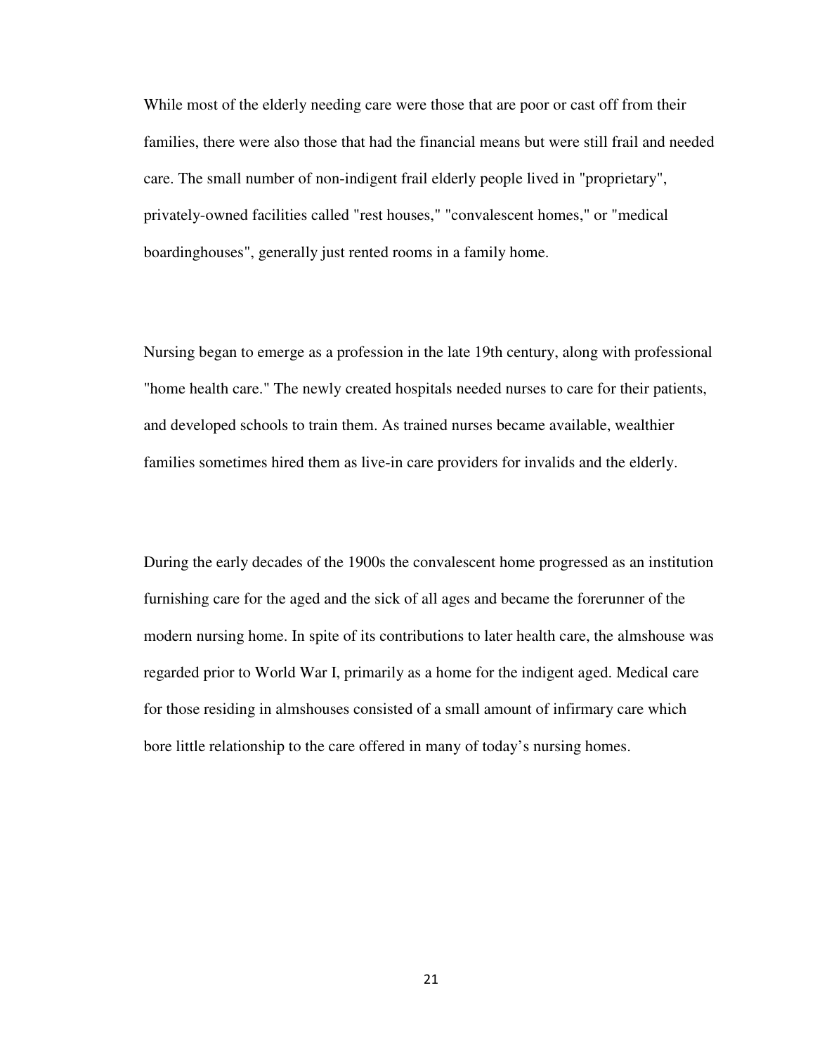While most of the elderly needing care were those that are poor or cast off from their families, there were also those that had the financial means but were still frail and needed care. The small number of non-indigent frail elderly people lived in "proprietary", privately-owned facilities called "rest houses," "convalescent homes," or "medical boardinghouses", generally just rented rooms in a family home.

Nursing began to emerge as a profession in the late 19th century, along with professional "home health care." The newly created hospitals needed nurses to care for their patients, and developed schools to train them. As trained nurses became available, wealthier families sometimes hired them as live-in care providers for invalids and the elderly.

During the early decades of the 1900s the convalescent home progressed as an institution furnishing care for the aged and the sick of all ages and became the forerunner of the modern nursing home. In spite of its contributions to later health care, the almshouse was regarded prior to World War I, primarily as a home for the indigent aged. Medical care for those residing in almshouses consisted of a small amount of infirmary care which bore little relationship to the care offered in many of today's nursing homes.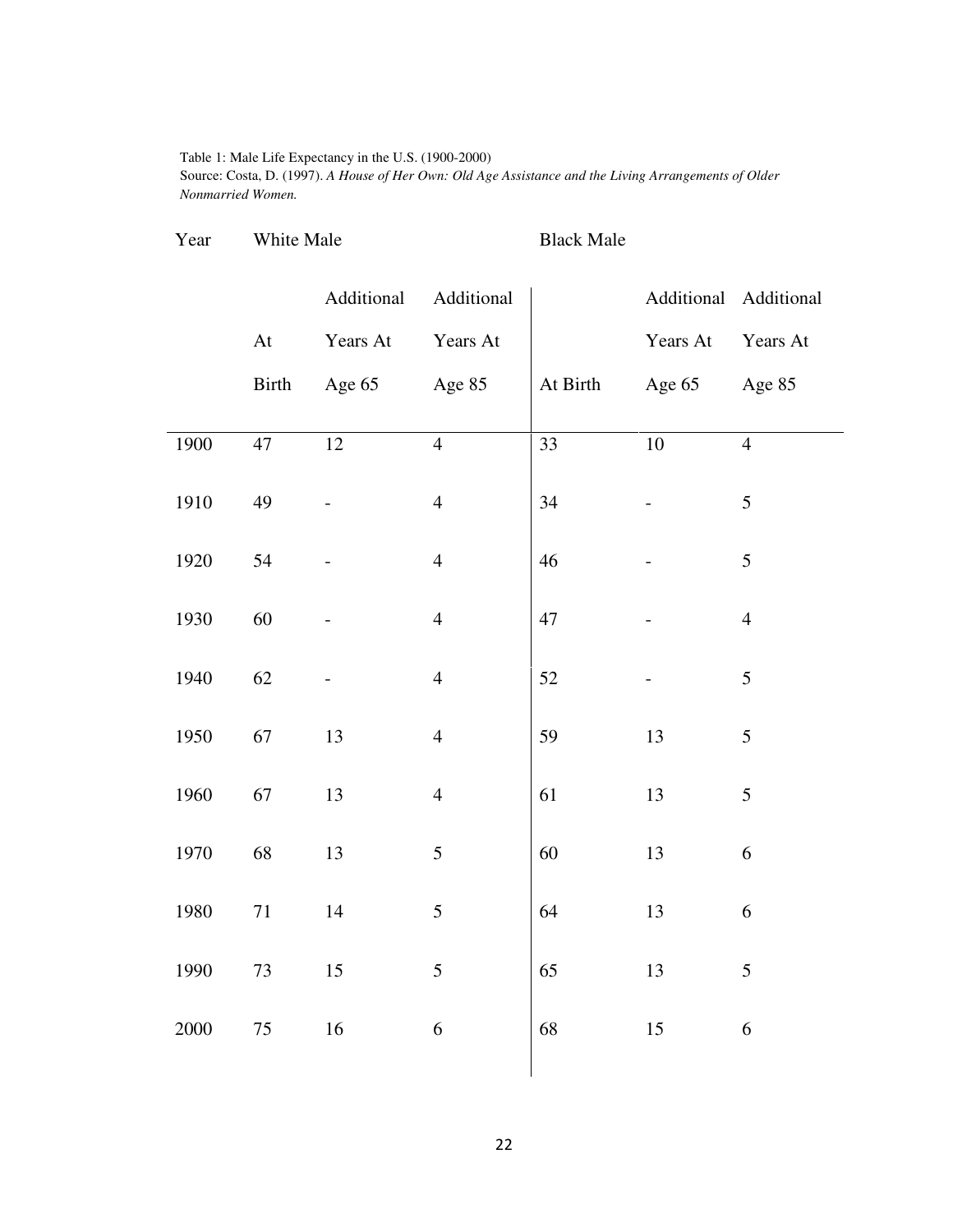Table 1: Male Life Expectancy in the U.S. (1900-2000)

Source: Costa, D. (1997). *A House of Her Own: Old Age Assistance and the Living Arrangements of Older Nonmarried Women.*

| Year | White Male | | | Black Male | | |
|---|---|---|---|---|---|---|
| | At Birth | Additional Years At Age 65 | Additional Years At Age 85 | At Birth | Additional Years At Age 65 | Additional Years At Age 85 |
| 1900 | 47 | 12 | 4 | 33 | 10 | 4 |
| 1910 | 49 | - | 4 | 34 | - | 5 |
| 1920 | 54 | - | 4 | 46 | - | 5 |
| 1930 | 60 | - | 4 | 47 | - | 4 |
| 1940 | 62 | - | 4 | 52 | - | 5 |
| 1950 | 67 | 13 | 4 | 59 | 13 | 5 |
| 1960 | 67 | 13 | 4 | 61 | 13 | 5 |
| 1970 | 68 | 13 | 5 | 60 | 13 | 6 |
| 1980 | 71 | 14 | 5 | 64 | 13 | 6 |
| 1990 | 73 | 15 | 5 | 65 | 13 | 5 |
| 2000 | 75 | 16 | 6 | 68 | 15 | 6 |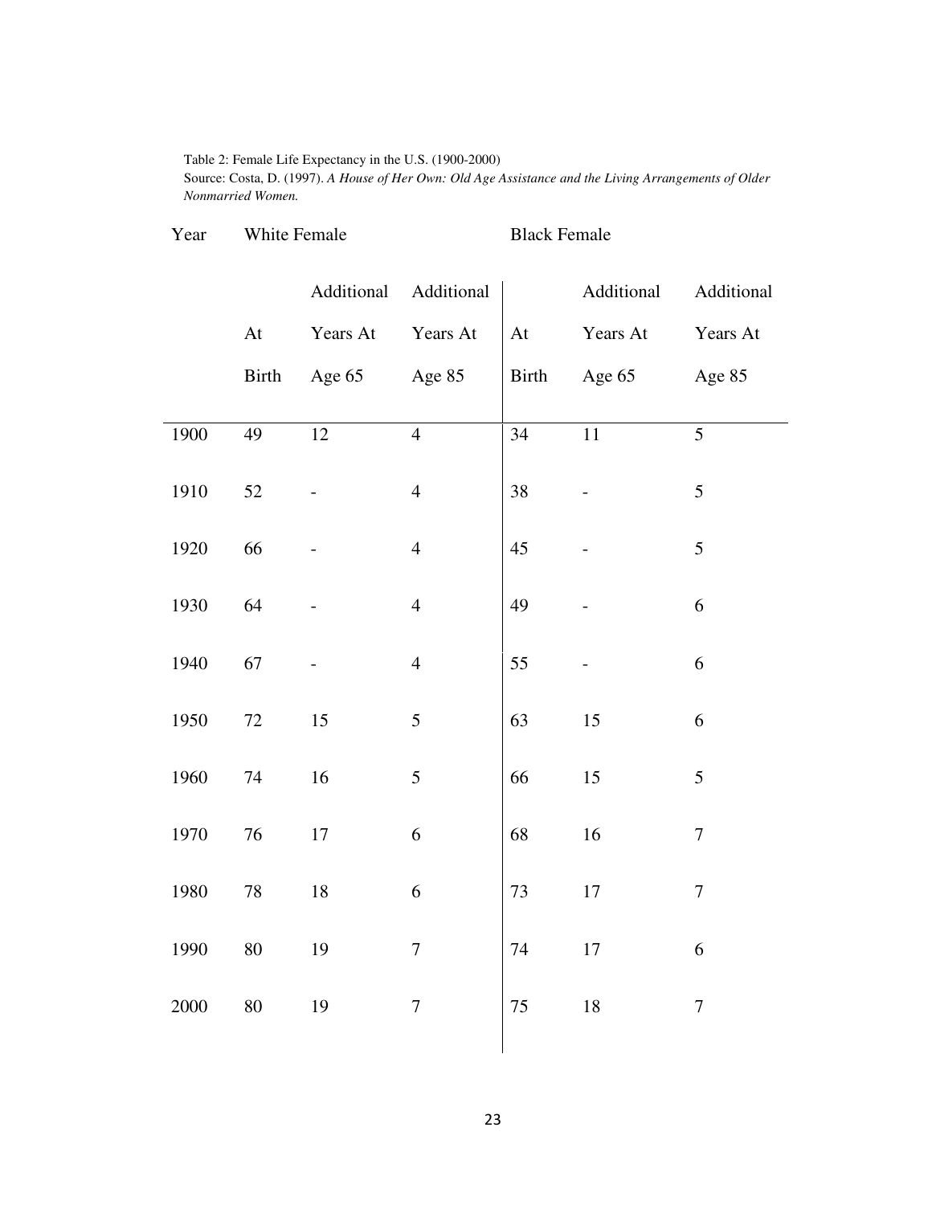Table 2: Female Life Expectancy in the U.S. (1900-2000)
Source: Costa, D. (1997). *A House of Her Own: Old Age Assistance and the Living Arrangements of Older Nonmarried Women.*

| Year | White Female | | | Black Female | | |
|---|---|---|---|---|---|---|
| | At Birth | Additional Years At Age 65 | Additional Years At Age 85 | At Birth | Additional Years At Age 65 | Additional Years At Age 85 |
| 1900 | 49 | 12 | 4 | 34 | 11 | 5 |
| 1910 | 52 | - | 4 | 38 | - | 5 |
| 1920 | 66 | - | 4 | 45 | - | 5 |
| 1930 | 64 | - | 4 | 49 | - | 6 |
| 1940 | 67 | - | 4 | 55 | - | 6 |
| 1950 | 72 | 15 | 5 | 63 | 15 | 6 |
| 1960 | 74 | 16 | 5 | 66 | 15 | 5 |
| 1970 | 76 | 17 | 6 | 68 | 16 | 7 |
| 1980 | 78 | 18 | 6 | 73 | 17 | 7 |
| 1990 | 80 | 19 | 7 | 74 | 17 | 6 |
| 2000 | 80 | 19 | 7 | 75 | 18 | 7 |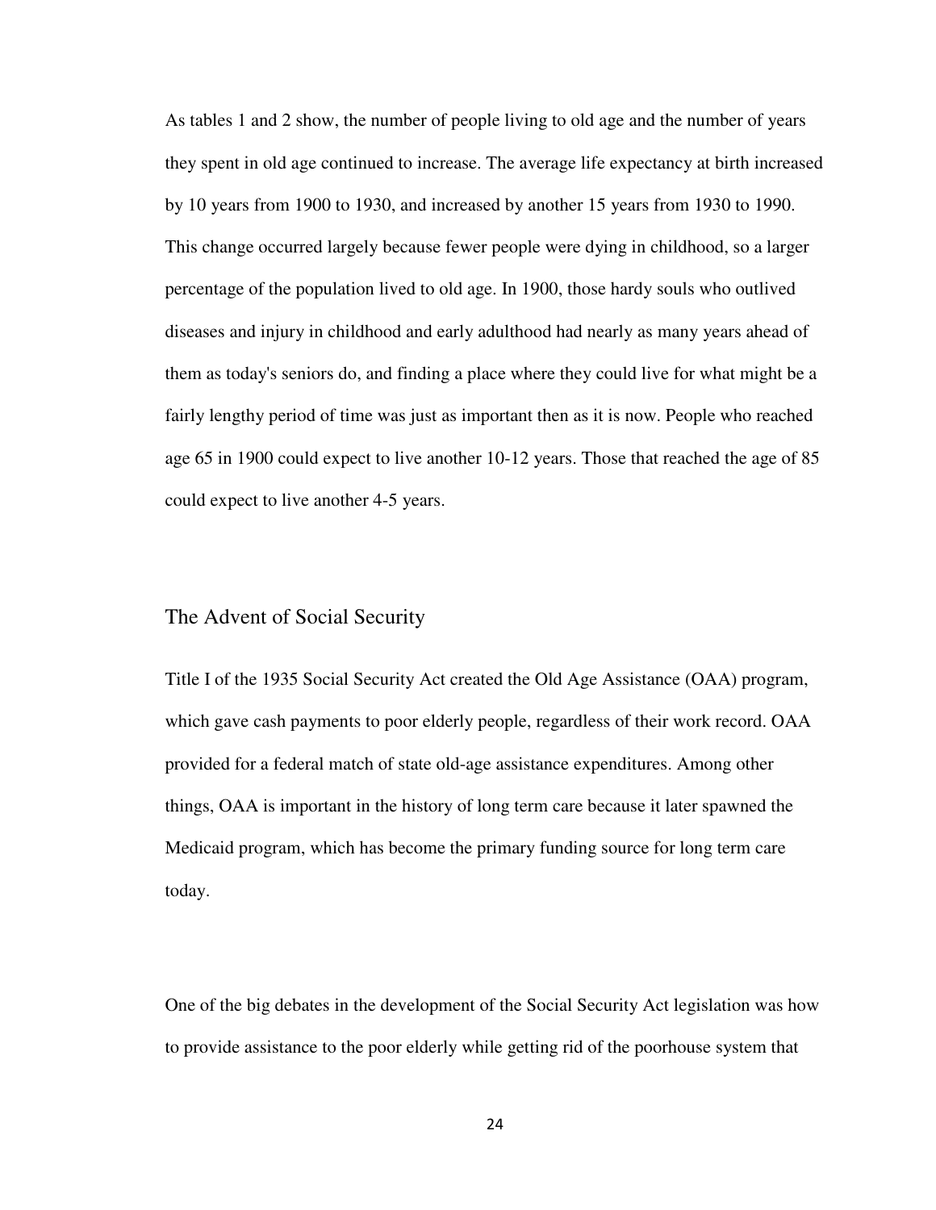As tables 1 and 2 show, the number of people living to old age and the number of years they spent in old age continued to increase. The average life expectancy at birth increased by 10 years from 1900 to 1930, and increased by another 15 years from 1930 to 1990. This change occurred largely because fewer people were dying in childhood, so a larger percentage of the population lived to old age. In 1900, those hardy souls who outlived diseases and injury in childhood and early adulthood had nearly as many years ahead of them as today's seniors do, and finding a place where they could live for what might be a fairly lengthy period of time was just as important then as it is now. People who reached age 65 in 1900 could expect to live another 10-12 years. Those that reached the age of 85 could expect to live another 4-5 years.

## The Advent of Social Security

Title I of the 1935 Social Security Act created the Old Age Assistance (OAA) program, which gave cash payments to poor elderly people, regardless of their work record. OAA provided for a federal match of state old-age assistance expenditures. Among other things, OAA is important in the history of long term care because it later spawned the Medicaid program, which has become the primary funding source for long term care today.

One of the big debates in the development of the Social Security Act legislation was how to provide assistance to the poor elderly while getting rid of the poorhouse system that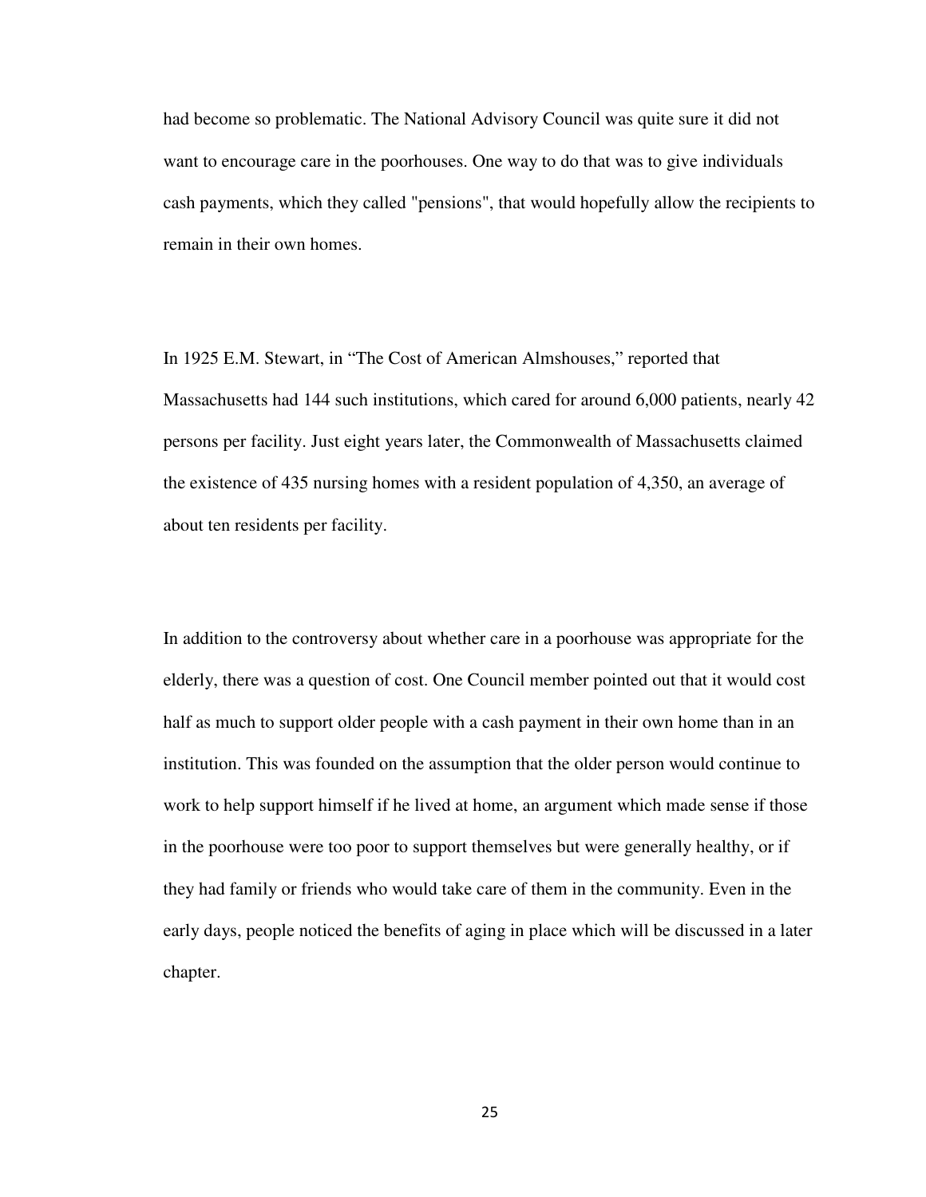had become so problematic. The National Advisory Council was quite sure it did not want to encourage care in the poorhouses. One way to do that was to give individuals cash payments, which they called "pensions", that would hopefully allow the recipients to remain in their own homes.

In 1925 E.M. Stewart, in “The Cost of American Almshouses,” reported that Massachusetts had 144 such institutions, which cared for around 6,000 patients, nearly 42 persons per facility. Just eight years later, the Commonwealth of Massachusetts claimed the existence of 435 nursing homes with a resident population of 4,350, an average of about ten residents per facility.

In addition to the controversy about whether care in a poorhouse was appropriate for the elderly, there was a question of cost. One Council member pointed out that it would cost half as much to support older people with a cash payment in their own home than in an institution. This was founded on the assumption that the older person would continue to work to help support himself if he lived at home, an argument which made sense if those in the poorhouse were too poor to support themselves but were generally healthy, or if they had family or friends who would take care of them in the community. Even in the early days, people noticed the benefits of aging in place which will be discussed in a later chapter.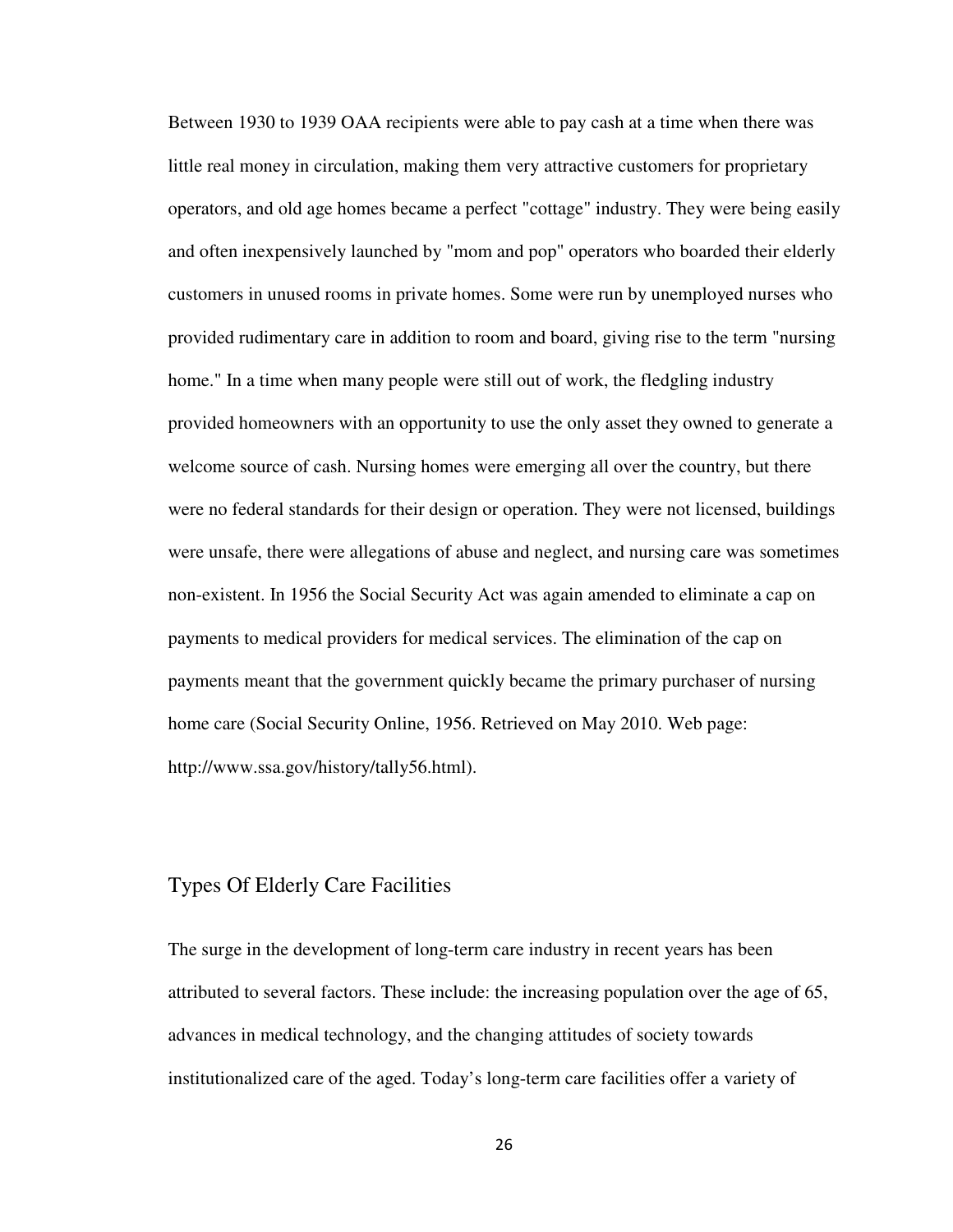Between 1930 to 1939 OAA recipients were able to pay cash at a time when there was little real money in circulation, making them very attractive customers for proprietary operators, and old age homes became a perfect "cottage" industry. They were being easily and often inexpensively launched by "mom and pop" operators who boarded their elderly customers in unused rooms in private homes. Some were run by unemployed nurses who provided rudimentary care in addition to room and board, giving rise to the term "nursing home." In a time when many people were still out of work, the fledgling industry provided homeowners with an opportunity to use the only asset they owned to generate a welcome source of cash. Nursing homes were emerging all over the country, but there were no federal standards for their design or operation. They were not licensed, buildings were unsafe, there were allegations of abuse and neglect, and nursing care was sometimes non-existent. In 1956 the Social Security Act was again amended to eliminate a cap on payments to medical providers for medical services. The elimination of the cap on payments meant that the government quickly became the primary purchaser of nursing home care (Social Security Online, 1956. Retrieved on May 2010. Web page: http://www.ssa.gov/history/tally56.html).

## Types Of Elderly Care Facilities

The surge in the development of long-term care industry in recent years has been attributed to several factors. These include: the increasing population over the age of 65, advances in medical technology, and the changing attitudes of society towards institutionalized care of the aged. Today's long-term care facilities offer a variety of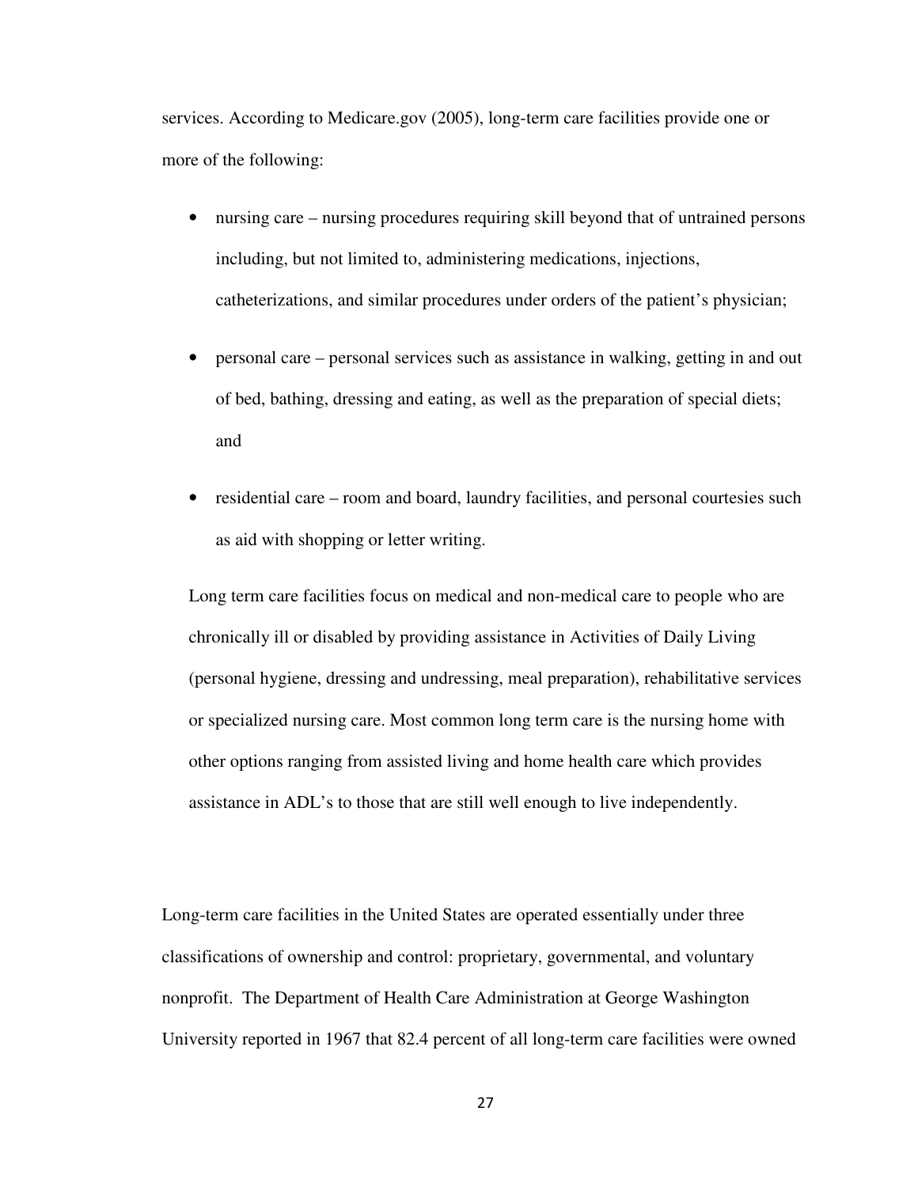services. According to Medicare.gov (2005), long-term care facilities provide one or more of the following:

- nursing care – nursing procedures requiring skill beyond that of untrained persons including, but not limited to, administering medications, injections, catheterizations, and similar procedures under orders of the patient's physician;
- personal care – personal services such as assistance in walking, getting in and out of bed, bathing, dressing and eating, as well as the preparation of special diets; and
- residential care – room and board, laundry facilities, and personal courtesies such as aid with shopping or letter writing.

Long term care facilities focus on medical and non-medical care to people who are chronically ill or disabled by providing assistance in Activities of Daily Living (personal hygiene, dressing and undressing, meal preparation), rehabilitative services or specialized nursing care. Most common long term care is the nursing home with other options ranging from assisted living and home health care which provides assistance in ADL's to those that are still well enough to live independently.

Long-term care facilities in the United States are operated essentially under three classifications of ownership and control: proprietary, governmental, and voluntary nonprofit. The Department of Health Care Administration at George Washington University reported in 1967 that 82.4 percent of all long-term care facilities were owned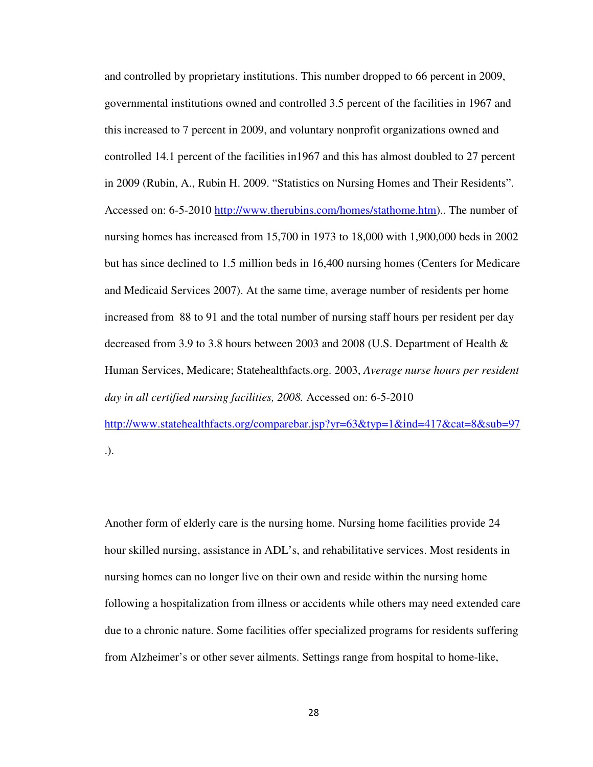and controlled by proprietary institutions. This number dropped to 66 percent in 2009, governmental institutions owned and controlled 3.5 percent of the facilities in 1967 and this increased to 7 percent in 2009, and voluntary nonprofit organizations owned and controlled 14.1 percent of the facilities in1967 and this has almost doubled to 27 percent in 2009 (Rubin, A., Rubin H. 2009. "Statistics on Nursing Homes and Their Residents". Accessed on: 6-5-2010 http://www.therubins.com/homes/stathome.htm).. The number of nursing homes has increased from 15,700 in 1973 to 18,000 with 1,900,000 beds in 2002 but has since declined to 1.5 million beds in 16,400 nursing homes (Centers for Medicare and Medicaid Services 2007). At the same time, average number of residents per home increased from 88 to 91 and the total number of nursing staff hours per resident per day decreased from 3.9 to 3.8 hours between 2003 and 2008 (U.S. Department of Health & Human Services, Medicare; Statehealthfacts.org. 2003, *Average nurse hours per resident day in all certified nursing facilities, 2008.* Accessed on: 6-5-2010 http://www.statehealthfacts.org/comparebar.jsp?yr=63&typ=1&ind=417&cat=8&sub=97 .).

Another form of elderly care is the nursing home. Nursing home facilities provide 24 hour skilled nursing, assistance in ADL's, and rehabilitative services. Most residents in nursing homes can no longer live on their own and reside within the nursing home following a hospitalization from illness or accidents while others may need extended care due to a chronic nature. Some facilities offer specialized programs for residents suffering from Alzheimer's or other sever ailments. Settings range from hospital to home-like,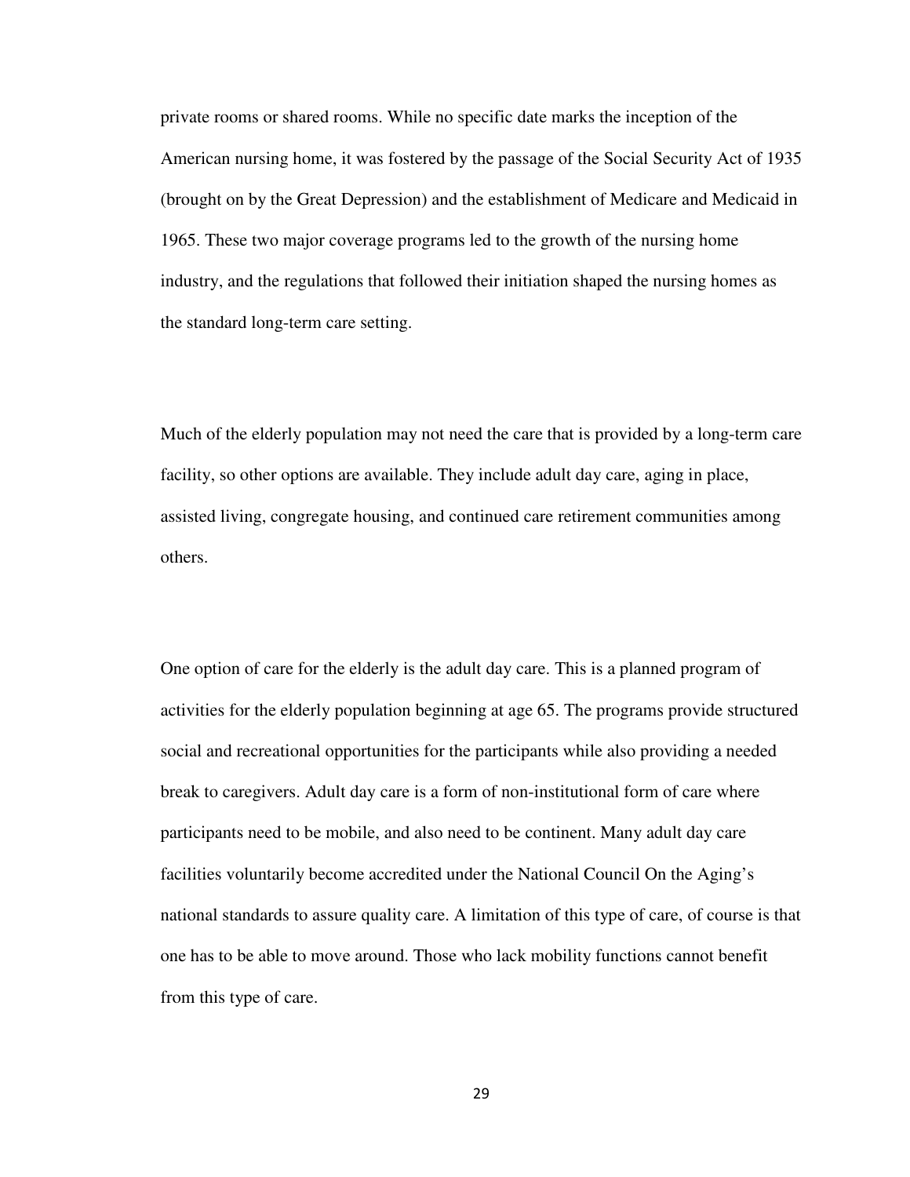private rooms or shared rooms. While no specific date marks the inception of the American nursing home, it was fostered by the passage of the Social Security Act of 1935 (brought on by the Great Depression) and the establishment of Medicare and Medicaid in 1965. These two major coverage programs led to the growth of the nursing home industry, and the regulations that followed their initiation shaped the nursing homes as the standard long-term care setting.

Much of the elderly population may not need the care that is provided by a long-term care facility, so other options are available. They include adult day care, aging in place, assisted living, congregate housing, and continued care retirement communities among others.

One option of care for the elderly is the adult day care. This is a planned program of activities for the elderly population beginning at age 65. The programs provide structured social and recreational opportunities for the participants while also providing a needed break to caregivers. Adult day care is a form of non-institutional form of care where participants need to be mobile, and also need to be continent. Many adult day care facilities voluntarily become accredited under the National Council On the Aging's national standards to assure quality care. A limitation of this type of care, of course is that one has to be able to move around. Those who lack mobility functions cannot benefit from this type of care.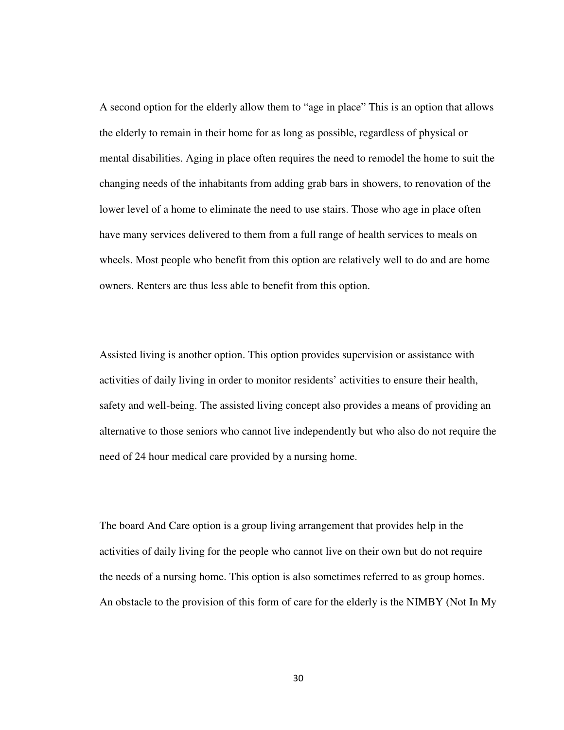A second option for the elderly allow them to "age in place" This is an option that allows the elderly to remain in their home for as long as possible, regardless of physical or mental disabilities. Aging in place often requires the need to remodel the home to suit the changing needs of the inhabitants from adding grab bars in showers, to renovation of the lower level of a home to eliminate the need to use stairs. Those who age in place often have many services delivered to them from a full range of health services to meals on wheels. Most people who benefit from this option are relatively well to do and are home owners. Renters are thus less able to benefit from this option.

Assisted living is another option. This option provides supervision or assistance with activities of daily living in order to monitor residents' activities to ensure their health, safety and well-being. The assisted living concept also provides a means of providing an alternative to those seniors who cannot live independently but who also do not require the need of 24 hour medical care provided by a nursing home.

The board And Care option is a group living arrangement that provides help in the activities of daily living for the people who cannot live on their own but do not require the needs of a nursing home. This option is also sometimes referred to as group homes. An obstacle to the provision of this form of care for the elderly is the NIMBY (Not In My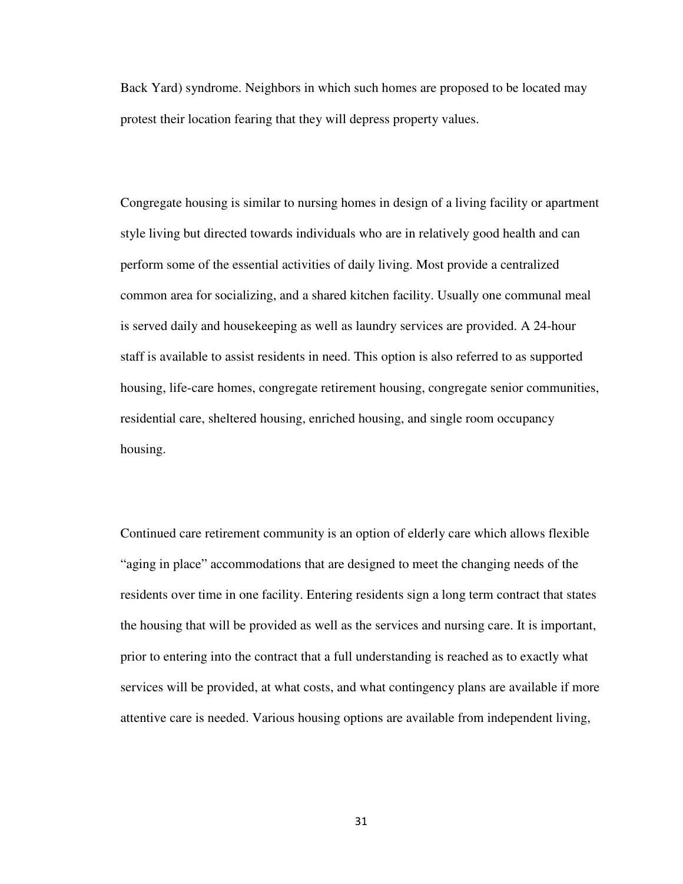Back Yard) syndrome. Neighbors in which such homes are proposed to be located may protest their location fearing that they will depress property values.

Congregate housing is similar to nursing homes in design of a living facility or apartment style living but directed towards individuals who are in relatively good health and can perform some of the essential activities of daily living. Most provide a centralized common area for socializing, and a shared kitchen facility. Usually one communal meal is served daily and housekeeping as well as laundry services are provided. A 24-hour staff is available to assist residents in need. This option is also referred to as supported housing, life-care homes, congregate retirement housing, congregate senior communities, residential care, sheltered housing, enriched housing, and single room occupancy housing.

Continued care retirement community is an option of elderly care which allows flexible "aging in place" accommodations that are designed to meet the changing needs of the residents over time in one facility. Entering residents sign a long term contract that states the housing that will be provided as well as the services and nursing care. It is important, prior to entering into the contract that a full understanding is reached as to exactly what services will be provided, at what costs, and what contingency plans are available if more attentive care is needed. Various housing options are available from independent living,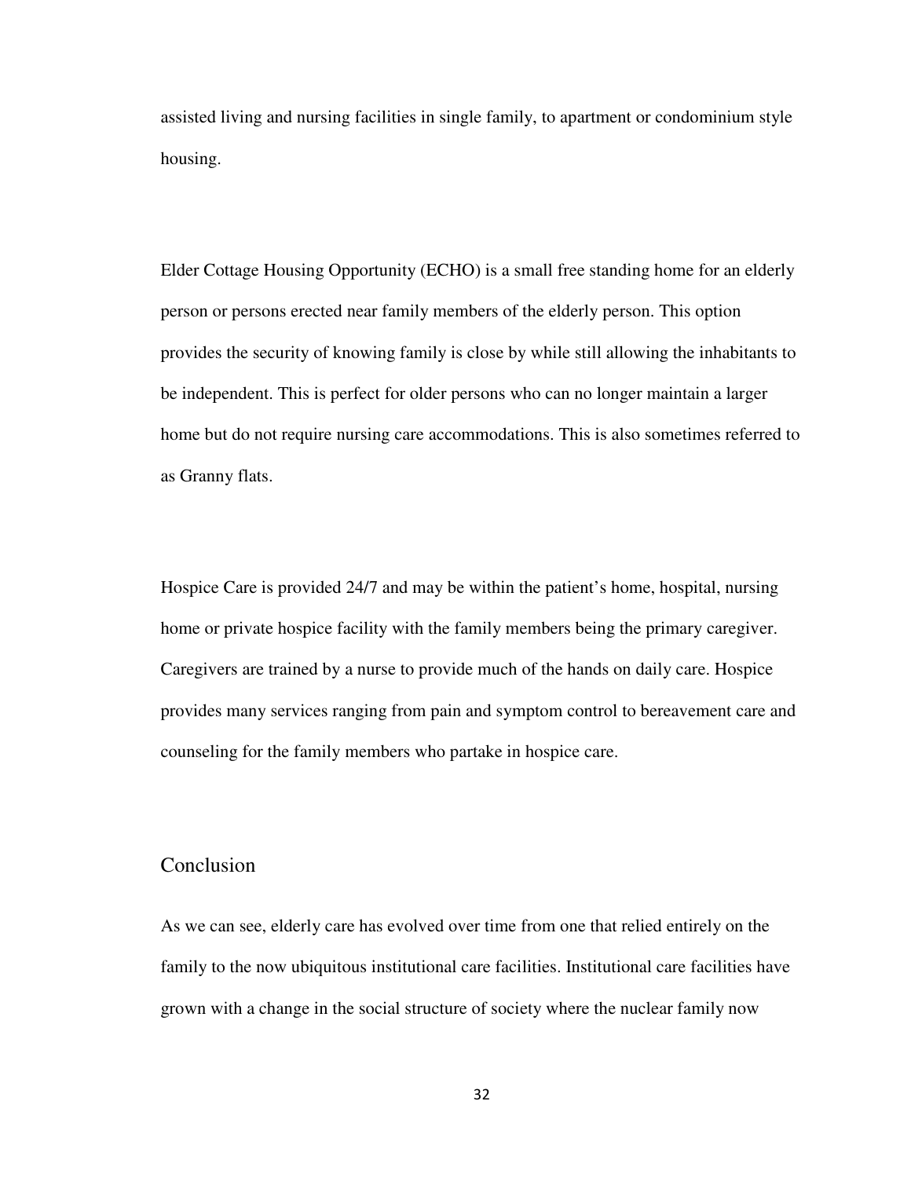assisted living and nursing facilities in single family, to apartment or condominium style housing.

Elder Cottage Housing Opportunity (ECHO) is a small free standing home for an elderly person or persons erected near family members of the elderly person. This option provides the security of knowing family is close by while still allowing the inhabitants to be independent. This is perfect for older persons who can no longer maintain a larger home but do not require nursing care accommodations. This is also sometimes referred to as Granny flats.

Hospice Care is provided 24/7 and may be within the patient's home, hospital, nursing home or private hospice facility with the family members being the primary caregiver. Caregivers are trained by a nurse to provide much of the hands on daily care. Hospice provides many services ranging from pain and symptom control to bereavement care and counseling for the family members who partake in hospice care.

## Conclusion

As we can see, elderly care has evolved over time from one that relied entirely on the family to the now ubiquitous institutional care facilities. Institutional care facilities have grown with a change in the social structure of society where the nuclear family now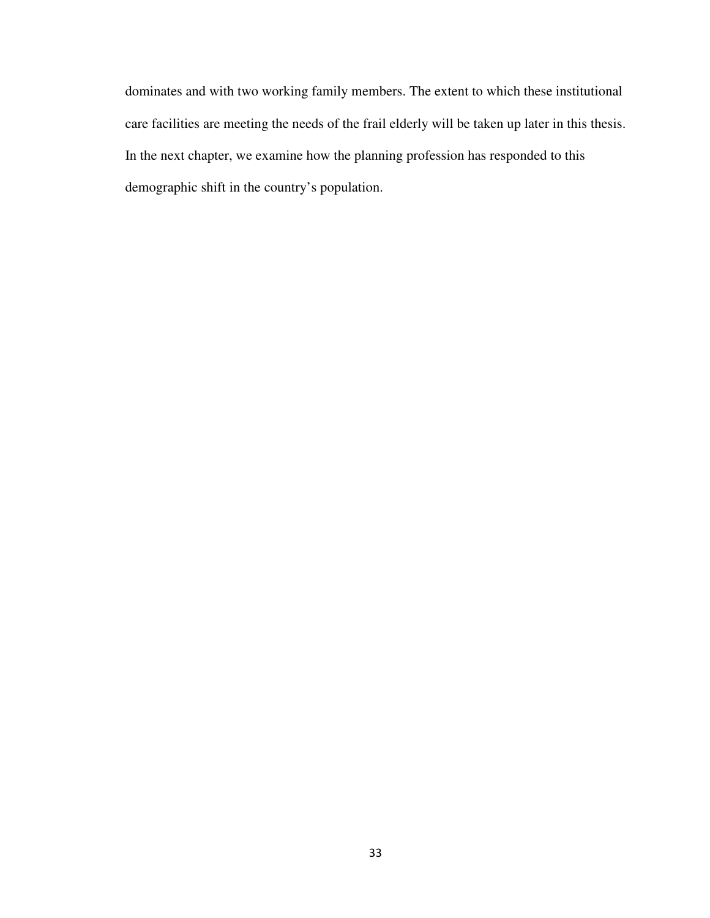dominates and with two working family members. The extent to which these institutional care facilities are meeting the needs of the frail elderly will be taken up later in this thesis. In the next chapter, we examine how the planning profession has responded to this demographic shift in the country's population.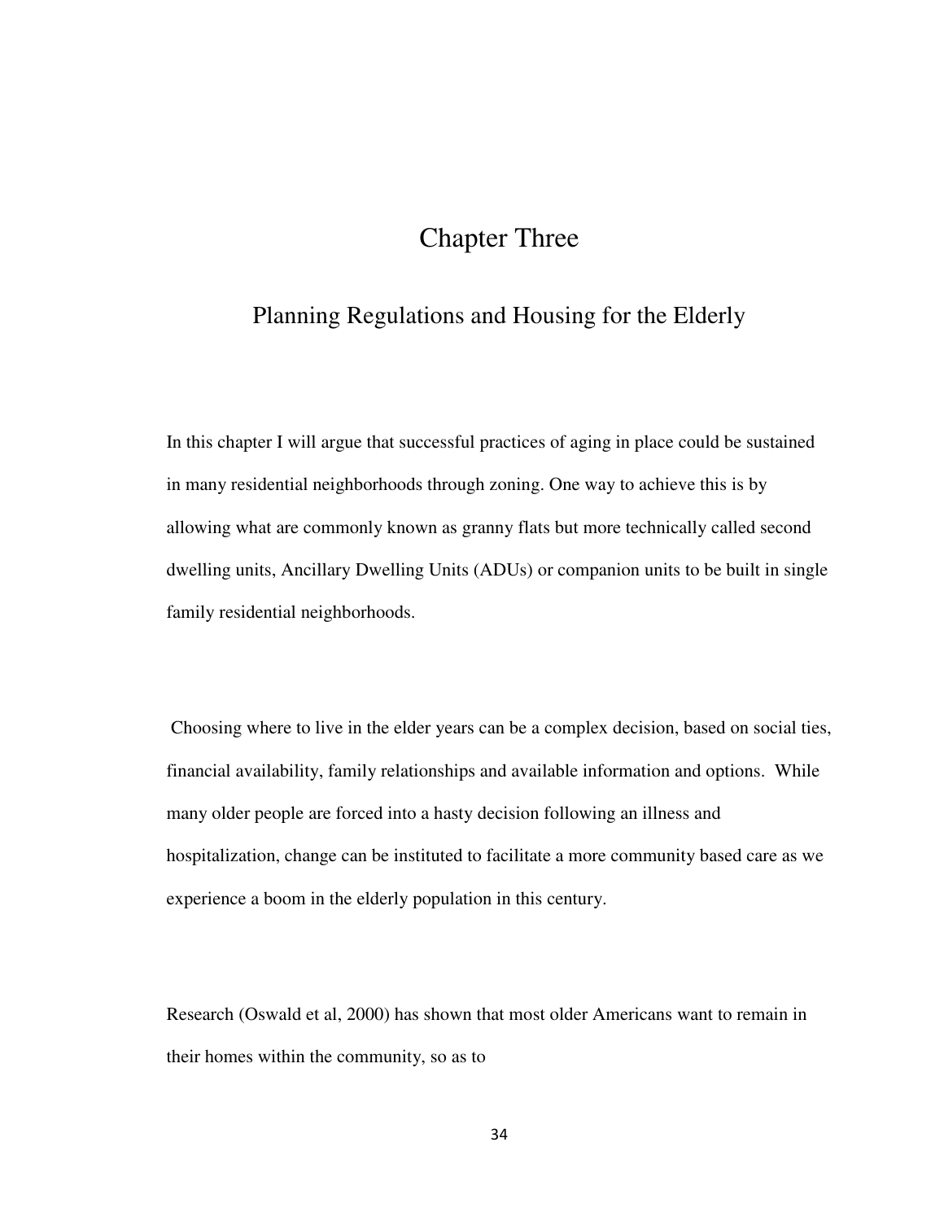# Chapter Three

## Planning Regulations and Housing for the Elderly

In this chapter I will argue that successful practices of aging in place could be sustained in many residential neighborhoods through zoning. One way to achieve this is by allowing what are commonly known as granny flats but more technically called second dwelling units, Ancillary Dwelling Units (ADUs) or companion units to be built in single family residential neighborhoods.

Choosing where to live in the elder years can be a complex decision, based on social ties, financial availability, family relationships and available information and options. While many older people are forced into a hasty decision following an illness and hospitalization, change can be instituted to facilitate a more community based care as we experience a boom in the elderly population in this century.

Research (Oswald et al, 2000) has shown that most older Americans want to remain in their homes within the community, so as to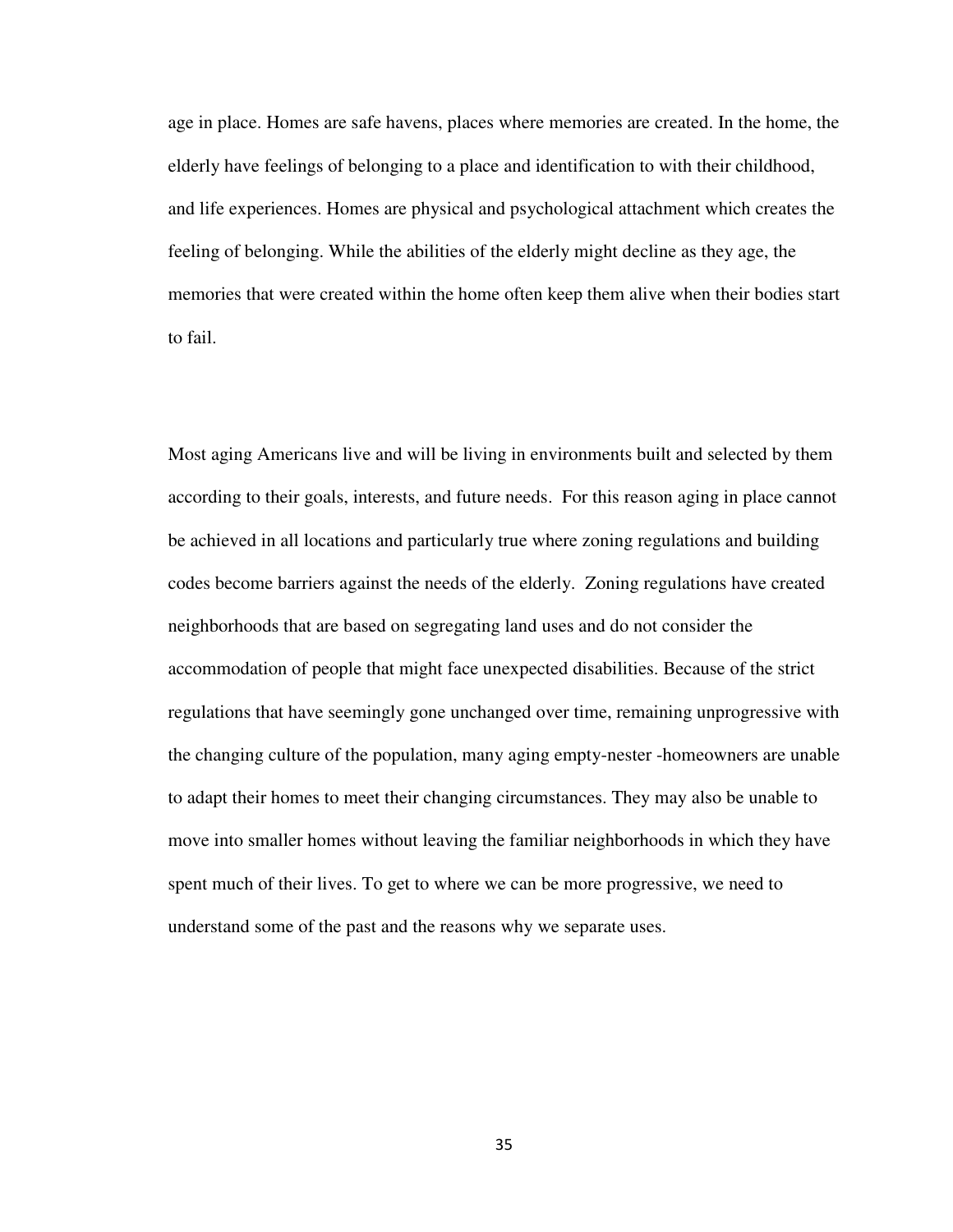age in place. Homes are safe havens, places where memories are created. In the home, the elderly have feelings of belonging to a place and identification to with their childhood, and life experiences. Homes are physical and psychological attachment which creates the feeling of belonging. While the abilities of the elderly might decline as they age, the memories that were created within the home often keep them alive when their bodies start to fail.

Most aging Americans live and will be living in environments built and selected by them according to their goals, interests, and future needs. For this reason aging in place cannot be achieved in all locations and particularly true where zoning regulations and building codes become barriers against the needs of the elderly. Zoning regulations have created neighborhoods that are based on segregating land uses and do not consider the accommodation of people that might face unexpected disabilities. Because of the strict regulations that have seemingly gone unchanged over time, remaining unprogressive with the changing culture of the population, many aging empty-nester -homeowners are unable to adapt their homes to meet their changing circumstances. They may also be unable to move into smaller homes without leaving the familiar neighborhoods in which they have spent much of their lives. To get to where we can be more progressive, we need to understand some of the past and the reasons why we separate uses.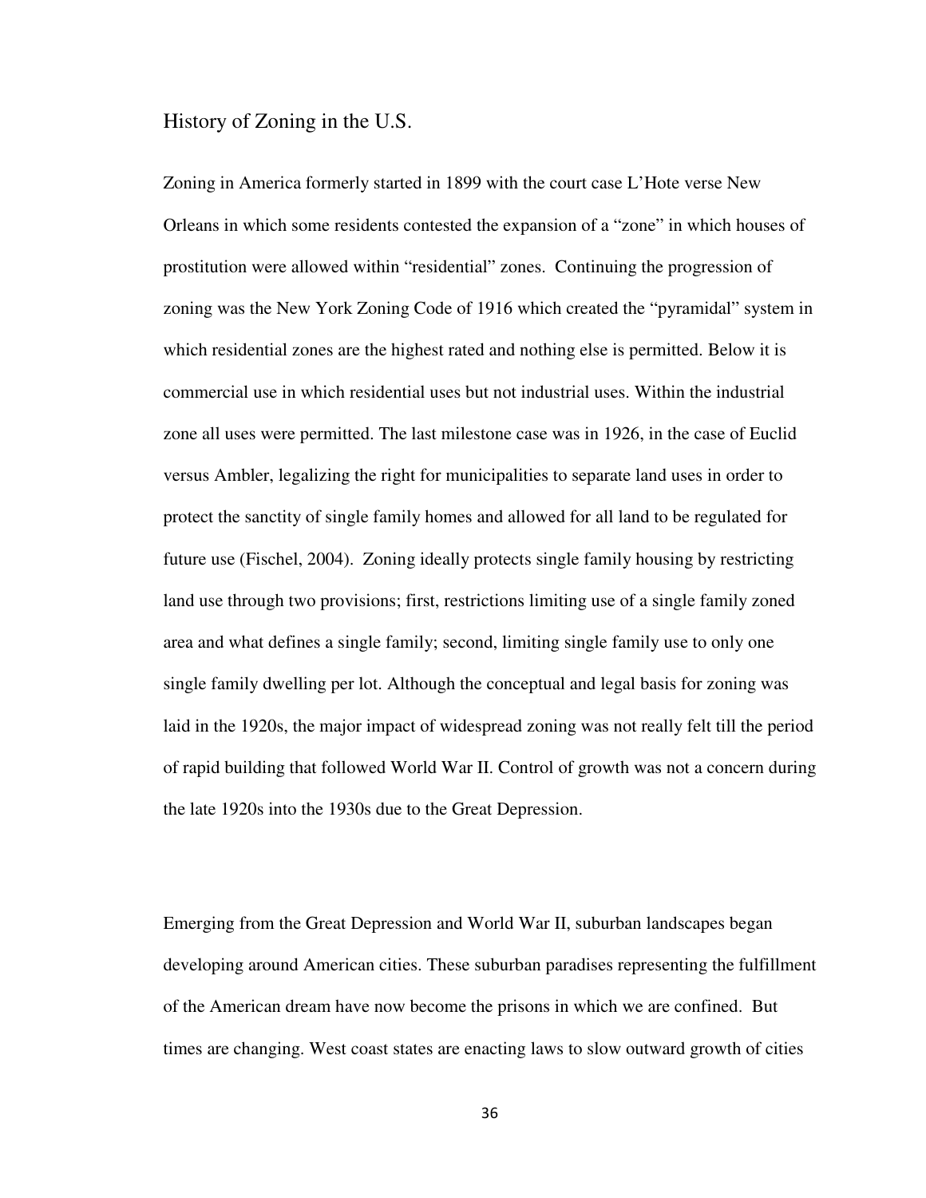## History of Zoning in the U.S.

Zoning in America formerly started in 1899 with the court case L'Hote verse New Orleans in which some residents contested the expansion of a "zone" in which houses of prostitution were allowed within "residential" zones. Continuing the progression of zoning was the New York Zoning Code of 1916 which created the "pyramidal" system in which residential zones are the highest rated and nothing else is permitted. Below it is commercial use in which residential uses but not industrial uses. Within the industrial zone all uses were permitted. The last milestone case was in 1926, in the case of Euclid versus Ambler, legalizing the right for municipalities to separate land uses in order to protect the sanctity of single family homes and allowed for all land to be regulated for future use (Fischel, 2004). Zoning ideally protects single family housing by restricting land use through two provisions; first, restrictions limiting use of a single family zoned area and what defines a single family; second, limiting single family use to only one single family dwelling per lot. Although the conceptual and legal basis for zoning was laid in the 1920s, the major impact of widespread zoning was not really felt till the period of rapid building that followed World War II. Control of growth was not a concern during the late 1920s into the 1930s due to the Great Depression.

Emerging from the Great Depression and World War II, suburban landscapes began developing around American cities. These suburban paradises representing the fulfillment of the American dream have now become the prisons in which we are confined. But times are changing. West coast states are enacting laws to slow outward growth of cities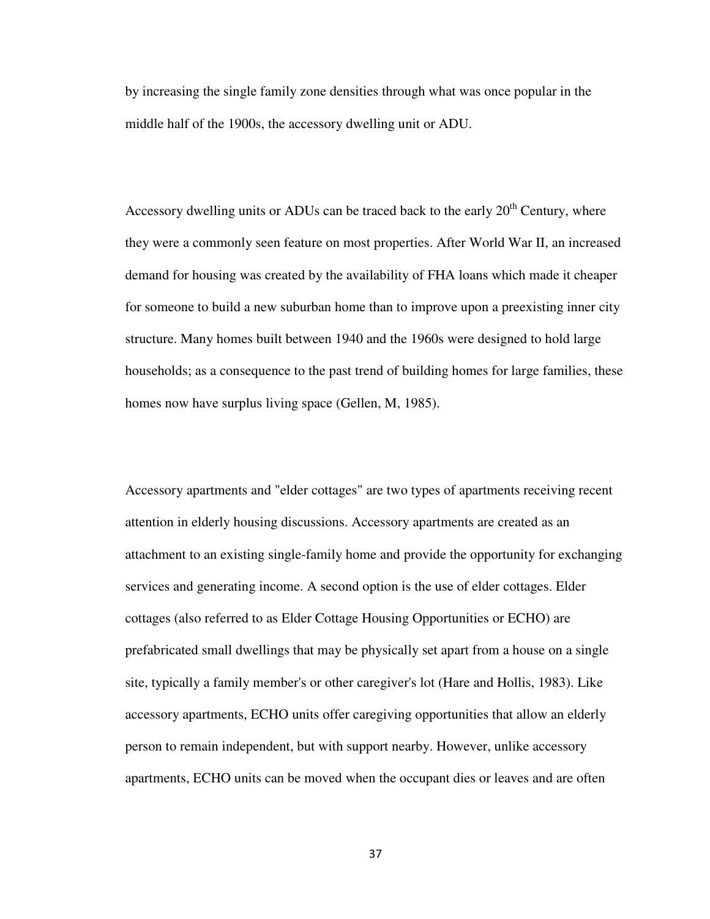by increasing the single family zone densities through what was once popular in the middle half of the 1900s, the accessory dwelling unit or ADU.

Accessory dwelling units or ADUs can be traced back to the early 20th Century, where they were a commonly seen feature on most properties. After World War II, an increased demand for housing was created by the availability of FHA loans which made it cheaper for someone to build a new suburban home than to improve upon a preexisting inner city structure. Many homes built between 1940 and the 1960s were designed to hold large households; as a consequence to the past trend of building homes for large families, these homes now have surplus living space (Gellen, M, 1985).

Accessory apartments and "elder cottages" are two types of apartments receiving recent attention in elderly housing discussions. Accessory apartments are created as an attachment to an existing single-family home and provide the opportunity for exchanging services and generating income. A second option is the use of elder cottages. Elder cottages (also referred to as Elder Cottage Housing Opportunities or ECHO) are prefabricated small dwellings that may be physically set apart from a house on a single site, typically a family member's or other caregiver's lot (Hare and Hollis, 1983). Like accessory apartments, ECHO units offer caregiving opportunities that allow an elderly person to remain independent, but with support nearby. However, unlike accessory apartments, ECHO units can be moved when the occupant dies or leaves and are often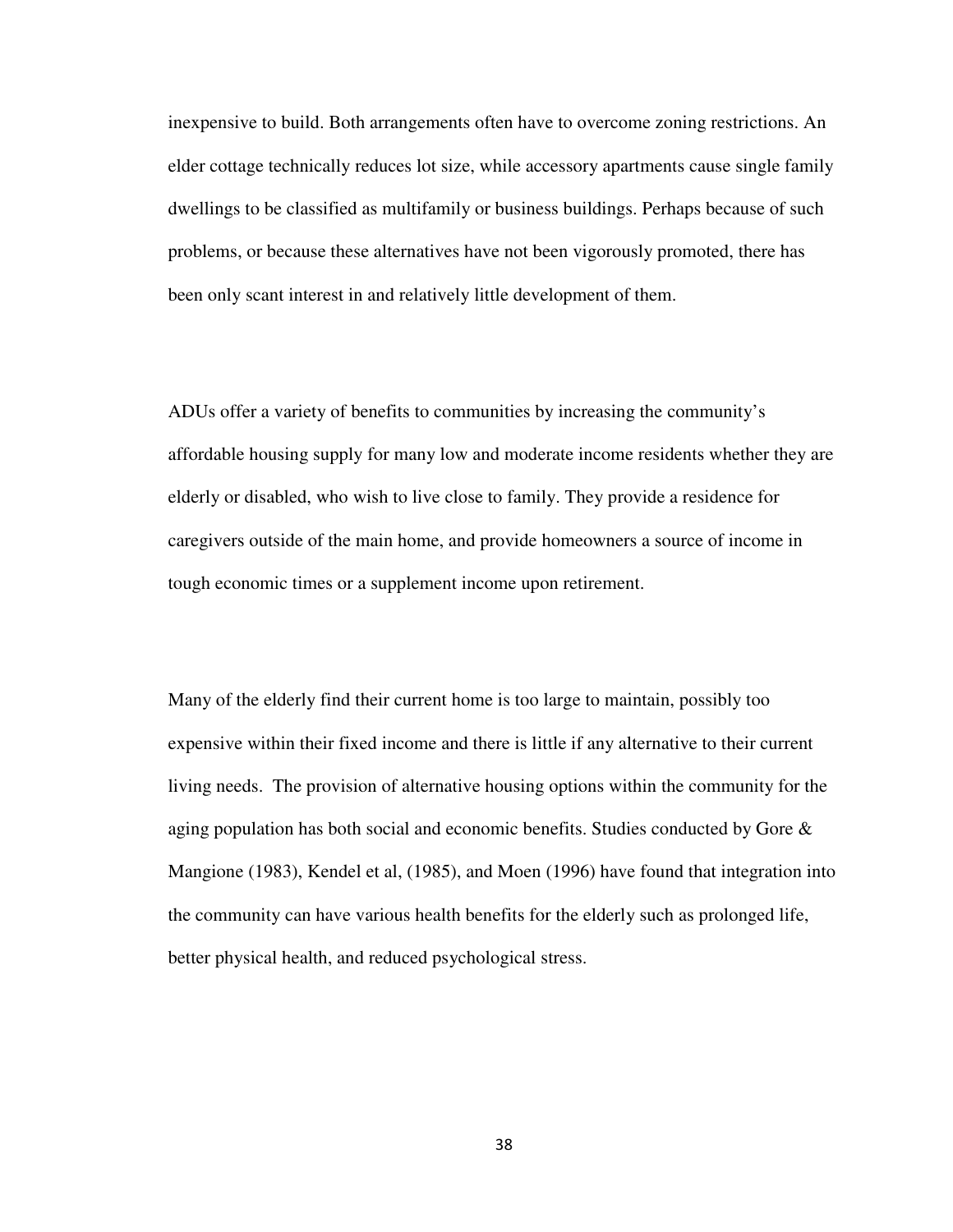inexpensive to build. Both arrangements often have to overcome zoning restrictions. An elder cottage technically reduces lot size, while accessory apartments cause single family dwellings to be classified as multifamily or business buildings. Perhaps because of such problems, or because these alternatives have not been vigorously promoted, there has been only scant interest in and relatively little development of them.

ADUs offer a variety of benefits to communities by increasing the community's affordable housing supply for many low and moderate income residents whether they are elderly or disabled, who wish to live close to family. They provide a residence for caregivers outside of the main home, and provide homeowners a source of income in tough economic times or a supplement income upon retirement.

Many of the elderly find their current home is too large to maintain, possibly too expensive within their fixed income and there is little if any alternative to their current living needs. The provision of alternative housing options within the community for the aging population has both social and economic benefits. Studies conducted by Gore & Mangione (1983), Kendel et al, (1985), and Moen (1996) have found that integration into the community can have various health benefits for the elderly such as prolonged life, better physical health, and reduced psychological stress.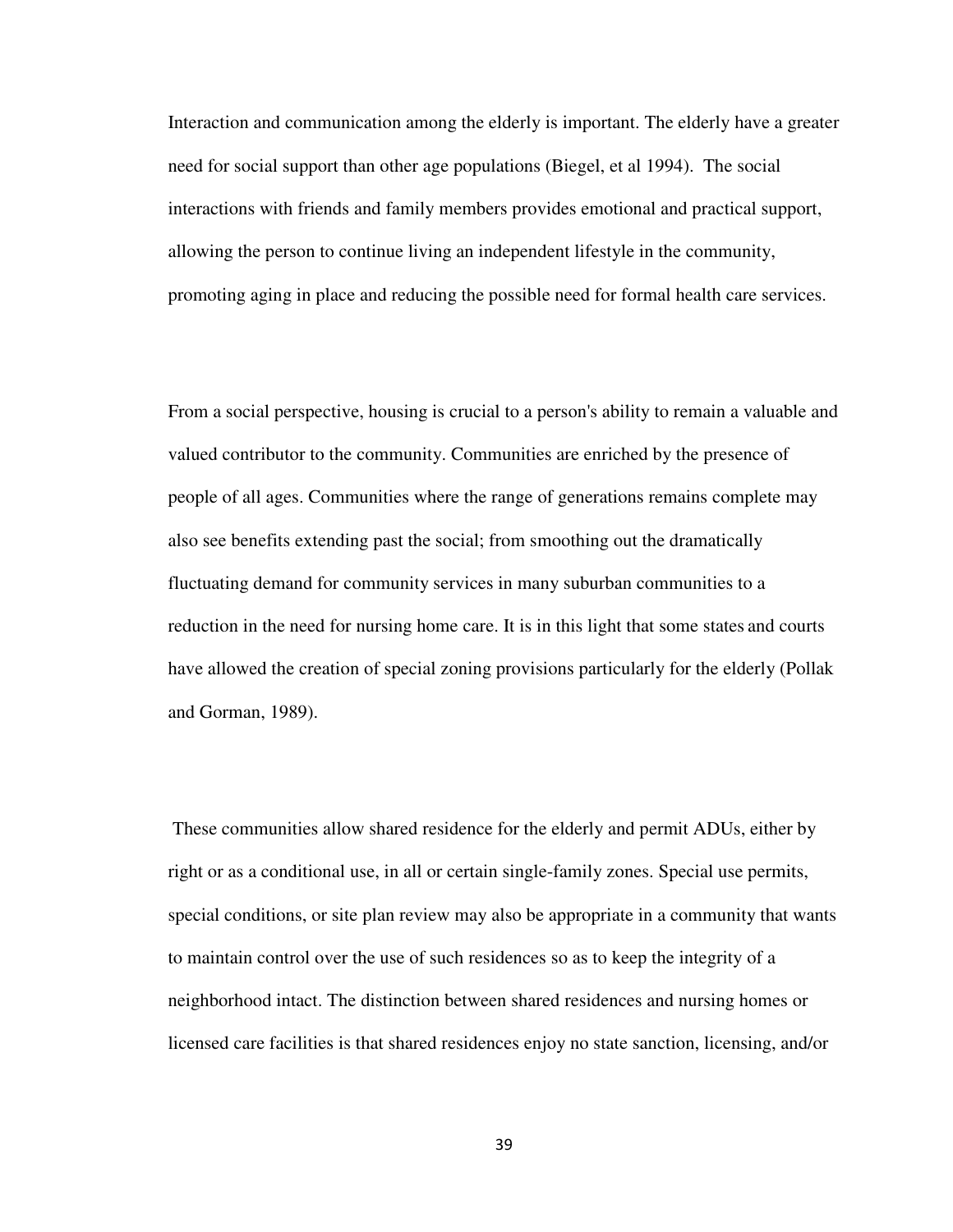Interaction and communication among the elderly is important. The elderly have a greater need for social support than other age populations (Biegel, et al 1994). The social interactions with friends and family members provides emotional and practical support, allowing the person to continue living an independent lifestyle in the community, promoting aging in place and reducing the possible need for formal health care services.

From a social perspective, housing is crucial to a person's ability to remain a valuable and valued contributor to the community. Communities are enriched by the presence of people of all ages. Communities where the range of generations remains complete may also see benefits extending past the social; from smoothing out the dramatically fluctuating demand for community services in many suburban communities to a reduction in the need for nursing home care. It is in this light that some states and courts have allowed the creation of special zoning provisions particularly for the elderly (Pollak and Gorman, 1989).

These communities allow shared residence for the elderly and permit ADUs, either by right or as a conditional use, in all or certain single-family zones. Special use permits, special conditions, or site plan review may also be appropriate in a community that wants to maintain control over the use of such residences so as to keep the integrity of a neighborhood intact. The distinction between shared residences and nursing homes or licensed care facilities is that shared residences enjoy no state sanction, licensing, and/or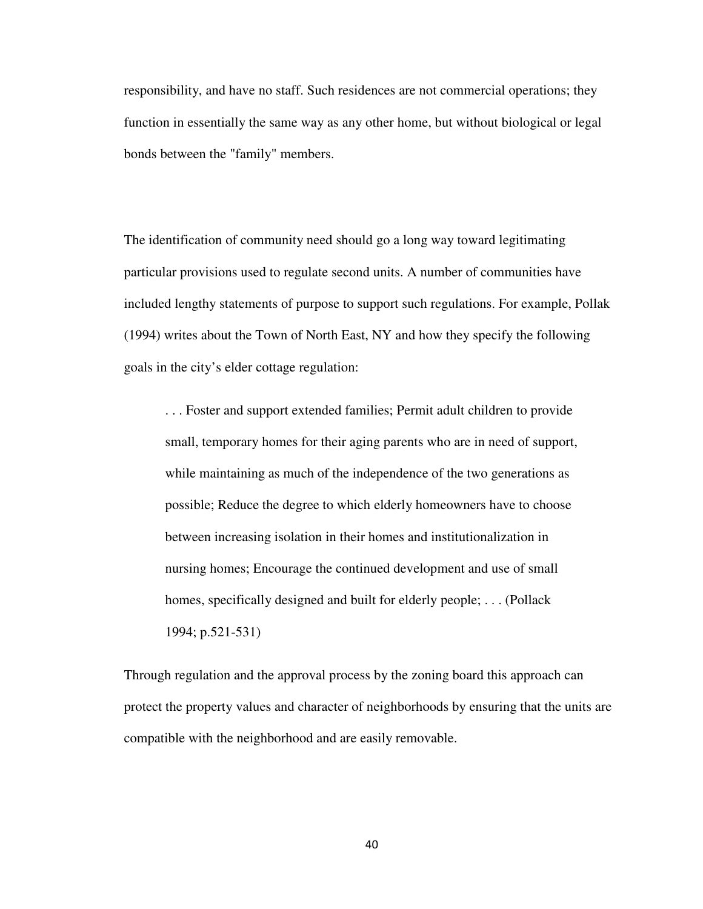responsibility, and have no staff. Such residences are not commercial operations; they function in essentially the same way as any other home, but without biological or legal bonds between the "family" members.

The identification of community need should go a long way toward legitimating particular provisions used to regulate second units. A number of communities have included lengthy statements of purpose to support such regulations. For example, Pollak (1994) writes about the Town of North East, NY and how they specify the following goals in the city's elder cottage regulation:

> . . . Foster and support extended families; Permit adult children to provide small, temporary homes for their aging parents who are in need of support, while maintaining as much of the independence of the two generations as possible; Reduce the degree to which elderly homeowners have to choose between increasing isolation in their homes and institutionalization in nursing homes; Encourage the continued development and use of small homes, specifically designed and built for elderly people; . . . (Pollack 1994; p.521-531)

Through regulation and the approval process by the zoning board this approach can protect the property values and character of neighborhoods by ensuring that the units are compatible with the neighborhood and are easily removable.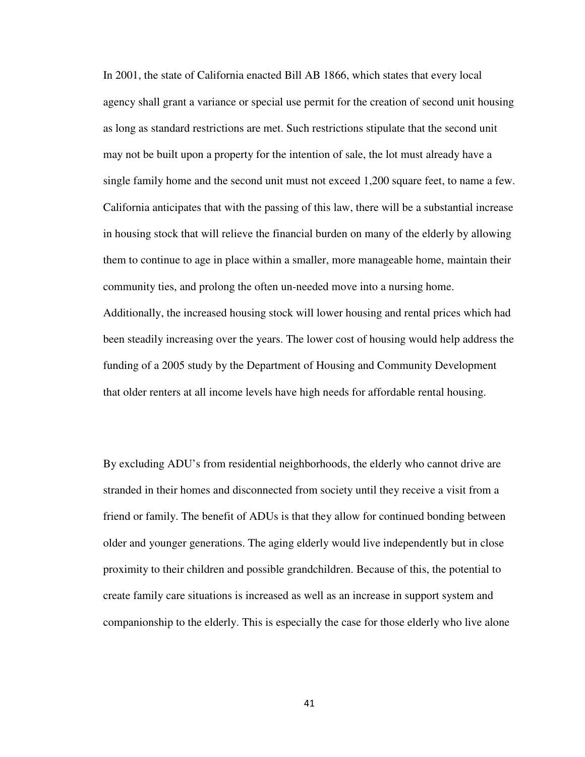In 2001, the state of California enacted Bill AB 1866, which states that every local agency shall grant a variance or special use permit for the creation of second unit housing as long as standard restrictions are met. Such restrictions stipulate that the second unit may not be built upon a property for the intention of sale, the lot must already have a single family home and the second unit must not exceed 1,200 square feet, to name a few. California anticipates that with the passing of this law, there will be a substantial increase in housing stock that will relieve the financial burden on many of the elderly by allowing them to continue to age in place within a smaller, more manageable home, maintain their community ties, and prolong the often un-needed move into a nursing home. Additionally, the increased housing stock will lower housing and rental prices which had been steadily increasing over the years. The lower cost of housing would help address the funding of a 2005 study by the Department of Housing and Community Development that older renters at all income levels have high needs for affordable rental housing.

By excluding ADU's from residential neighborhoods, the elderly who cannot drive are stranded in their homes and disconnected from society until they receive a visit from a friend or family. The benefit of ADUs is that they allow for continued bonding between older and younger generations. The aging elderly would live independently but in close proximity to their children and possible grandchildren. Because of this, the potential to create family care situations is increased as well as an increase in support system and companionship to the elderly. This is especially the case for those elderly who live alone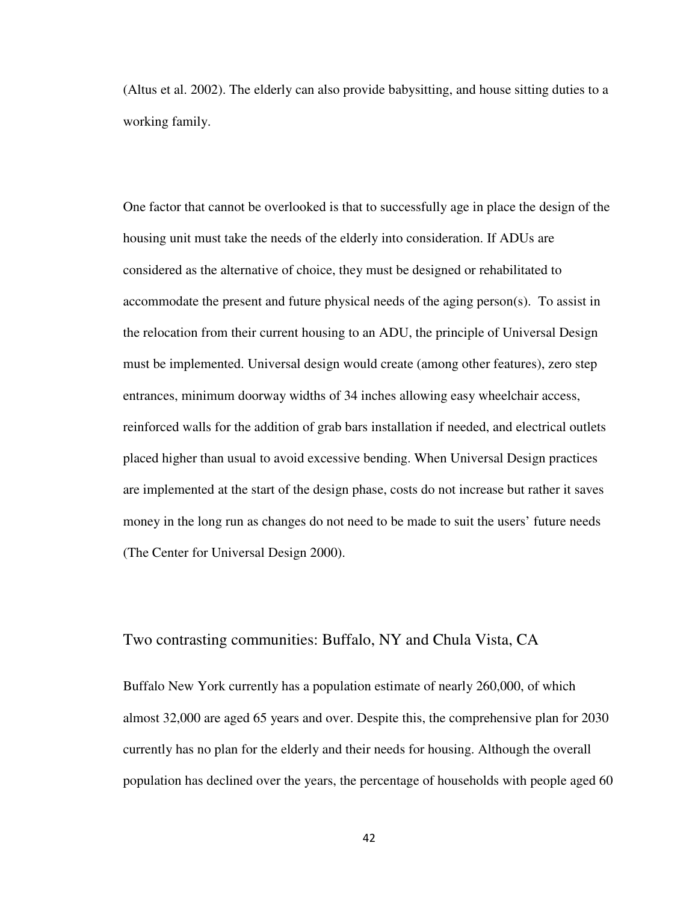(Altus et al. 2002). The elderly can also provide babysitting, and house sitting duties to a working family.

One factor that cannot be overlooked is that to successfully age in place the design of the housing unit must take the needs of the elderly into consideration. If ADUs are considered as the alternative of choice, they must be designed or rehabilitated to accommodate the present and future physical needs of the aging person(s). To assist in the relocation from their current housing to an ADU, the principle of Universal Design must be implemented. Universal design would create (among other features), zero step entrances, minimum doorway widths of 34 inches allowing easy wheelchair access, reinforced walls for the addition of grab bars installation if needed, and electrical outlets placed higher than usual to avoid excessive bending. When Universal Design practices are implemented at the start of the design phase, costs do not increase but rather it saves money in the long run as changes do not need to be made to suit the users' future needs (The Center for Universal Design 2000).

## Two contrasting communities: Buffalo, NY and Chula Vista, CA

Buffalo New York currently has a population estimate of nearly 260,000, of which almost 32,000 are aged 65 years and over. Despite this, the comprehensive plan for 2030 currently has no plan for the elderly and their needs for housing. Although the overall population has declined over the years, the percentage of households with people aged 60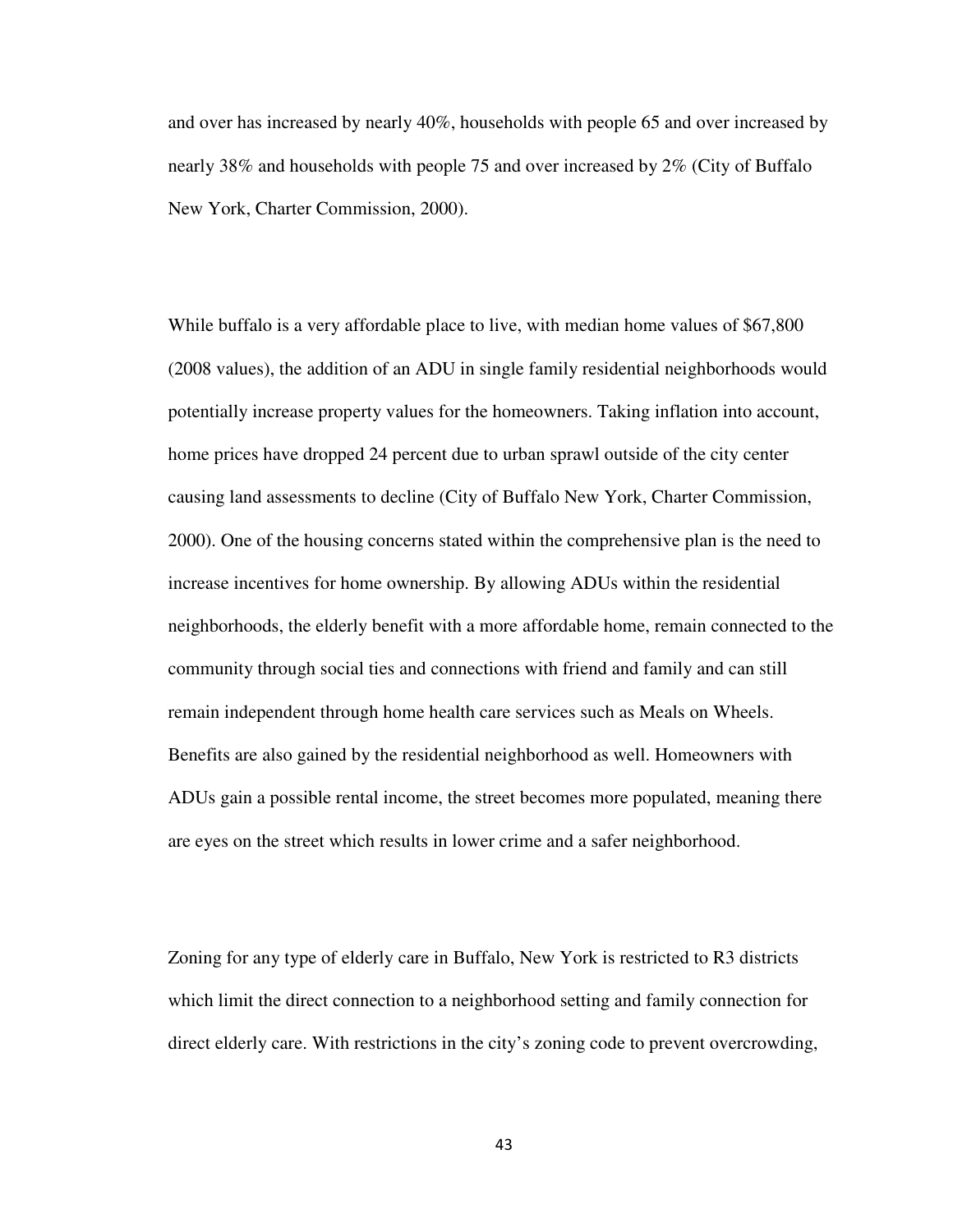and over has increased by nearly 40%, households with people 65 and over increased by nearly 38% and households with people 75 and over increased by 2% (City of Buffalo New York, Charter Commission, 2000).

While buffalo is a very affordable place to live, with median home values of $67,800 (2008 values), the addition of an ADU in single family residential neighborhoods would potentially increase property values for the homeowners. Taking inflation into account, home prices have dropped 24 percent due to urban sprawl outside of the city center causing land assessments to decline (City of Buffalo New York, Charter Commission, 2000). One of the housing concerns stated within the comprehensive plan is the need to increase incentives for home ownership. By allowing ADUs within the residential neighborhoods, the elderly benefit with a more affordable home, remain connected to the community through social ties and connections with friend and family and can still remain independent through home health care services such as Meals on Wheels. Benefits are also gained by the residential neighborhood as well. Homeowners with ADUs gain a possible rental income, the street becomes more populated, meaning there are eyes on the street which results in lower crime and a safer neighborhood.

Zoning for any type of elderly care in Buffalo, New York is restricted to R3 districts which limit the direct connection to a neighborhood setting and family connection for direct elderly care. With restrictions in the city's zoning code to prevent overcrowding,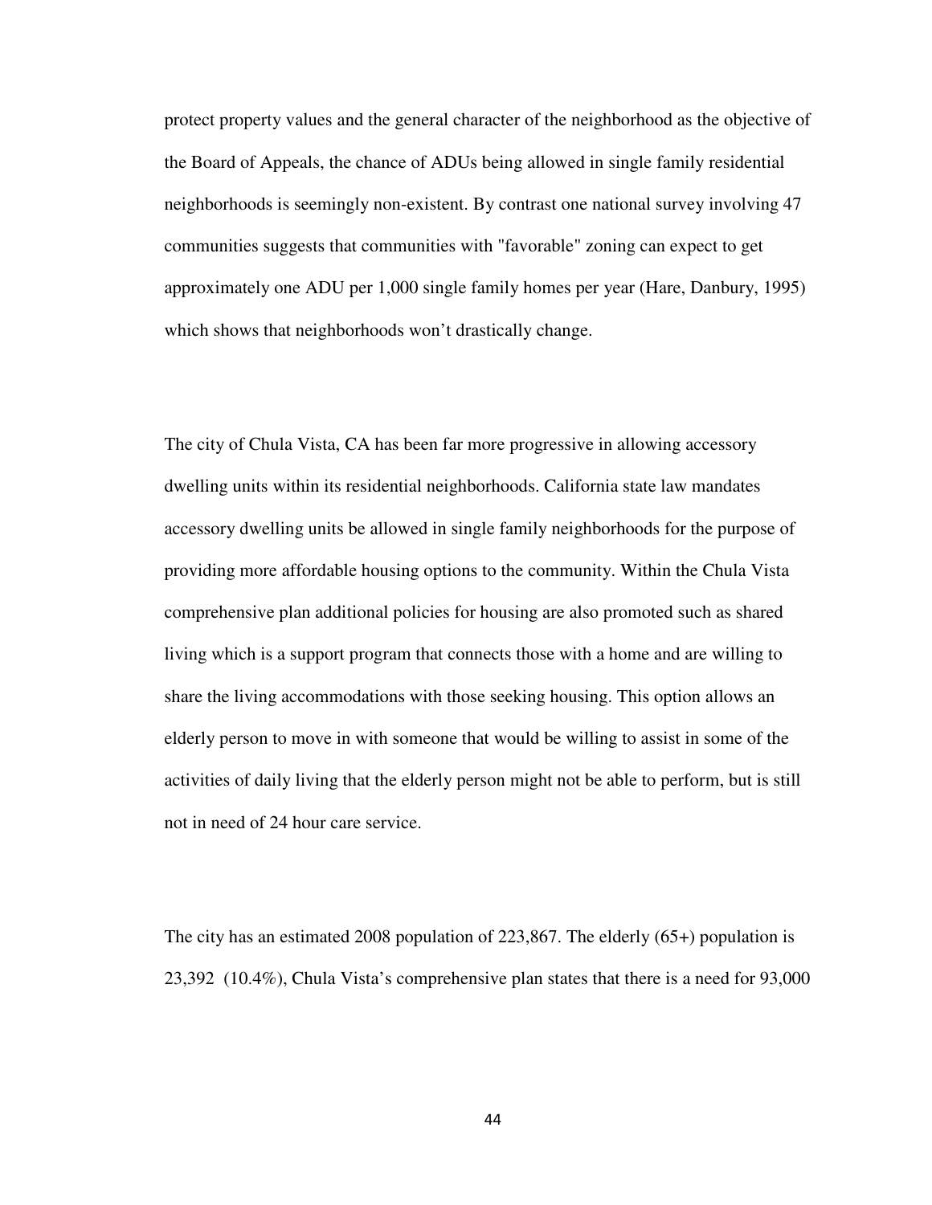protect property values and the general character of the neighborhood as the objective of the Board of Appeals, the chance of ADUs being allowed in single family residential neighborhoods is seemingly non-existent. By contrast one national survey involving 47 communities suggests that communities with "favorable" zoning can expect to get approximately one ADU per 1,000 single family homes per year (Hare, Danbury, 1995) which shows that neighborhoods won't drastically change.

The city of Chula Vista, CA has been far more progressive in allowing accessory dwelling units within its residential neighborhoods. California state law mandates accessory dwelling units be allowed in single family neighborhoods for the purpose of providing more affordable housing options to the community. Within the Chula Vista comprehensive plan additional policies for housing are also promoted such as shared living which is a support program that connects those with a home and are willing to share the living accommodations with those seeking housing. This option allows an elderly person to move in with someone that would be willing to assist in some of the activities of daily living that the elderly person might not be able to perform, but is still not in need of 24 hour care service.

The city has an estimated 2008 population of 223,867. The elderly (65+) population is 23,392 (10.4%), Chula Vista's comprehensive plan states that there is a need for 93,000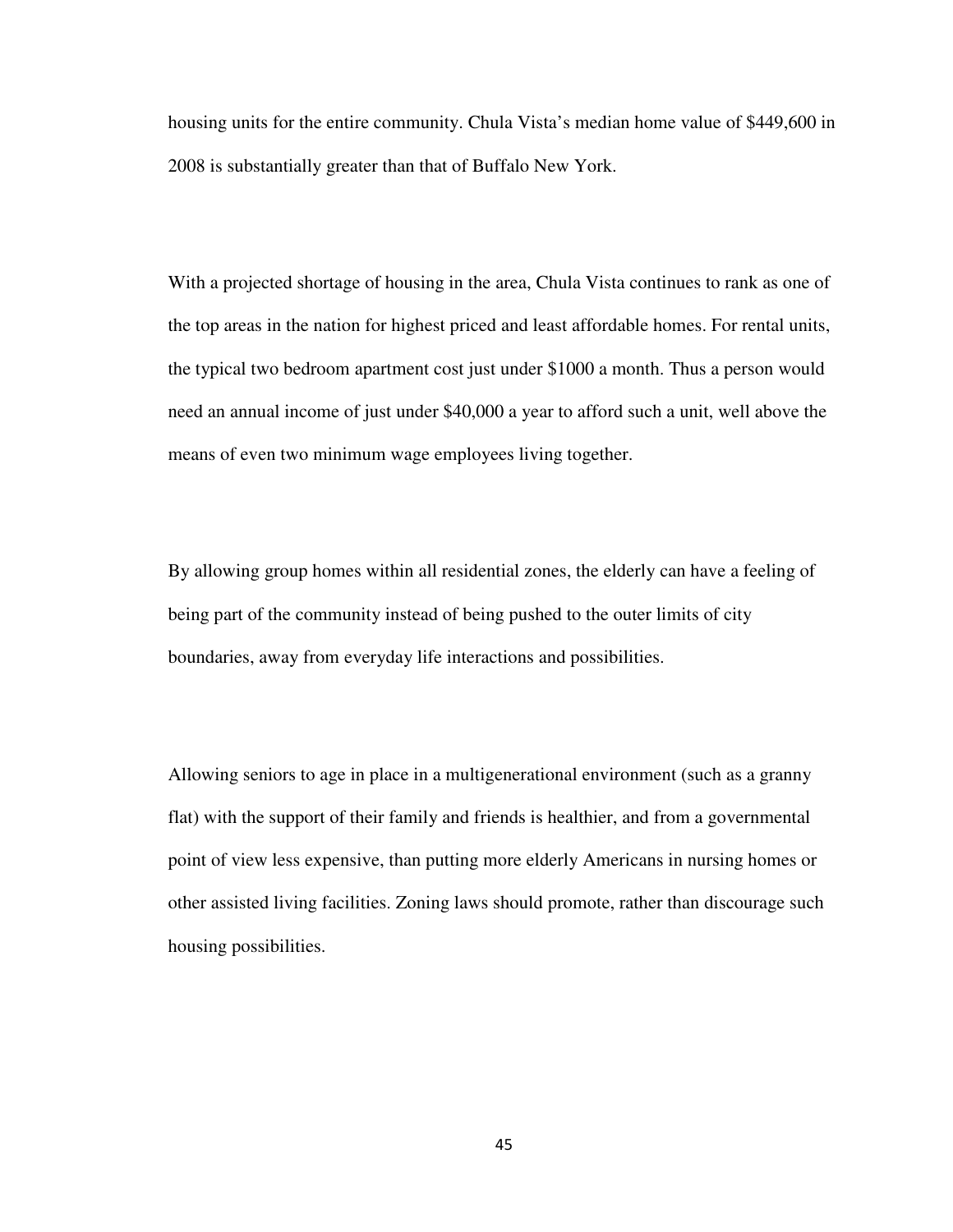housing units for the entire community. Chula Vista's median home value of $449,600 in 2008 is substantially greater than that of Buffalo New York.

With a projected shortage of housing in the area, Chula Vista continues to rank as one of the top areas in the nation for highest priced and least affordable homes. For rental units, the typical two bedroom apartment cost just under $1000 a month. Thus a person would need an annual income of just under $40,000 a year to afford such a unit, well above the means of even two minimum wage employees living together.

By allowing group homes within all residential zones, the elderly can have a feeling of being part of the community instead of being pushed to the outer limits of city boundaries, away from everyday life interactions and possibilities.

Allowing seniors to age in place in a multigenerational environment (such as a granny flat) with the support of their family and friends is healthier, and from a governmental point of view less expensive, than putting more elderly Americans in nursing homes or other assisted living facilities. Zoning laws should promote, rather than discourage such housing possibilities.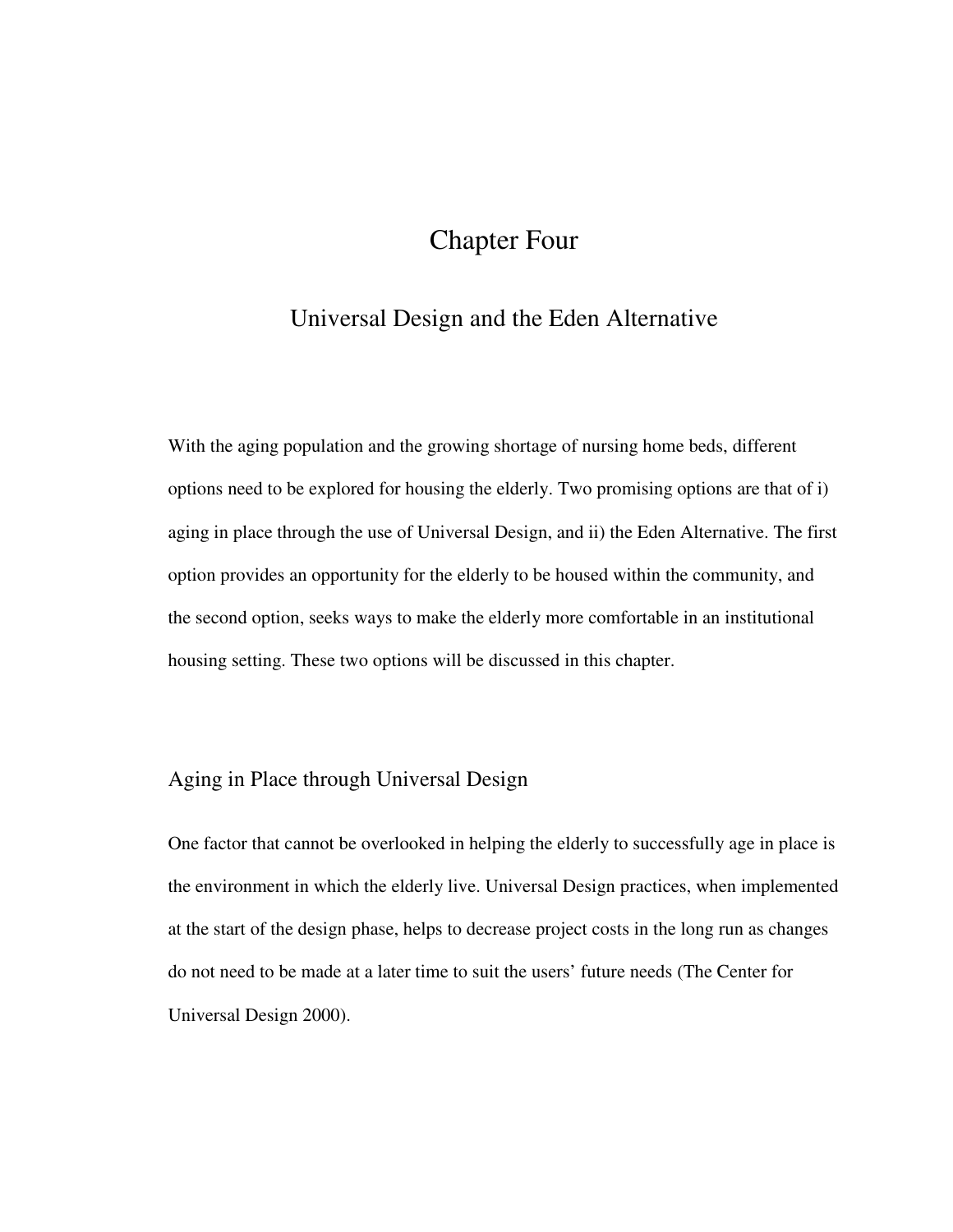# Chapter Four

## Universal Design and the Eden Alternative

With the aging population and the growing shortage of nursing home beds, different options need to be explored for housing the elderly. Two promising options are that of i) aging in place through the use of Universal Design, and ii) the Eden Alternative. The first option provides an opportunity for the elderly to be housed within the community, and the second option, seeks ways to make the elderly more comfortable in an institutional housing setting. These two options will be discussed in this chapter.

### Aging in Place through Universal Design

One factor that cannot be overlooked in helping the elderly to successfully age in place is the environment in which the elderly live. Universal Design practices, when implemented at the start of the design phase, helps to decrease project costs in the long run as changes do not need to be made at a later time to suit the users' future needs (The Center for Universal Design 2000).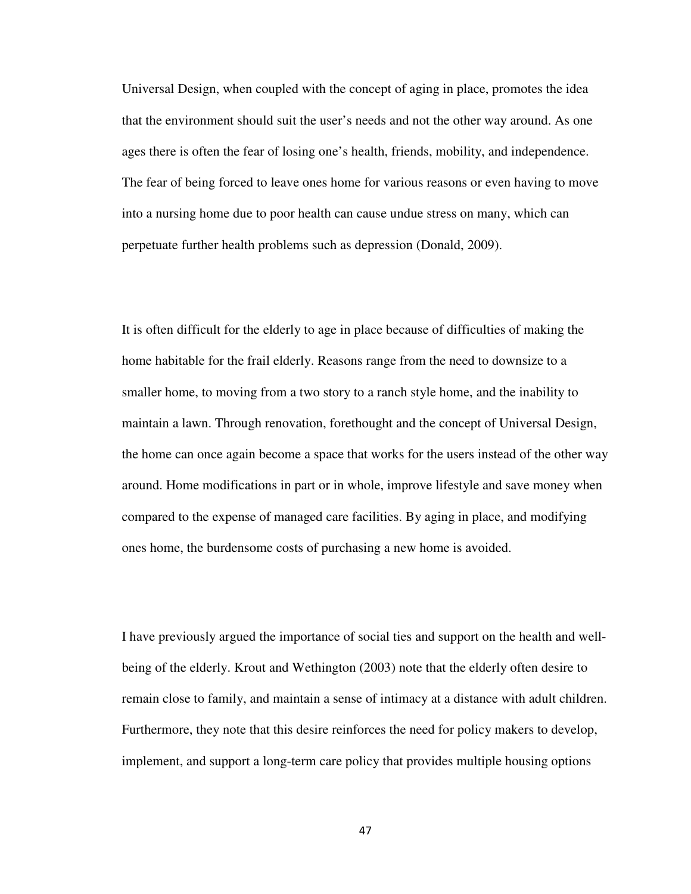Universal Design, when coupled with the concept of aging in place, promotes the idea that the environment should suit the user's needs and not the other way around. As one ages there is often the fear of losing one's health, friends, mobility, and independence. The fear of being forced to leave ones home for various reasons or even having to move into a nursing home due to poor health can cause undue stress on many, which can perpetuate further health problems such as depression (Donald, 2009).

It is often difficult for the elderly to age in place because of difficulties of making the home habitable for the frail elderly. Reasons range from the need to downsize to a smaller home, to moving from a two story to a ranch style home, and the inability to maintain a lawn. Through renovation, forethought and the concept of Universal Design, the home can once again become a space that works for the users instead of the other way around. Home modifications in part or in whole, improve lifestyle and save money when compared to the expense of managed care facilities. By aging in place, and modifying ones home, the burdensome costs of purchasing a new home is avoided.

I have previously argued the importance of social ties and support on the health and well-being of the elderly. Krout and Wethington (2003) note that the elderly often desire to remain close to family, and maintain a sense of intimacy at a distance with adult children. Furthermore, they note that this desire reinforces the need for policy makers to develop, implement, and support a long-term care policy that provides multiple housing options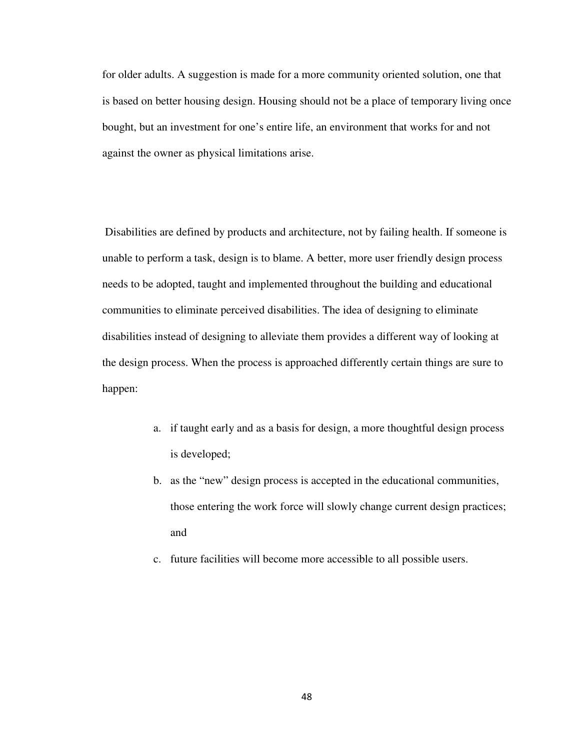for older adults. A suggestion is made for a more community oriented solution, one that is based on better housing design. Housing should not be a place of temporary living once bought, but an investment for one's entire life, an environment that works for and not against the owner as physical limitations arise.

Disabilities are defined by products and architecture, not by failing health. If someone is unable to perform a task, design is to blame. A better, more user friendly design process needs to be adopted, taught and implemented throughout the building and educational communities to eliminate perceived disabilities. The idea of designing to eliminate disabilities instead of designing to alleviate them provides a different way of looking at the design process. When the process is approached differently certain things are sure to happen:

a. if taught early and as a basis for design, a more thoughtful design process is developed;
b. as the "new" design process is accepted in the educational communities, those entering the work force will slowly change current design practices; and
c. future facilities will become more accessible to all possible users.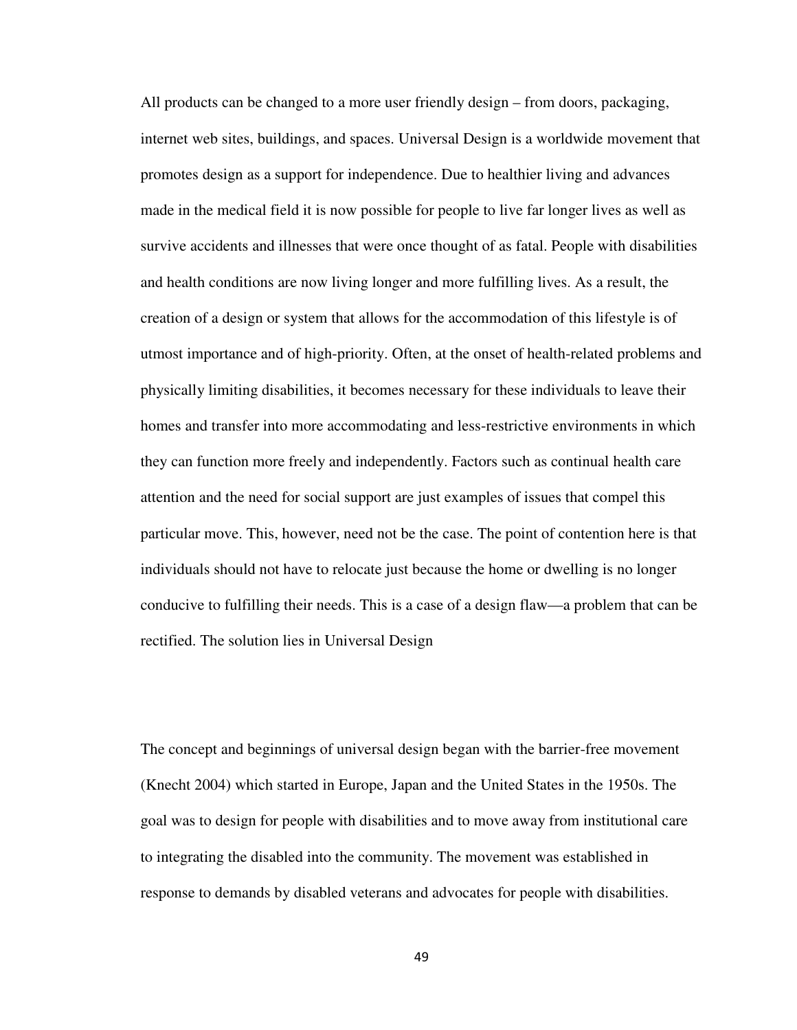All products can be changed to a more user friendly design – from doors, packaging, internet web sites, buildings, and spaces. Universal Design is a worldwide movement that promotes design as a support for independence. Due to healthier living and advances made in the medical field it is now possible for people to live far longer lives as well as survive accidents and illnesses that were once thought of as fatal. People with disabilities and health conditions are now living longer and more fulfilling lives. As a result, the creation of a design or system that allows for the accommodation of this lifestyle is of utmost importance and of high-priority. Often, at the onset of health-related problems and physically limiting disabilities, it becomes necessary for these individuals to leave their homes and transfer into more accommodating and less-restrictive environments in which they can function more freely and independently. Factors such as continual health care attention and the need for social support are just examples of issues that compel this particular move. This, however, need not be the case. The point of contention here is that individuals should not have to relocate just because the home or dwelling is no longer conducive to fulfilling their needs. This is a case of a design flaw—a problem that can be rectified. The solution lies in Universal Design

The concept and beginnings of universal design began with the barrier-free movement (Knecht 2004) which started in Europe, Japan and the United States in the 1950s. The goal was to design for people with disabilities and to move away from institutional care to integrating the disabled into the community. The movement was established in response to demands by disabled veterans and advocates for people with disabilities.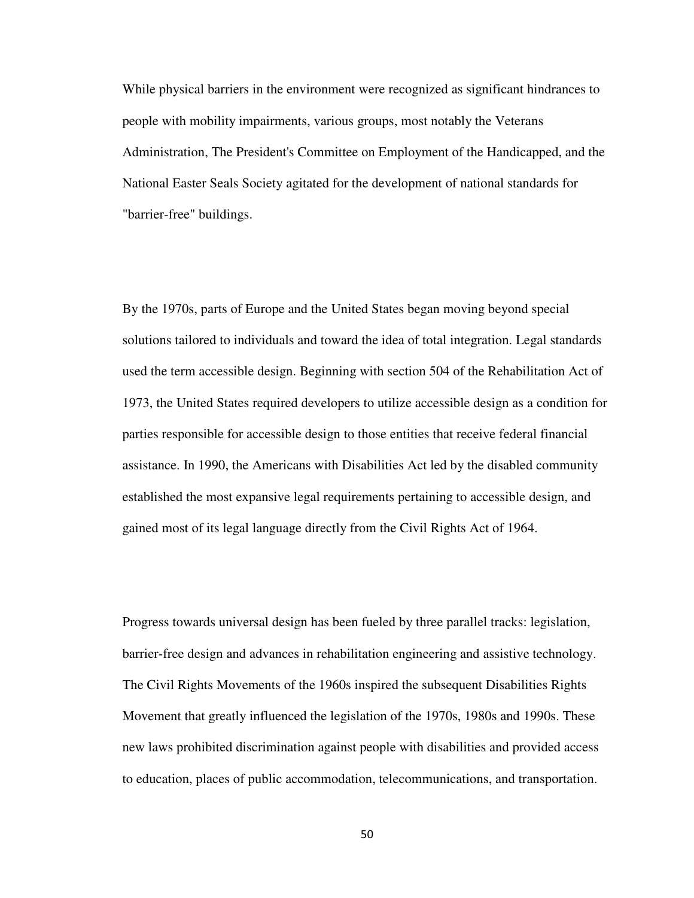While physical barriers in the environment were recognized as significant hindrances to people with mobility impairments, various groups, most notably the Veterans Administration, The President's Committee on Employment of the Handicapped, and the National Easter Seals Society agitated for the development of national standards for "barrier-free" buildings.

By the 1970s, parts of Europe and the United States began moving beyond special solutions tailored to individuals and toward the idea of total integration. Legal standards used the term accessible design. Beginning with section 504 of the Rehabilitation Act of 1973, the United States required developers to utilize accessible design as a condition for parties responsible for accessible design to those entities that receive federal financial assistance. In 1990, the Americans with Disabilities Act led by the disabled community established the most expansive legal requirements pertaining to accessible design, and gained most of its legal language directly from the Civil Rights Act of 1964.

Progress towards universal design has been fueled by three parallel tracks: legislation, barrier-free design and advances in rehabilitation engineering and assistive technology. The Civil Rights Movements of the 1960s inspired the subsequent Disabilities Rights Movement that greatly influenced the legislation of the 1970s, 1980s and 1990s. These new laws prohibited discrimination against people with disabilities and provided access to education, places of public accommodation, telecommunications, and transportation.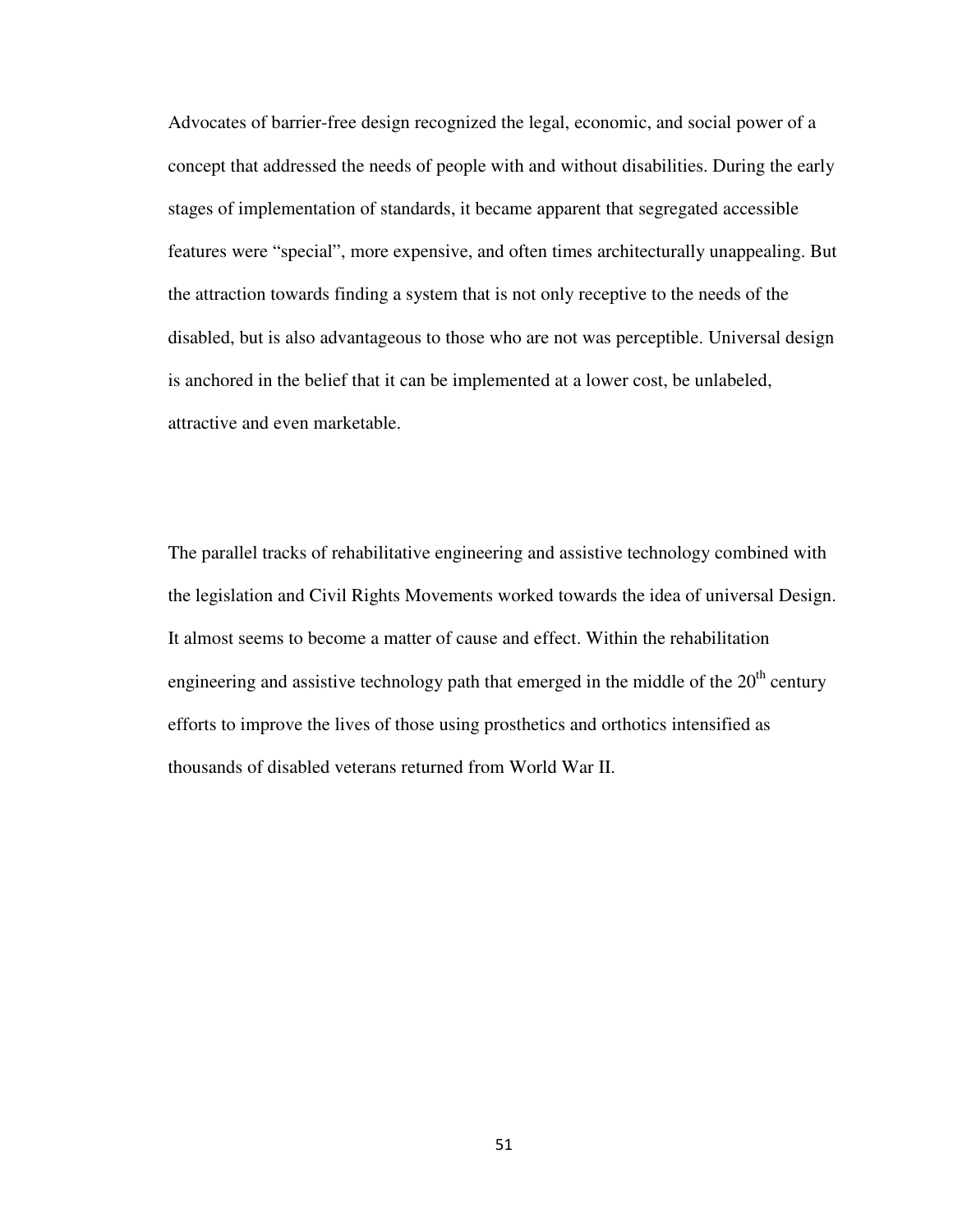Advocates of barrier-free design recognized the legal, economic, and social power of a concept that addressed the needs of people with and without disabilities. During the early stages of implementation of standards, it became apparent that segregated accessible features were "special", more expensive, and often times architecturally unappealing. But the attraction towards finding a system that is not only receptive to the needs of the disabled, but is also advantageous to those who are not was perceptible. Universal design is anchored in the belief that it can be implemented at a lower cost, be unlabeled, attractive and even marketable.

The parallel tracks of rehabilitative engineering and assistive technology combined with the legislation and Civil Rights Movements worked towards the idea of universal Design. It almost seems to become a matter of cause and effect. Within the rehabilitation engineering and assistive technology path that emerged in the middle of the 20$^{th}$ century efforts to improve the lives of those using prosthetics and orthotics intensified as thousands of disabled veterans returned from World War II.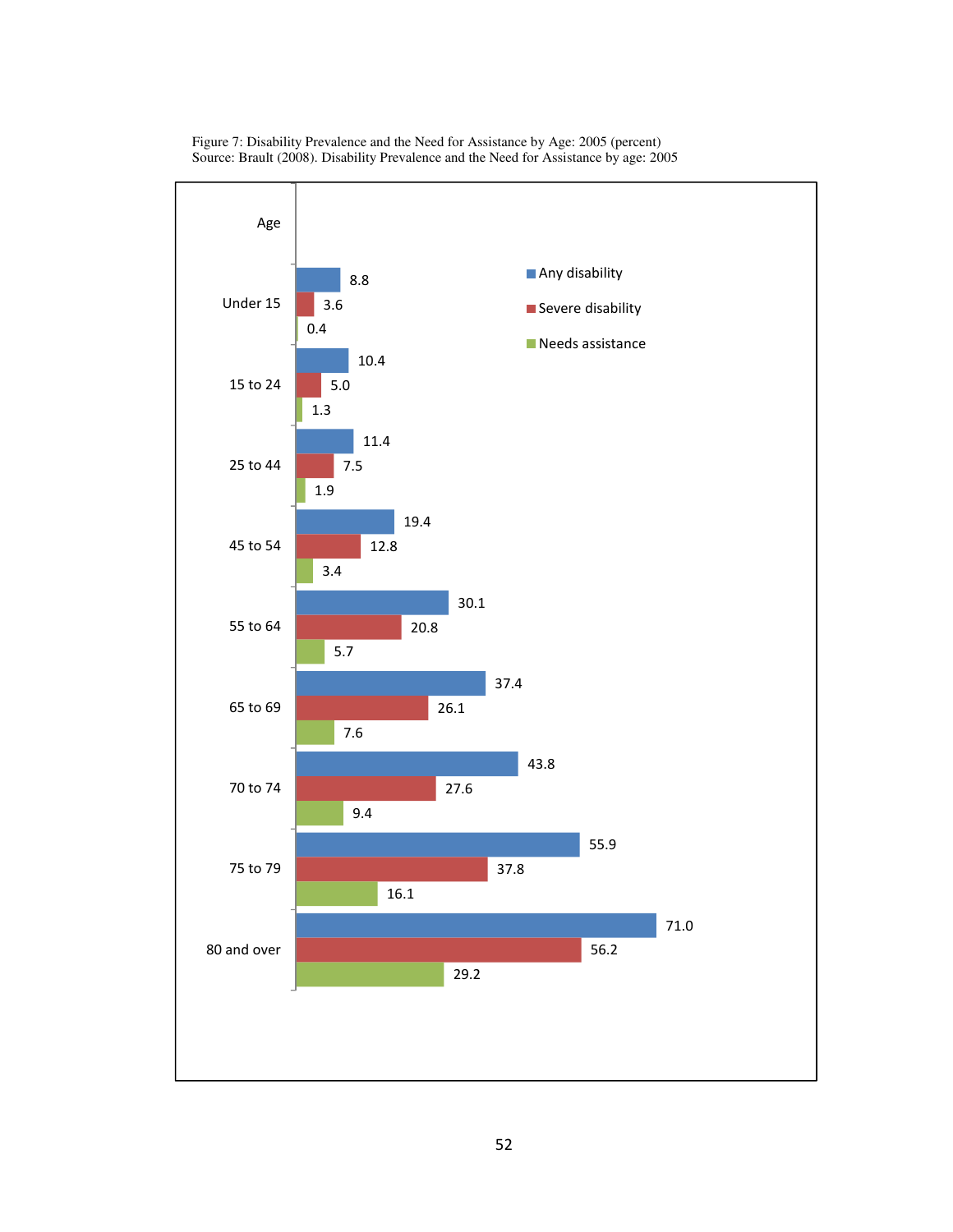Figure 7: Disability Prevalence and the Need for Assistance by Age: 2005 (percent)
Source: Brault (2008). Disability Prevalence and the Need for Assistance by age: 2005

| Age | Any disability | Severe disability | Needs assistance |
| --- | --- | --- | --- |
| Under 15 | 8.8 | 3.6 | 0.4 |
| 15 to 24 | 10.4 | 5.0 | 1.3 |
| 25 to 44 | 11.4 | 7.5 | 1.9 |
| 45 to 54 | 19.4 | 12.8 | 3.4 |
| 55 to 64 | 30.1 | 20.8 | 5.7 |
| 65 to 69 | 37.4 | 26.1 | 7.6 |
| 70 to 74 | 43.8 | 27.6 | 9.4 |
| 75 to 79 | 55.9 | 37.8 | 16.1 |
| 80 and over | 71.0 | 56.2 | 29.2 |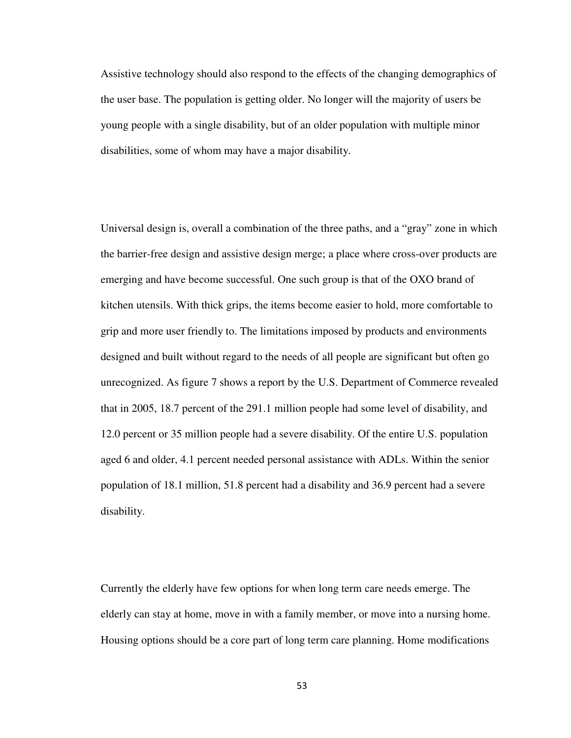Assistive technology should also respond to the effects of the changing demographics of the user base. The population is getting older. No longer will the majority of users be young people with a single disability, but of an older population with multiple minor disabilities, some of whom may have a major disability.

Universal design is, overall a combination of the three paths, and a "gray" zone in which the barrier-free design and assistive design merge; a place where cross-over products are emerging and have become successful. One such group is that of the OXO brand of kitchen utensils. With thick grips, the items become easier to hold, more comfortable to grip and more user friendly to. The limitations imposed by products and environments designed and built without regard to the needs of all people are significant but often go unrecognized. As figure 7 shows a report by the U.S. Department of Commerce revealed that in 2005, 18.7 percent of the 291.1 million people had some level of disability, and 12.0 percent or 35 million people had a severe disability. Of the entire U.S. population aged 6 and older, 4.1 percent needed personal assistance with ADLs. Within the senior population of 18.1 million, 51.8 percent had a disability and 36.9 percent had a severe disability.

Currently the elderly have few options for when long term care needs emerge. The elderly can stay at home, move in with a family member, or move into a nursing home. Housing options should be a core part of long term care planning. Home modifications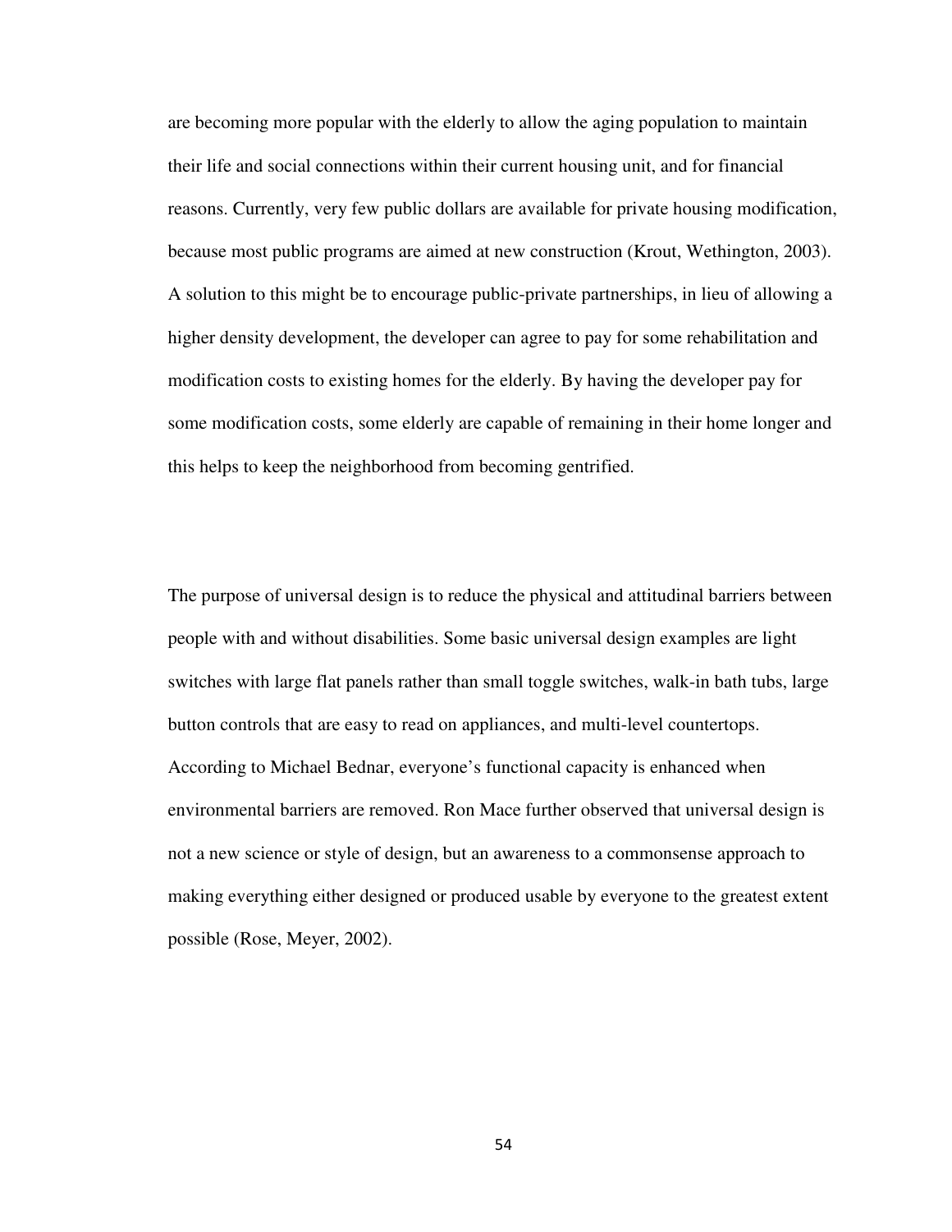are becoming more popular with the elderly to allow the aging population to maintain their life and social connections within their current housing unit, and for financial reasons. Currently, very few public dollars are available for private housing modification, because most public programs are aimed at new construction (Krout, Wethington, 2003). A solution to this might be to encourage public-private partnerships, in lieu of allowing a higher density development, the developer can agree to pay for some rehabilitation and modification costs to existing homes for the elderly. By having the developer pay for some modification costs, some elderly are capable of remaining in their home longer and this helps to keep the neighborhood from becoming gentrified.

The purpose of universal design is to reduce the physical and attitudinal barriers between people with and without disabilities. Some basic universal design examples are light switches with large flat panels rather than small toggle switches, walk-in bath tubs, large button controls that are easy to read on appliances, and multi-level countertops. According to Michael Bednar, everyone's functional capacity is enhanced when environmental barriers are removed. Ron Mace further observed that universal design is not a new science or style of design, but an awareness to a commonsense approach to making everything either designed or produced usable by everyone to the greatest extent possible (Rose, Meyer, 2002).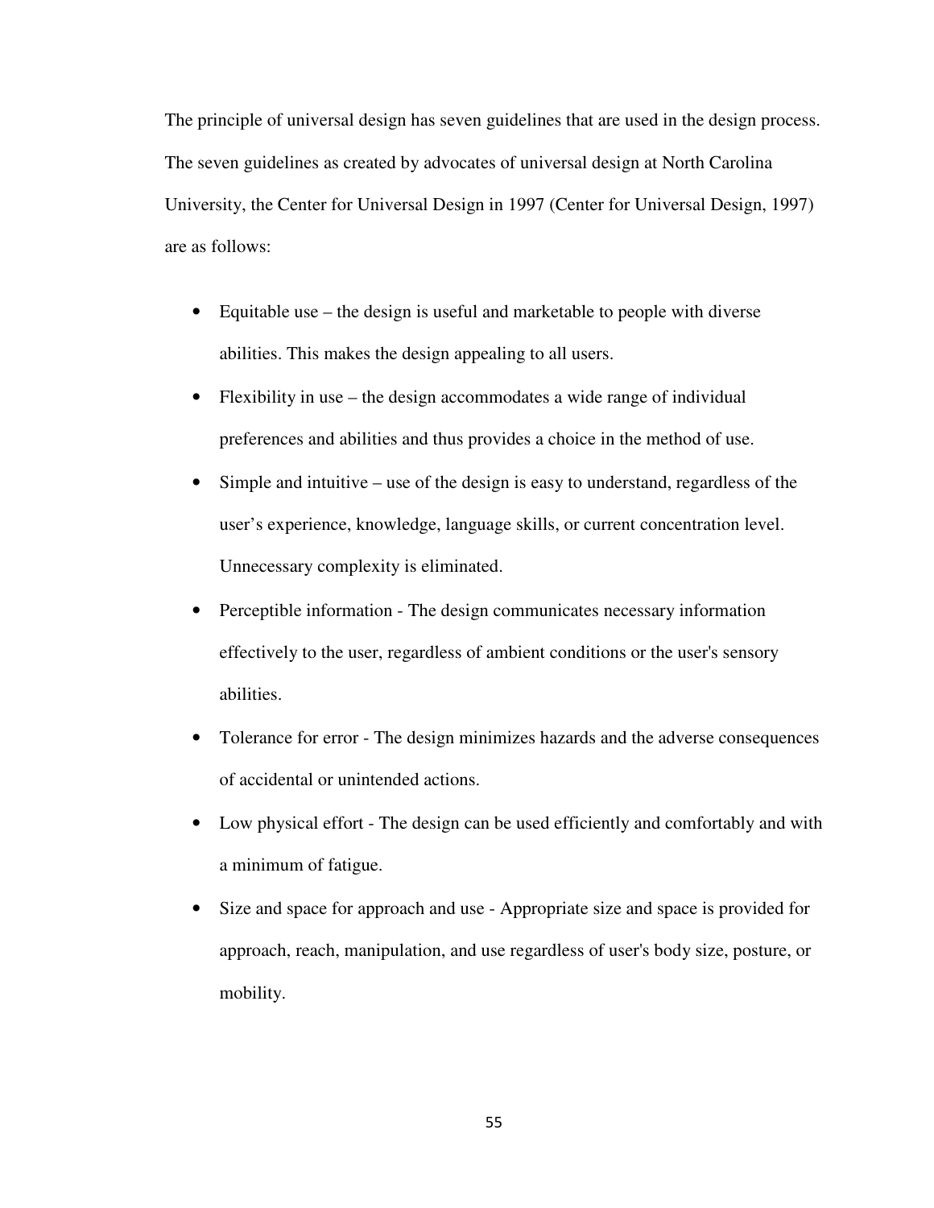The principle of universal design has seven guidelines that are used in the design process. The seven guidelines as created by advocates of universal design at North Carolina University, the Center for Universal Design in 1997 (Center for Universal Design, 1997) are as follows:

- Equitable use – the design is useful and marketable to people with diverse abilities. This makes the design appealing to all users.
- Flexibility in use – the design accommodates a wide range of individual preferences and abilities and thus provides a choice in the method of use.
- Simple and intuitive – use of the design is easy to understand, regardless of the user's experience, knowledge, language skills, or current concentration level. Unnecessary complexity is eliminated.
- Perceptible information - The design communicates necessary information effectively to the user, regardless of ambient conditions or the user's sensory abilities.
- Tolerance for error - The design minimizes hazards and the adverse consequences of accidental or unintended actions.
- Low physical effort - The design can be used efficiently and comfortably and with a minimum of fatigue.
- Size and space for approach and use - Appropriate size and space is provided for approach, reach, manipulation, and use regardless of user's body size, posture, or mobility.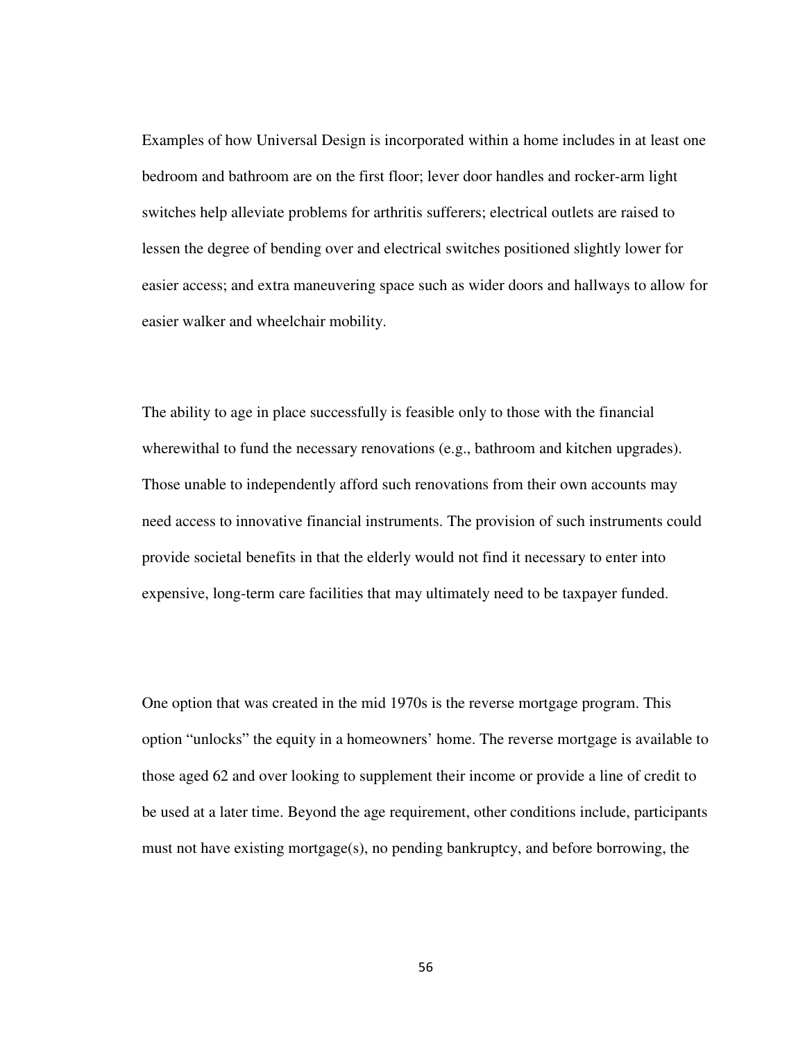Examples of how Universal Design is incorporated within a home includes in at least one bedroom and bathroom are on the first floor; lever door handles and rocker-arm light switches help alleviate problems for arthritis sufferers; electrical outlets are raised to lessen the degree of bending over and electrical switches positioned slightly lower for easier access; and extra maneuvering space such as wider doors and hallways to allow for easier walker and wheelchair mobility.

The ability to age in place successfully is feasible only to those with the financial wherewithal to fund the necessary renovations (e.g., bathroom and kitchen upgrades). Those unable to independently afford such renovations from their own accounts may need access to innovative financial instruments. The provision of such instruments could provide societal benefits in that the elderly would not find it necessary to enter into expensive, long-term care facilities that may ultimately need to be taxpayer funded.

One option that was created in the mid 1970s is the reverse mortgage program. This option "unlocks" the equity in a homeowners' home. The reverse mortgage is available to those aged 62 and over looking to supplement their income or provide a line of credit to be used at a later time. Beyond the age requirement, other conditions include, participants must not have existing mortgage(s), no pending bankruptcy, and before borrowing, the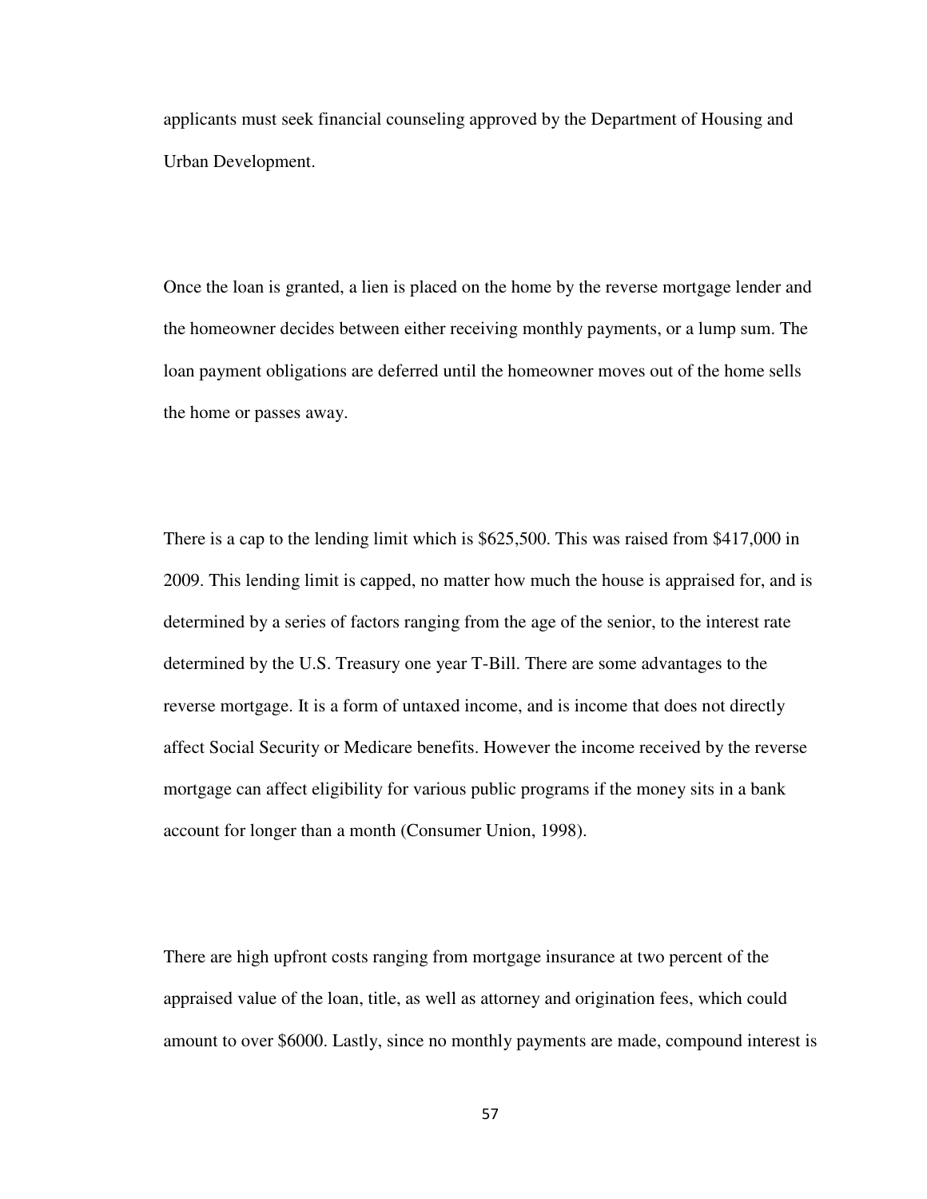applicants must seek financial counseling approved by the Department of Housing and Urban Development.

Once the loan is granted, a lien is placed on the home by the reverse mortgage lender and the homeowner decides between either receiving monthly payments, or a lump sum. The loan payment obligations are deferred until the homeowner moves out of the home sells the home or passes away.

There is a cap to the lending limit which is $625,500. This was raised from $417,000 in 2009. This lending limit is capped, no matter how much the house is appraised for, and is determined by a series of factors ranging from the age of the senior, to the interest rate determined by the U.S. Treasury one year T-Bill. There are some advantages to the reverse mortgage. It is a form of untaxed income, and is income that does not directly affect Social Security or Medicare benefits. However the income received by the reverse mortgage can affect eligibility for various public programs if the money sits in a bank account for longer than a month (Consumer Union, 1998).

There are high upfront costs ranging from mortgage insurance at two percent of the appraised value of the loan, title, as well as attorney and origination fees, which could amount to over $6000. Lastly, since no monthly payments are made, compound interest is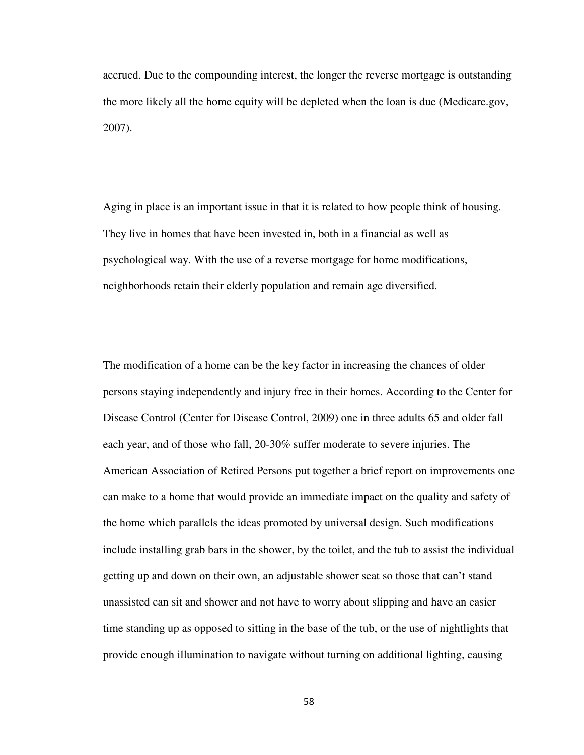accrued. Due to the compounding interest, the longer the reverse mortgage is outstanding the more likely all the home equity will be depleted when the loan is due (Medicare.gov, 2007).

Aging in place is an important issue in that it is related to how people think of housing. They live in homes that have been invested in, both in a financial as well as psychological way. With the use of a reverse mortgage for home modifications, neighborhoods retain their elderly population and remain age diversified.

The modification of a home can be the key factor in increasing the chances of older persons staying independently and injury free in their homes. According to the Center for Disease Control (Center for Disease Control, 2009) one in three adults 65 and older fall each year, and of those who fall, 20-30% suffer moderate to severe injuries. The American Association of Retired Persons put together a brief report on improvements one can make to a home that would provide an immediate impact on the quality and safety of the home which parallels the ideas promoted by universal design. Such modifications include installing grab bars in the shower, by the toilet, and the tub to assist the individual getting up and down on their own, an adjustable shower seat so those that can't stand unassisted can sit and shower and not have to worry about slipping and have an easier time standing up as opposed to sitting in the base of the tub, or the use of nightlights that provide enough illumination to navigate without turning on additional lighting, causing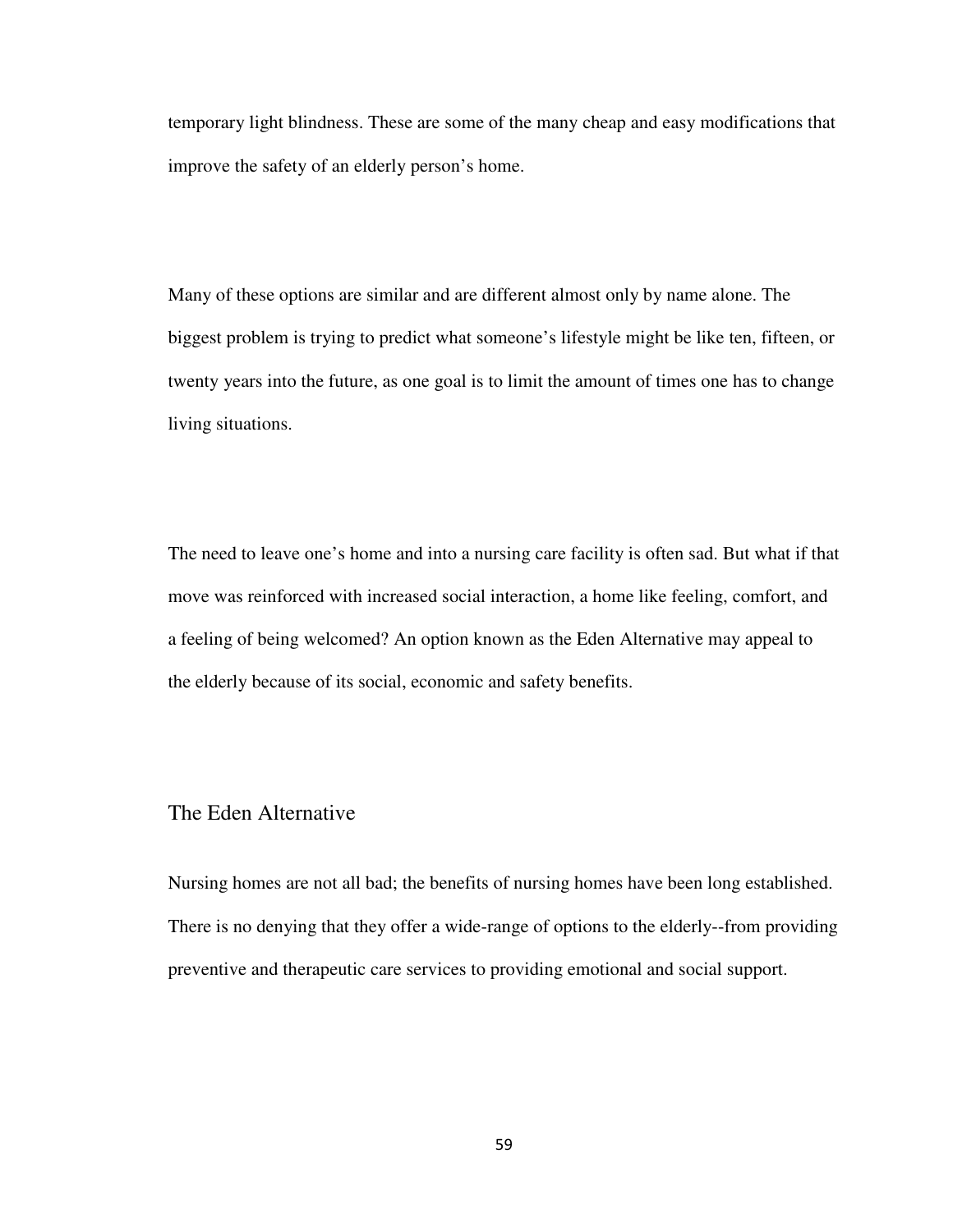temporary light blindness. These are some of the many cheap and easy modifications that improve the safety of an elderly person's home.

Many of these options are similar and are different almost only by name alone. The biggest problem is trying to predict what someone's lifestyle might be like ten, fifteen, or twenty years into the future, as one goal is to limit the amount of times one has to change living situations.

The need to leave one's home and into a nursing care facility is often sad. But what if that move was reinforced with increased social interaction, a home like feeling, comfort, and a feeling of being welcomed? An option known as the Eden Alternative may appeal to the elderly because of its social, economic and safety benefits.

## The Eden Alternative

Nursing homes are not all bad; the benefits of nursing homes have been long established. There is no denying that they offer a wide-range of options to the elderly--from providing preventive and therapeutic care services to providing emotional and social support.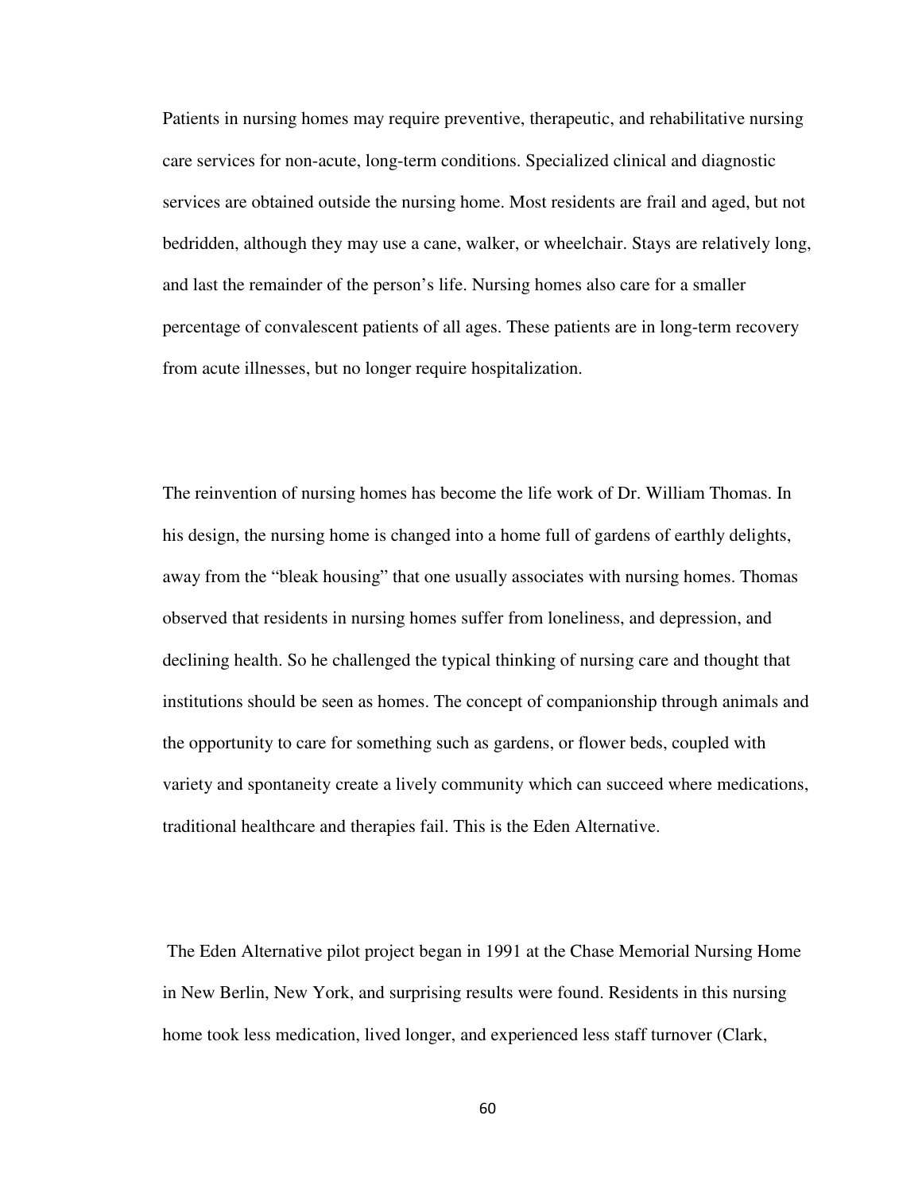Patients in nursing homes may require preventive, therapeutic, and rehabilitative nursing care services for non-acute, long-term conditions. Specialized clinical and diagnostic services are obtained outside the nursing home. Most residents are frail and aged, but not bedridden, although they may use a cane, walker, or wheelchair. Stays are relatively long, and last the remainder of the person's life. Nursing homes also care for a smaller percentage of convalescent patients of all ages. These patients are in long-term recovery from acute illnesses, but no longer require hospitalization.

The reinvention of nursing homes has become the life work of Dr. William Thomas. In his design, the nursing home is changed into a home full of gardens of earthly delights, away from the "bleak housing" that one usually associates with nursing homes. Thomas observed that residents in nursing homes suffer from loneliness, and depression, and declining health. So he challenged the typical thinking of nursing care and thought that institutions should be seen as homes. The concept of companionship through animals and the opportunity to care for something such as gardens, or flower beds, coupled with variety and spontaneity create a lively community which can succeed where medications, traditional healthcare and therapies fail. This is the Eden Alternative.

The Eden Alternative pilot project began in 1991 at the Chase Memorial Nursing Home in New Berlin, New York, and surprising results were found. Residents in this nursing home took less medication, lived longer, and experienced less staff turnover (Clark,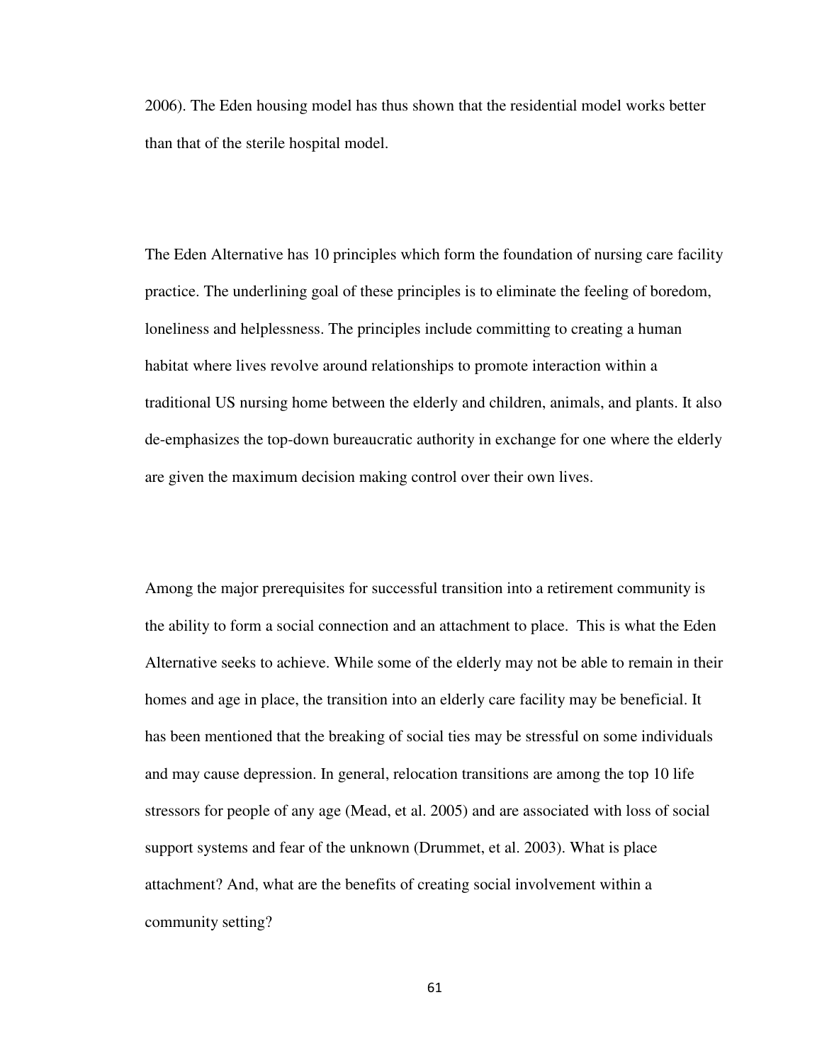2006). The Eden housing model has thus shown that the residential model works better than that of the sterile hospital model.

The Eden Alternative has 10 principles which form the foundation of nursing care facility practice. The underlining goal of these principles is to eliminate the feeling of boredom, loneliness and helplessness. The principles include committing to creating a human habitat where lives revolve around relationships to promote interaction within a traditional US nursing home between the elderly and children, animals, and plants. It also de-emphasizes the top-down bureaucratic authority in exchange for one where the elderly are given the maximum decision making control over their own lives.

Among the major prerequisites for successful transition into a retirement community is the ability to form a social connection and an attachment to place.  This is what the Eden Alternative seeks to achieve. While some of the elderly may not be able to remain in their homes and age in place, the transition into an elderly care facility may be beneficial. It has been mentioned that the breaking of social ties may be stressful on some individuals and may cause depression. In general, relocation transitions are among the top 10 life stressors for people of any age (Mead, et al. 2005) and are associated with loss of social support systems and fear of the unknown (Drummet, et al. 2003). What is place attachment? And, what are the benefits of creating social involvement within a community setting?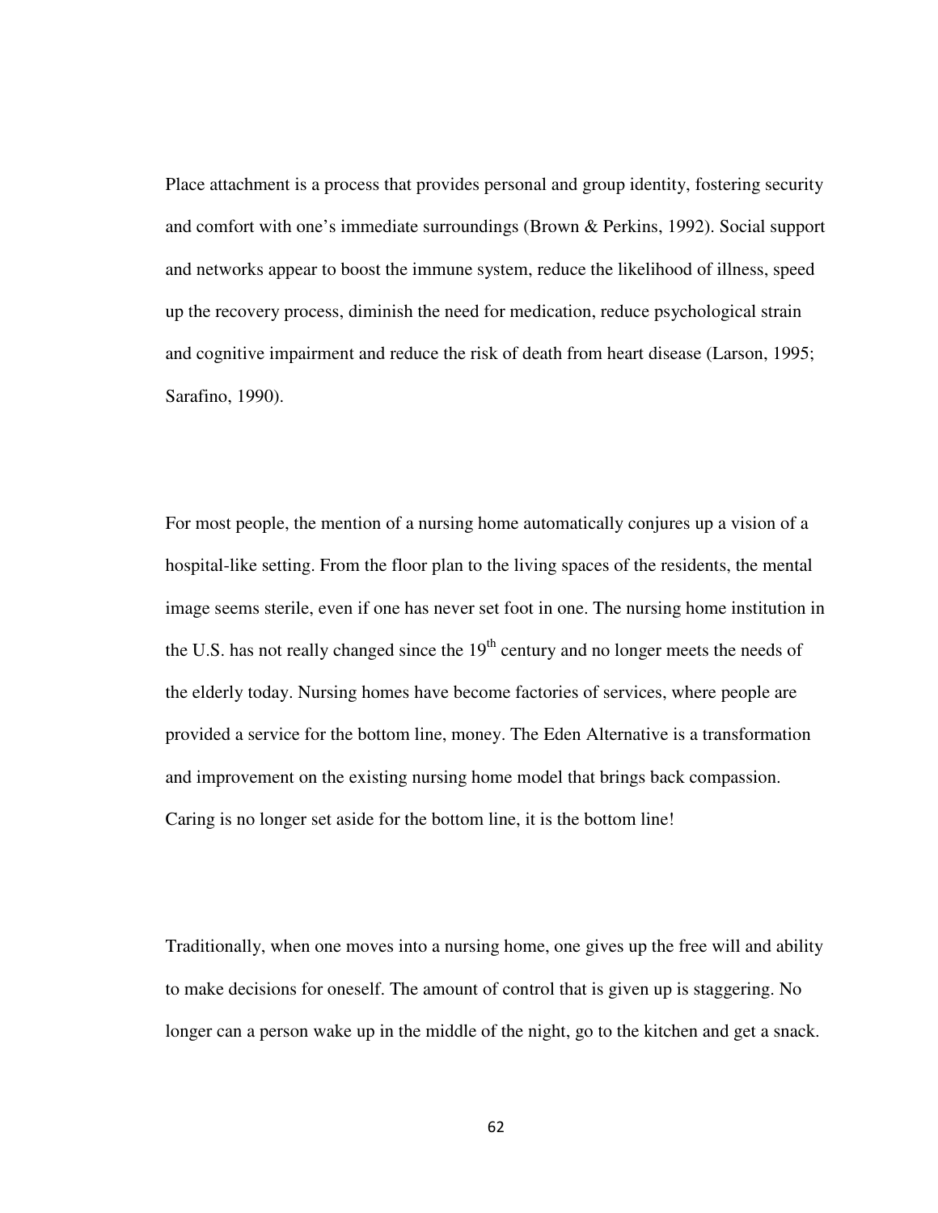Place attachment is a process that provides personal and group identity, fostering security and comfort with one's immediate surroundings (Brown & Perkins, 1992). Social support and networks appear to boost the immune system, reduce the likelihood of illness, speed up the recovery process, diminish the need for medication, reduce psychological strain and cognitive impairment and reduce the risk of death from heart disease (Larson, 1995; Sarafino, 1990).

For most people, the mention of a nursing home automatically conjures up a vision of a hospital-like setting. From the floor plan to the living spaces of the residents, the mental image seems sterile, even if one has never set foot in one. The nursing home institution in the U.S. has not really changed since the 19th century and no longer meets the needs of the elderly today. Nursing homes have become factories of services, where people are provided a service for the bottom line, money. The Eden Alternative is a transformation and improvement on the existing nursing home model that brings back compassion. Caring is no longer set aside for the bottom line, it is the bottom line!

Traditionally, when one moves into a nursing home, one gives up the free will and ability to make decisions for oneself. The amount of control that is given up is staggering. No longer can a person wake up in the middle of the night, go to the kitchen and get a snack.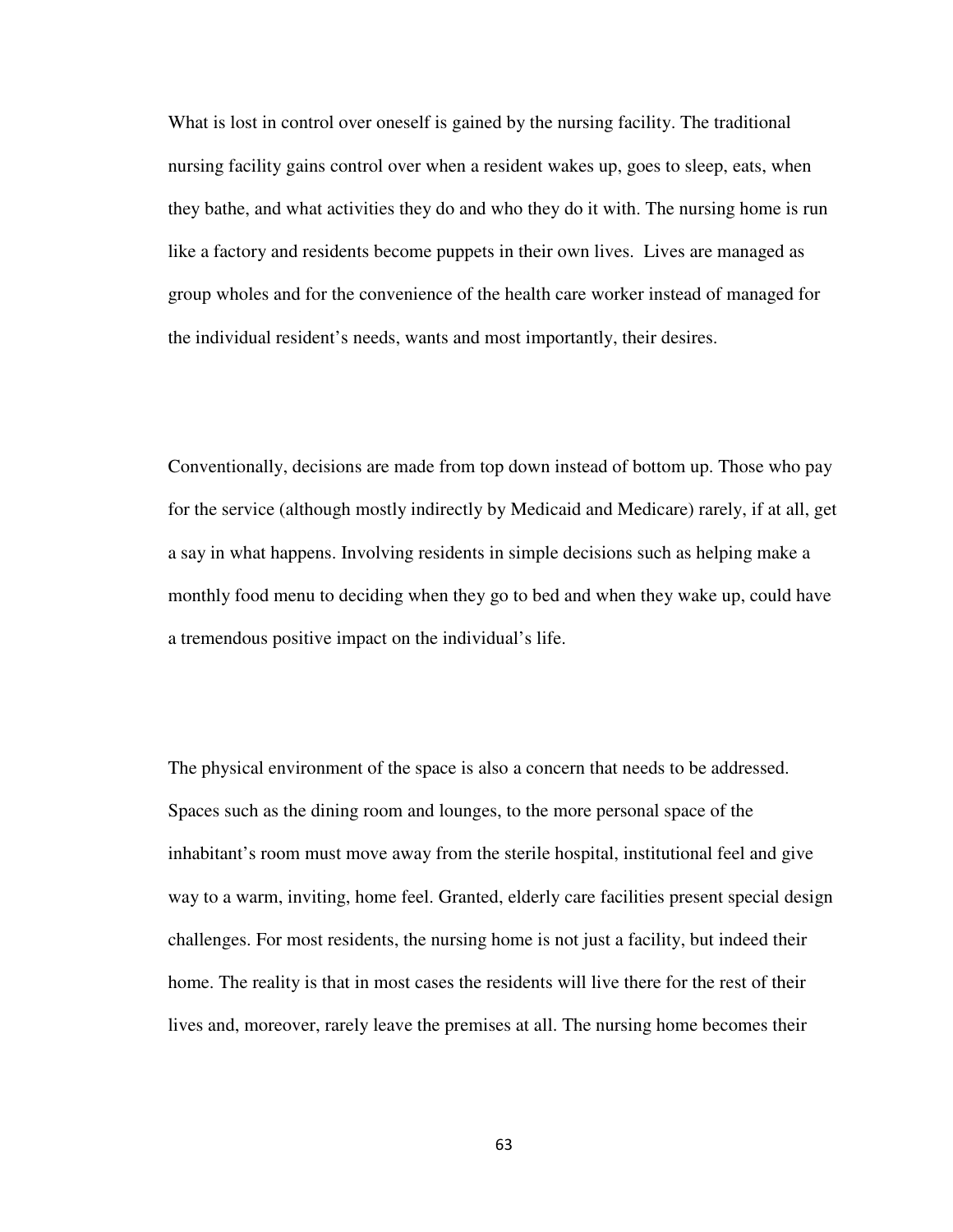What is lost in control over oneself is gained by the nursing facility. The traditional nursing facility gains control over when a resident wakes up, goes to sleep, eats, when they bathe, and what activities they do and who they do it with. The nursing home is run like a factory and residents become puppets in their own lives. Lives are managed as group wholes and for the convenience of the health care worker instead of managed for the individual resident's needs, wants and most importantly, their desires.

Conventionally, decisions are made from top down instead of bottom up. Those who pay for the service (although mostly indirectly by Medicaid and Medicare) rarely, if at all, get a say in what happens. Involving residents in simple decisions such as helping make a monthly food menu to deciding when they go to bed and when they wake up, could have a tremendous positive impact on the individual's life.

The physical environment of the space is also a concern that needs to be addressed. Spaces such as the dining room and lounges, to the more personal space of the inhabitant's room must move away from the sterile hospital, institutional feel and give way to a warm, inviting, home feel. Granted, elderly care facilities present special design challenges. For most residents, the nursing home is not just a facility, but indeed their home. The reality is that in most cases the residents will live there for the rest of their lives and, moreover, rarely leave the premises at all. The nursing home becomes their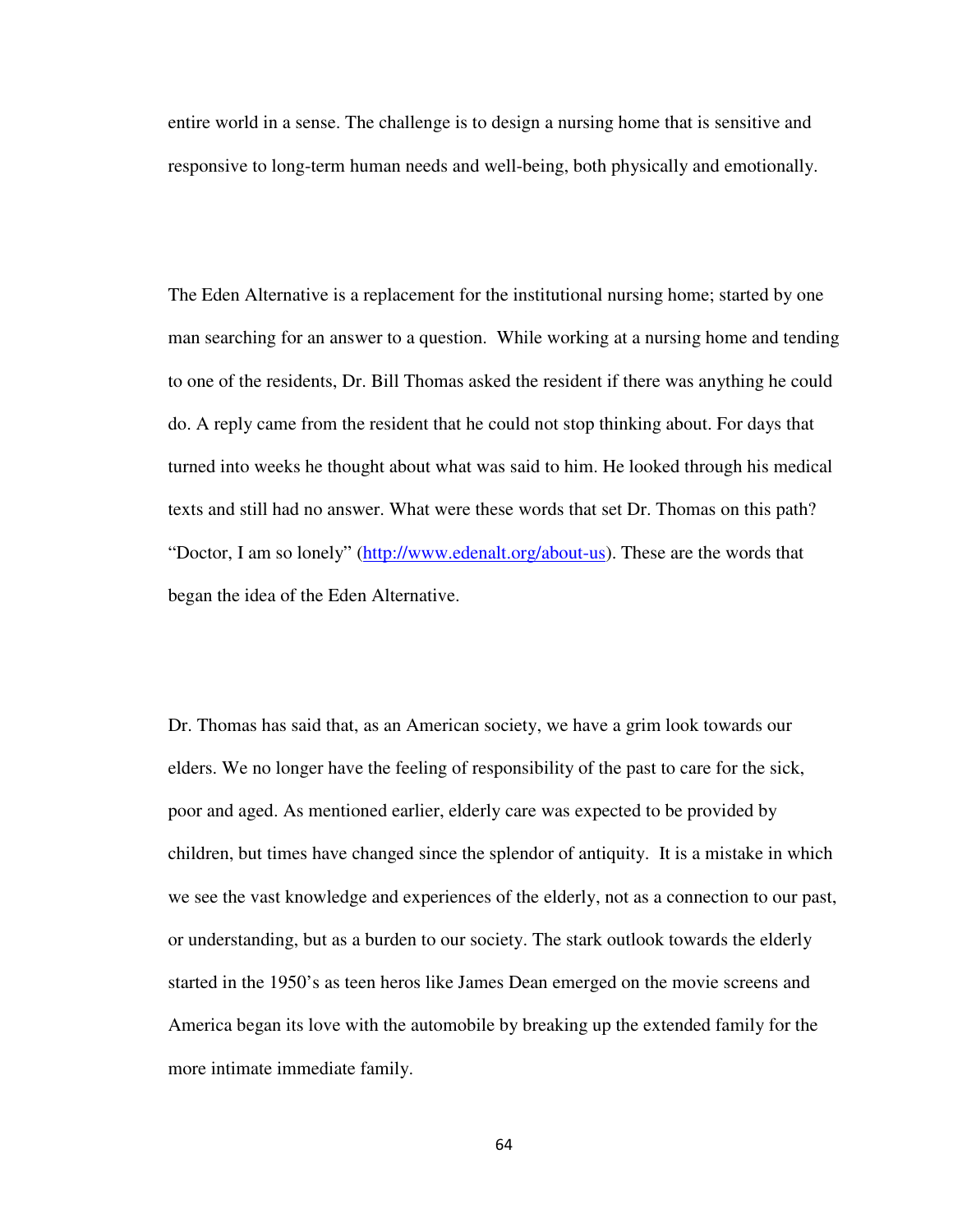entire world in a sense. The challenge is to design a nursing home that is sensitive and responsive to long-term human needs and well-being, both physically and emotionally.

The Eden Alternative is a replacement for the institutional nursing home; started by one man searching for an answer to a question.  While working at a nursing home and tending to one of the residents, Dr. Bill Thomas asked the resident if there was anything he could do. A reply came from the resident that he could not stop thinking about. For days that turned into weeks he thought about what was said to him. He looked through his medical texts and still had no answer. What were these words that set Dr. Thomas on this path? "Doctor, I am so lonely" (http://www.edenalt.org/about-us). These are the words that began the idea of the Eden Alternative.

Dr. Thomas has said that, as an American society, we have a grim look towards our elders. We no longer have the feeling of responsibility of the past to care for the sick, poor and aged. As mentioned earlier, elderly care was expected to be provided by children, but times have changed since the splendor of antiquity.  It is a mistake in which we see the vast knowledge and experiences of the elderly, not as a connection to our past, or understanding, but as a burden to our society. The stark outlook towards the elderly started in the 1950's as teen heros like James Dean emerged on the movie screens and America began its love with the automobile by breaking up the extended family for the more intimate immediate family.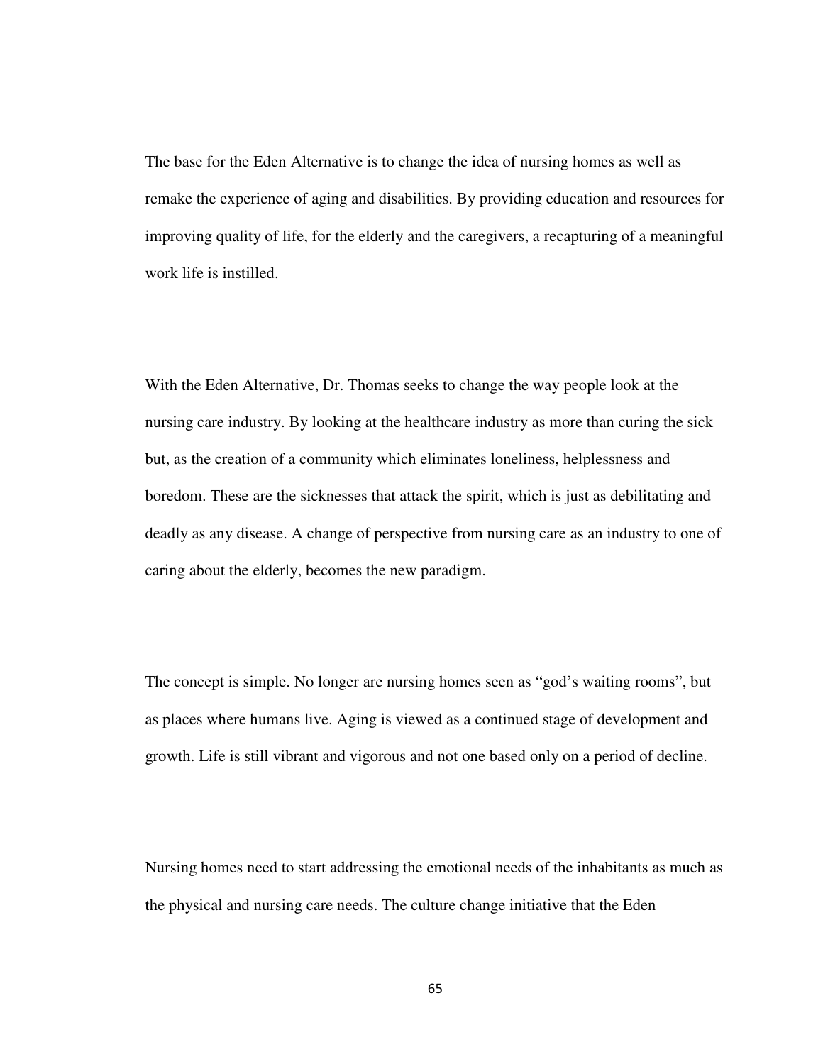The base for the Eden Alternative is to change the idea of nursing homes as well as remake the experience of aging and disabilities. By providing education and resources for improving quality of life, for the elderly and the caregivers, a recapturing of a meaningful work life is instilled.

With the Eden Alternative, Dr. Thomas seeks to change the way people look at the nursing care industry. By looking at the healthcare industry as more than curing the sick but, as the creation of a community which eliminates loneliness, helplessness and boredom. These are the sicknesses that attack the spirit, which is just as debilitating and deadly as any disease. A change of perspective from nursing care as an industry to one of caring about the elderly, becomes the new paradigm.

The concept is simple. No longer are nursing homes seen as "god's waiting rooms", but as places where humans live. Aging is viewed as a continued stage of development and growth. Life is still vibrant and vigorous and not one based only on a period of decline.

Nursing homes need to start addressing the emotional needs of the inhabitants as much as the physical and nursing care needs. The culture change initiative that the Eden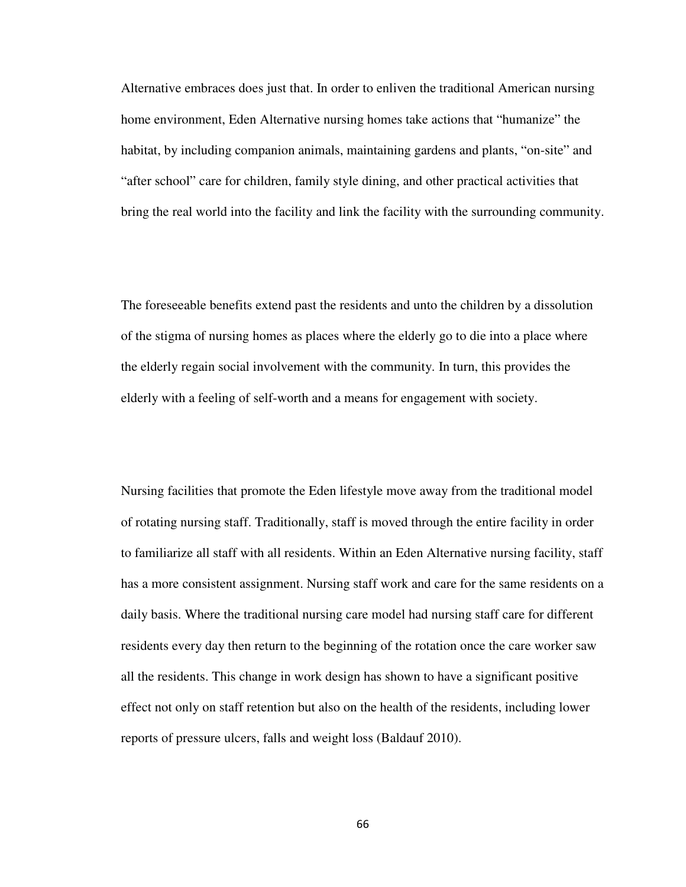Alternative embraces does just that. In order to enliven the traditional American nursing home environment, Eden Alternative nursing homes take actions that "humanize" the habitat, by including companion animals, maintaining gardens and plants, "on-site" and "after school" care for children, family style dining, and other practical activities that bring the real world into the facility and link the facility with the surrounding community.

The foreseeable benefits extend past the residents and unto the children by a dissolution of the stigma of nursing homes as places where the elderly go to die into a place where the elderly regain social involvement with the community. In turn, this provides the elderly with a feeling of self-worth and a means for engagement with society.

Nursing facilities that promote the Eden lifestyle move away from the traditional model of rotating nursing staff. Traditionally, staff is moved through the entire facility in order to familiarize all staff with all residents. Within an Eden Alternative nursing facility, staff has a more consistent assignment. Nursing staff work and care for the same residents on a daily basis. Where the traditional nursing care model had nursing staff care for different residents every day then return to the beginning of the rotation once the care worker saw all the residents. This change in work design has shown to have a significant positive effect not only on staff retention but also on the health of the residents, including lower reports of pressure ulcers, falls and weight loss (Baldauf 2010).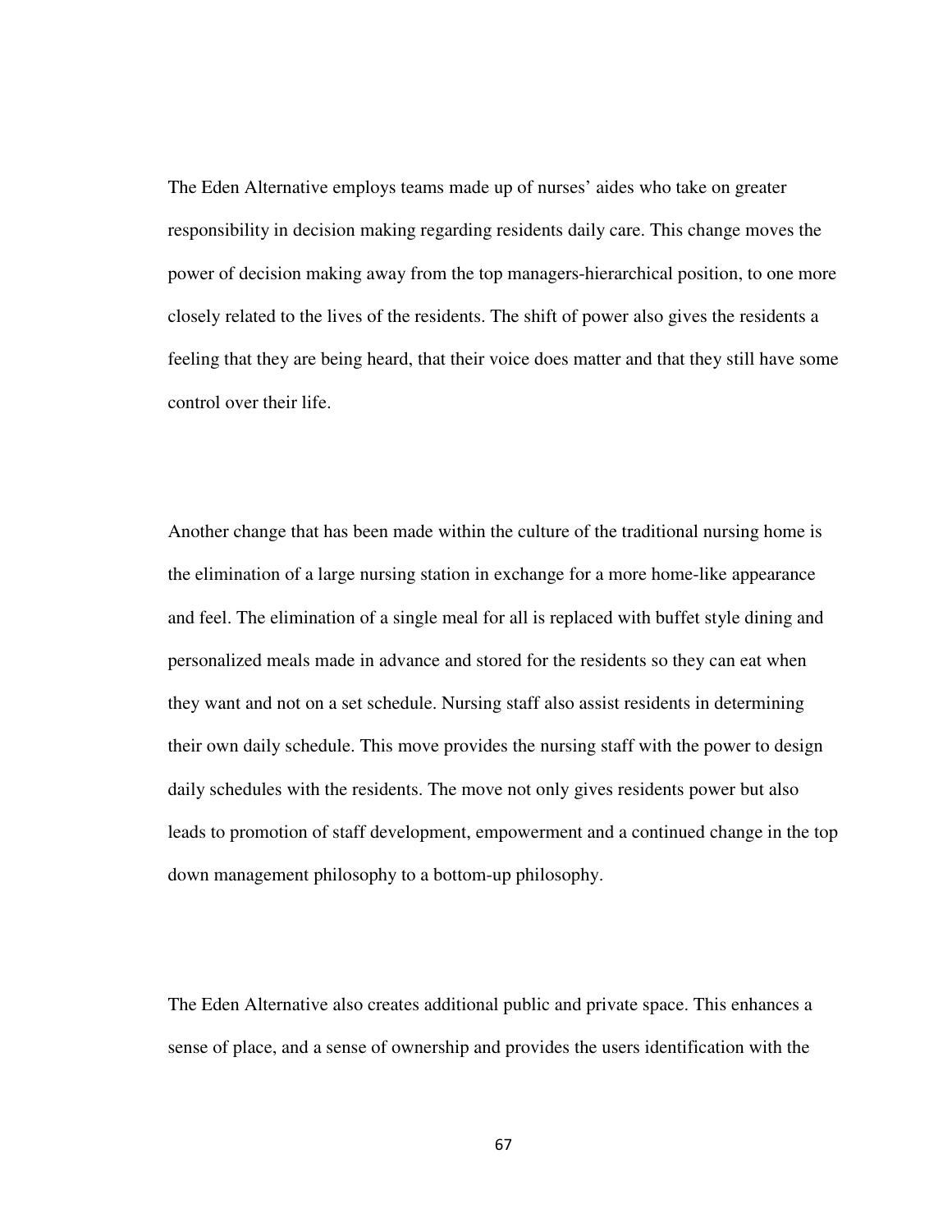The Eden Alternative employs teams made up of nurses' aides who take on greater responsibility in decision making regarding residents daily care. This change moves the power of decision making away from the top managers-hierarchical position, to one more closely related to the lives of the residents. The shift of power also gives the residents a feeling that they are being heard, that their voice does matter and that they still have some control over their life.

Another change that has been made within the culture of the traditional nursing home is the elimination of a large nursing station in exchange for a more home-like appearance and feel. The elimination of a single meal for all is replaced with buffet style dining and personalized meals made in advance and stored for the residents so they can eat when they want and not on a set schedule. Nursing staff also assist residents in determining their own daily schedule. This move provides the nursing staff with the power to design daily schedules with the residents. The move not only gives residents power but also leads to promotion of staff development, empowerment and a continued change in the top down management philosophy to a bottom-up philosophy.

The Eden Alternative also creates additional public and private space. This enhances a sense of place, and a sense of ownership and provides the users identification with the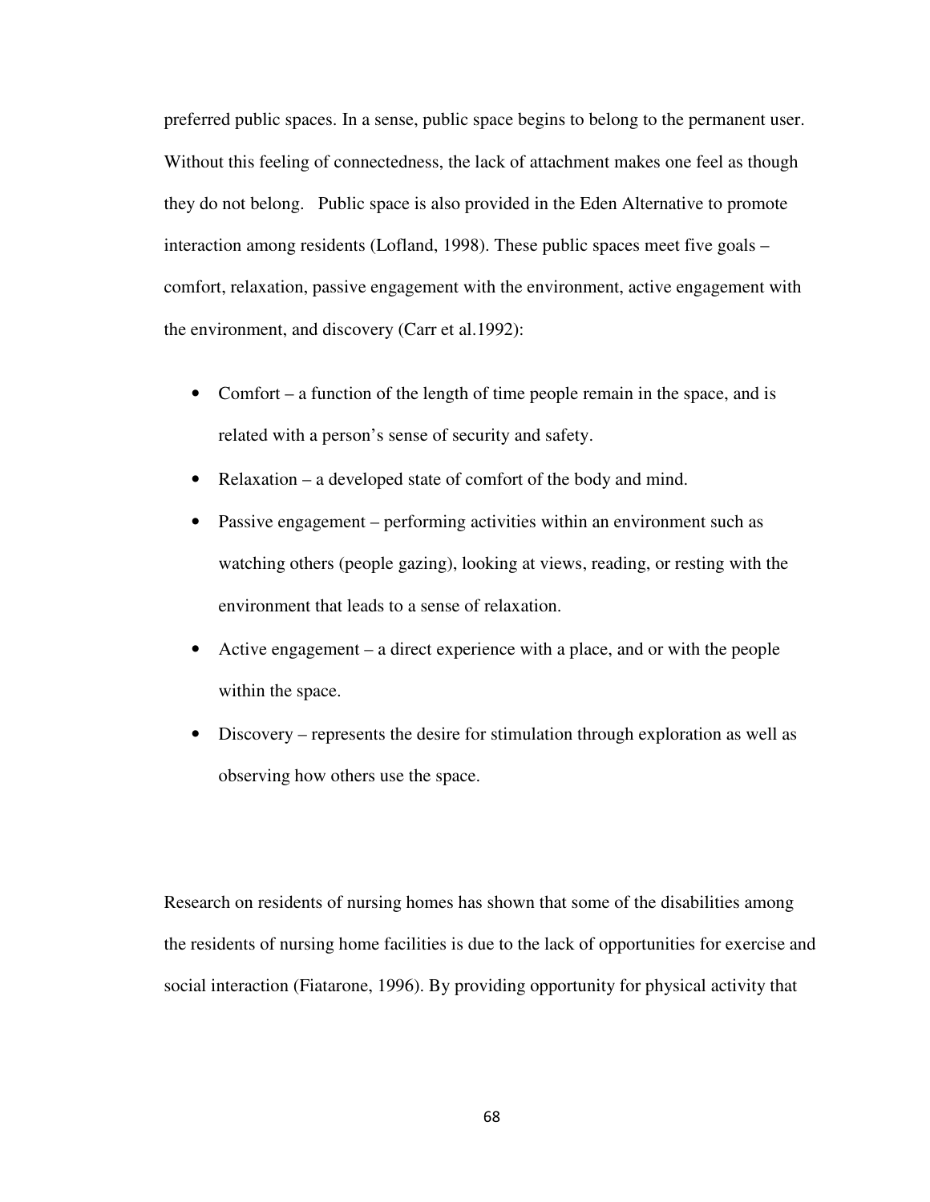preferred public spaces. In a sense, public space begins to belong to the permanent user. Without this feeling of connectedness, the lack of attachment makes one feel as though they do not belong. Public space is also provided in the Eden Alternative to promote interaction among residents (Lofland, 1998). These public spaces meet five goals – comfort, relaxation, passive engagement with the environment, active engagement with the environment, and discovery (Carr et al.1992):

- Comfort – a function of the length of time people remain in the space, and is related with a person's sense of security and safety.
- Relaxation – a developed state of comfort of the body and mind.
- Passive engagement – performing activities within an environment such as watching others (people gazing), looking at views, reading, or resting with the environment that leads to a sense of relaxation.
- Active engagement – a direct experience with a place, and or with the people within the space.
- Discovery – represents the desire for stimulation through exploration as well as observing how others use the space.

Research on residents of nursing homes has shown that some of the disabilities among the residents of nursing home facilities is due to the lack of opportunities for exercise and social interaction (Fiatarone, 1996). By providing opportunity for physical activity that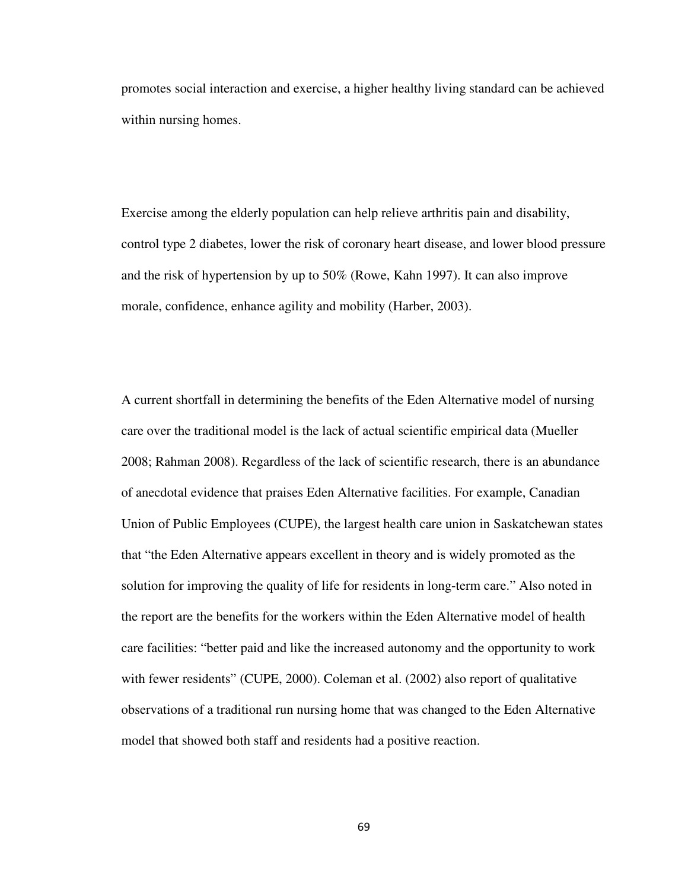promotes social interaction and exercise, a higher healthy living standard can be achieved within nursing homes.

Exercise among the elderly population can help relieve arthritis pain and disability, control type 2 diabetes, lower the risk of coronary heart disease, and lower blood pressure and the risk of hypertension by up to 50% (Rowe, Kahn 1997). It can also improve morale, confidence, enhance agility and mobility (Harber, 2003).

A current shortfall in determining the benefits of the Eden Alternative model of nursing care over the traditional model is the lack of actual scientific empirical data (Mueller 2008; Rahman 2008). Regardless of the lack of scientific research, there is an abundance of anecdotal evidence that praises Eden Alternative facilities. For example, Canadian Union of Public Employees (CUPE), the largest health care union in Saskatchewan states that "the Eden Alternative appears excellent in theory and is widely promoted as the solution for improving the quality of life for residents in long-term care." Also noted in the report are the benefits for the workers within the Eden Alternative model of health care facilities: "better paid and like the increased autonomy and the opportunity to work with fewer residents" (CUPE, 2000). Coleman et al. (2002) also report of qualitative observations of a traditional run nursing home that was changed to the Eden Alternative model that showed both staff and residents had a positive reaction.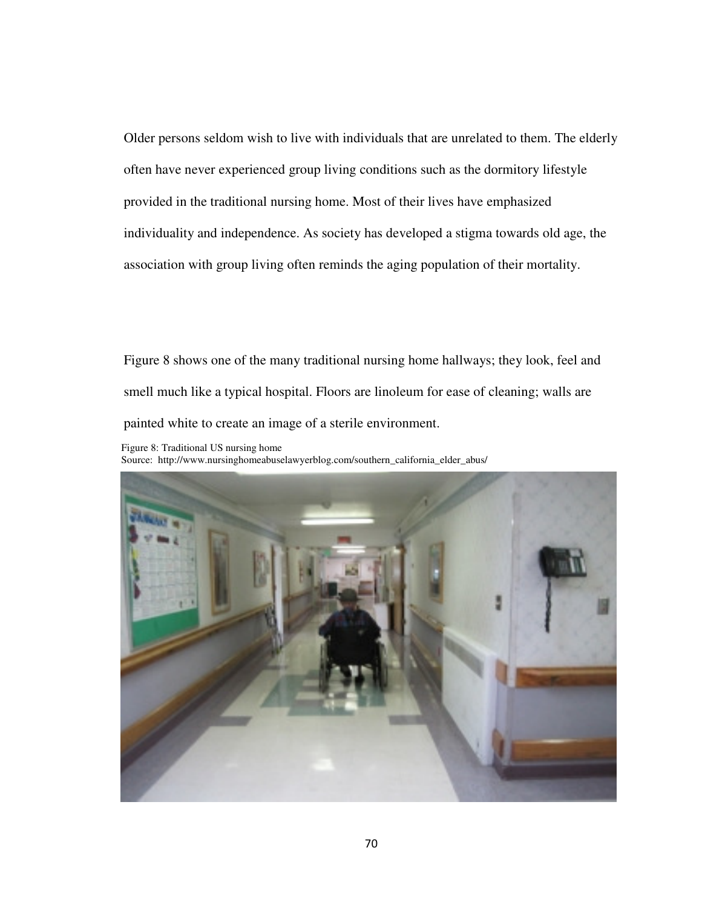Older persons seldom wish to live with individuals that are unrelated to them. The elderly often have never experienced group living conditions such as the dormitory lifestyle provided in the traditional nursing home. Most of their lives have emphasized individuality and independence. As society has developed a stigma towards old age, the association with group living often reminds the aging population of their mortality.

Figure 8 shows one of the many traditional nursing home hallways; they look, feel and smell much like a typical hospital. Floors are linoleum for ease of cleaning; walls are painted white to create an image of a sterile environment.

Figure 8: Traditional US nursing home
Source: http://www.nursinghomeabuselawyerblog.com/southern_california_elder_abus/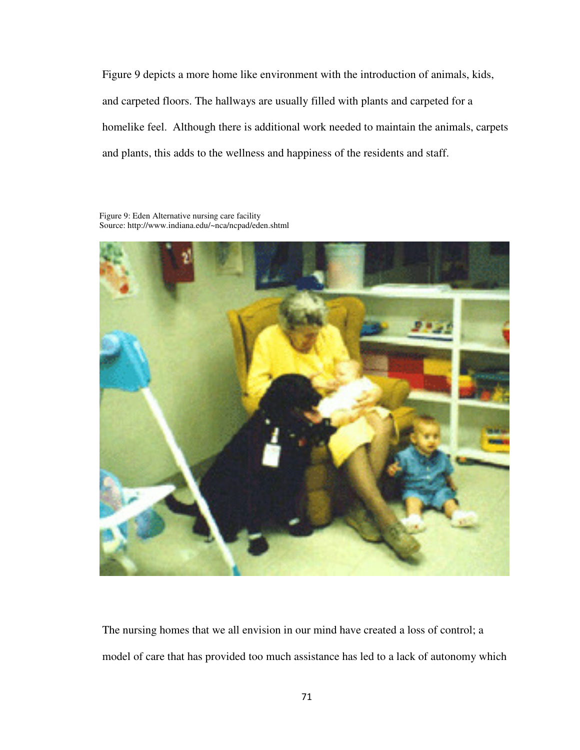Figure 9 depicts a more home like environment with the introduction of animals, kids, and carpeted floors. The hallways are usually filled with plants and carpeted for a homelike feel. Although there is additional work needed to maintain the animals, carpets and plants, this adds to the wellness and happiness of the residents and staff.

Figure 9: Eden Alternative nursing care facility
Source: http://www.indiana.edu/~nca/ncpad/eden.shtml

The nursing homes that we all envision in our mind have created a loss of control; a model of care that has provided too much assistance has led to a lack of autonomy which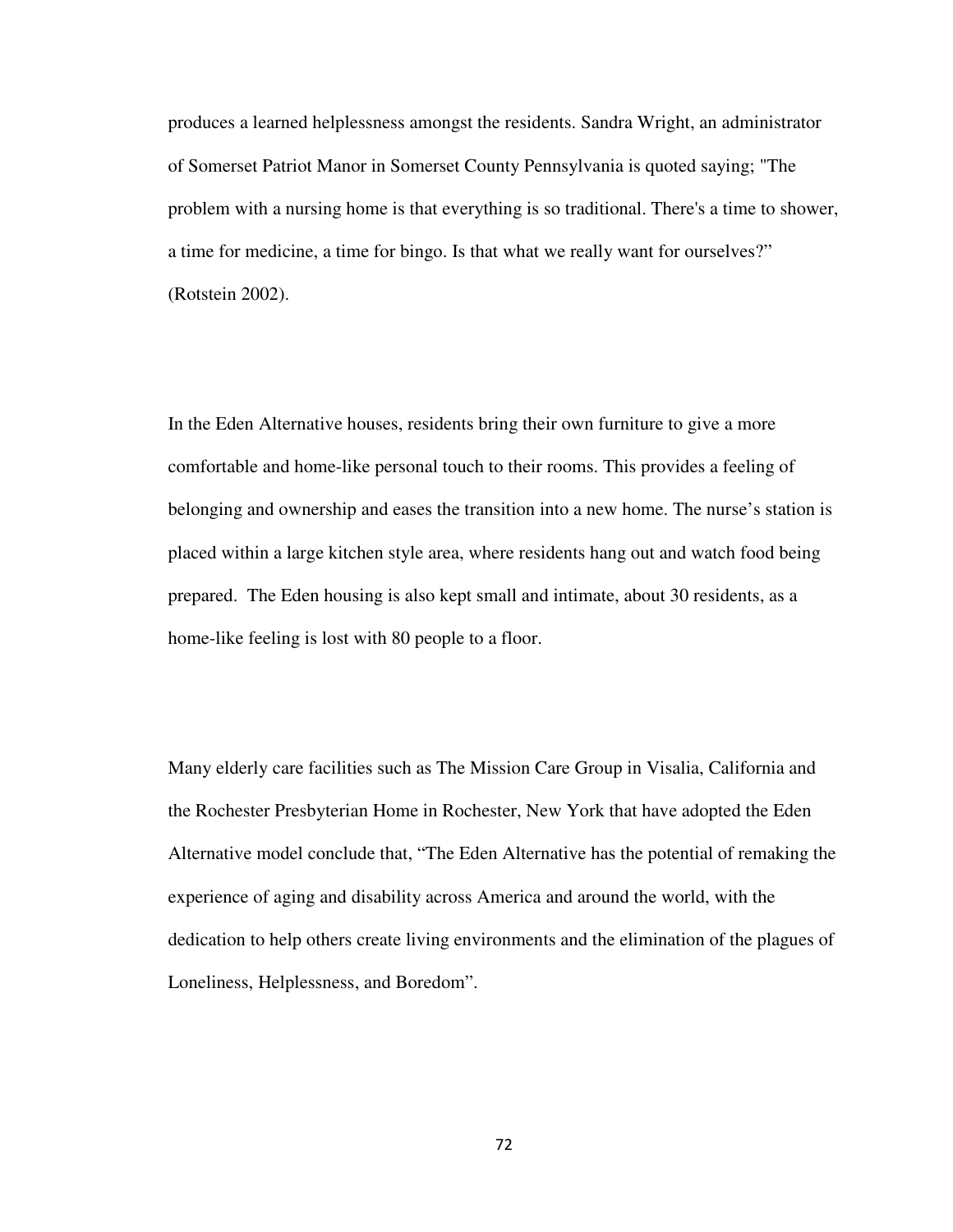produces a learned helplessness amongst the residents. Sandra Wright, an administrator of Somerset Patriot Manor in Somerset County Pennsylvania is quoted saying; "The problem with a nursing home is that everything is so traditional. There's a time to shower, a time for medicine, a time for bingo. Is that what we really want for ourselves?" (Rotstein 2002).

In the Eden Alternative houses, residents bring their own furniture to give a more comfortable and home-like personal touch to their rooms. This provides a feeling of belonging and ownership and eases the transition into a new home. The nurse's station is placed within a large kitchen style area, where residents hang out and watch food being prepared. The Eden housing is also kept small and intimate, about 30 residents, as a home-like feeling is lost with 80 people to a floor.

Many elderly care facilities such as The Mission Care Group in Visalia, California and the Rochester Presbyterian Home in Rochester, New York that have adopted the Eden Alternative model conclude that, "The Eden Alternative has the potential of remaking the experience of aging and disability across America and around the world, with the dedication to help others create living environments and the elimination of the plagues of Loneliness, Helplessness, and Boredom".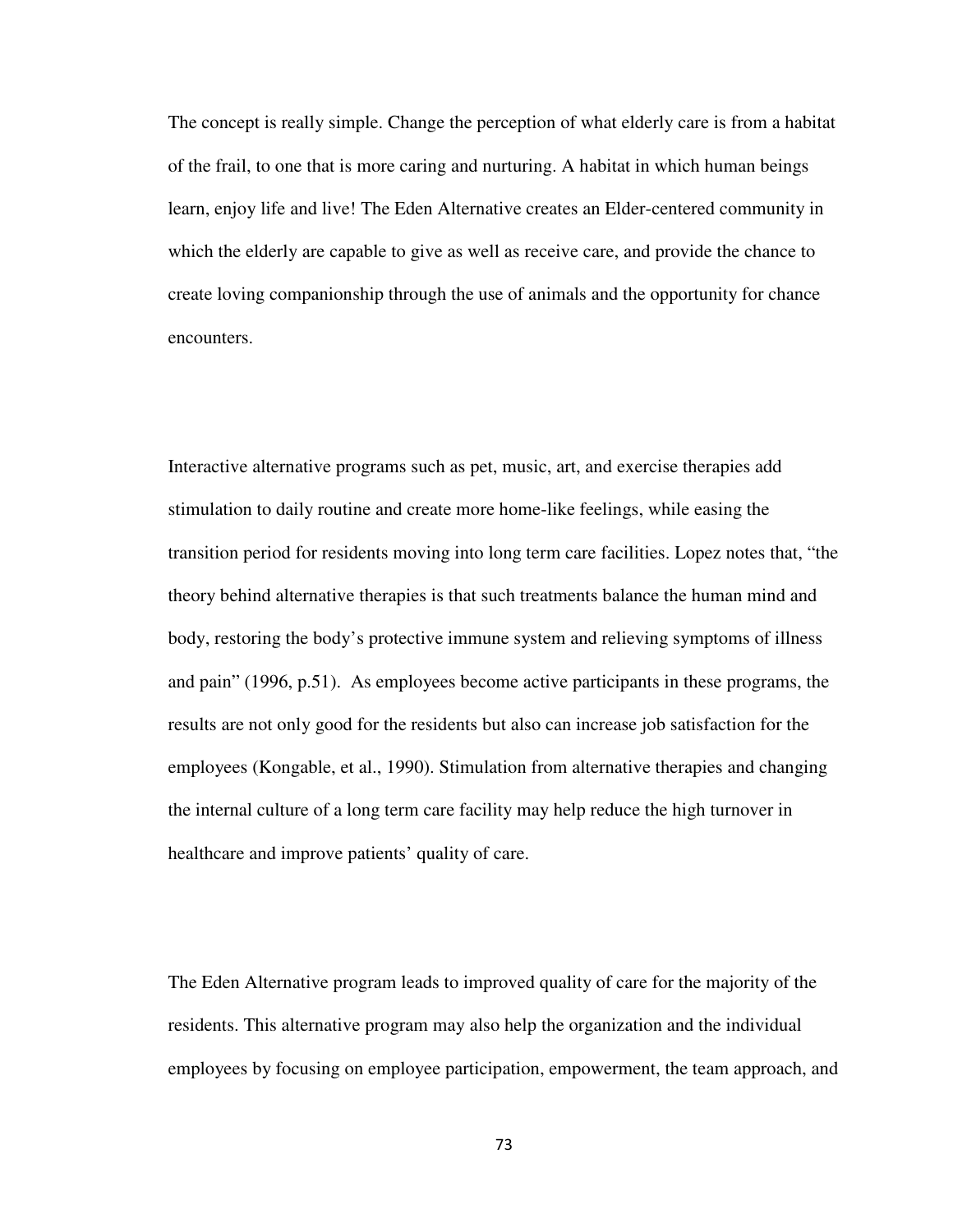The concept is really simple. Change the perception of what elderly care is from a habitat of the frail, to one that is more caring and nurturing. A habitat in which human beings learn, enjoy life and live! The Eden Alternative creates an Elder-centered community in which the elderly are capable to give as well as receive care, and provide the chance to create loving companionship through the use of animals and the opportunity for chance encounters.

Interactive alternative programs such as pet, music, art, and exercise therapies add stimulation to daily routine and create more home-like feelings, while easing the transition period for residents moving into long term care facilities. Lopez notes that, "the theory behind alternative therapies is that such treatments balance the human mind and body, restoring the body's protective immune system and relieving symptoms of illness and pain" (1996, p.51). As employees become active participants in these programs, the results are not only good for the residents but also can increase job satisfaction for the employees (Kongable, et al., 1990). Stimulation from alternative therapies and changing the internal culture of a long term care facility may help reduce the high turnover in healthcare and improve patients' quality of care.

The Eden Alternative program leads to improved quality of care for the majority of the residents. This alternative program may also help the organization and the individual employees by focusing on employee participation, empowerment, the team approach, and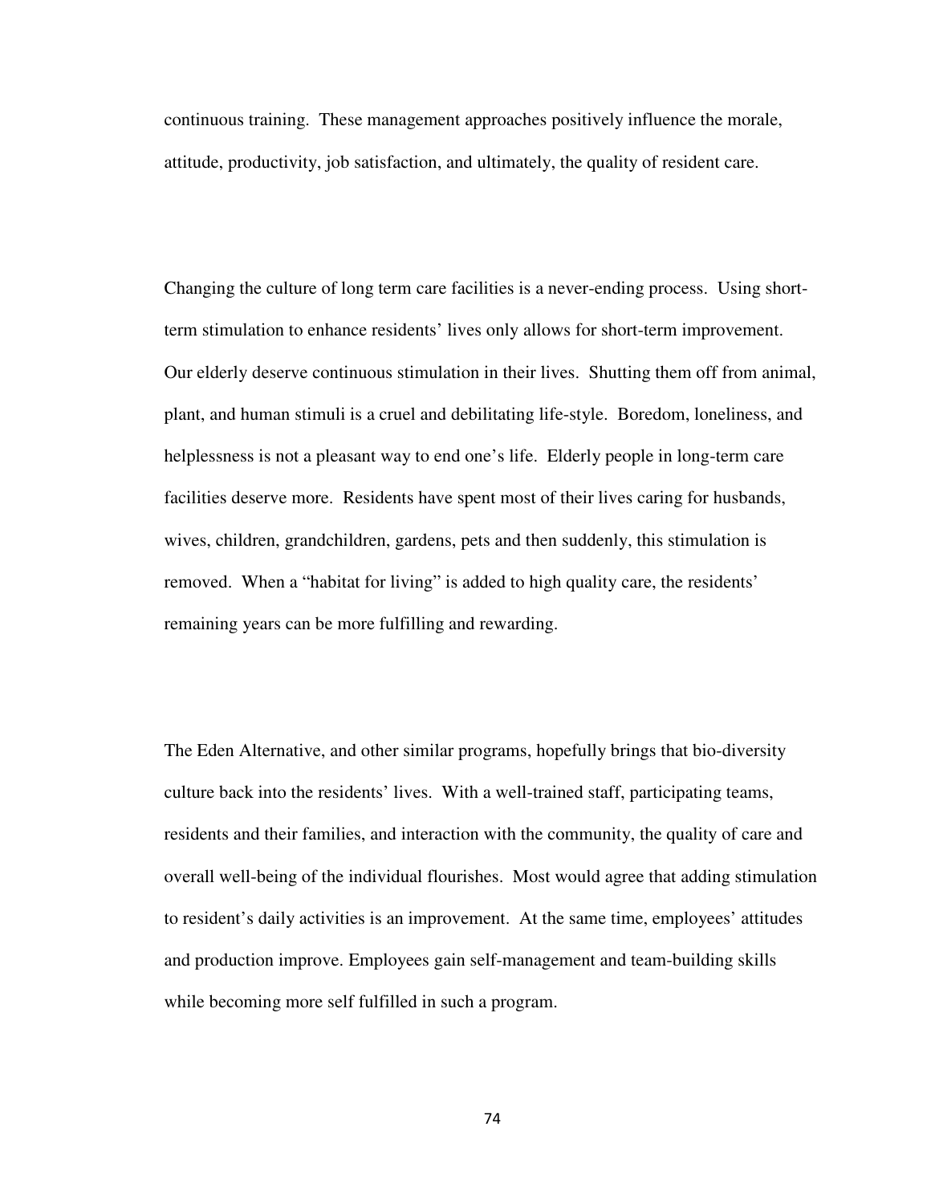continuous training. These management approaches positively influence the morale, attitude, productivity, job satisfaction, and ultimately, the quality of resident care.

Changing the culture of long term care facilities is a never-ending process. Using short-term stimulation to enhance residents' lives only allows for short-term improvement. Our elderly deserve continuous stimulation in their lives. Shutting them off from animal, plant, and human stimuli is a cruel and debilitating life-style. Boredom, loneliness, and helplessness is not a pleasant way to end one's life. Elderly people in long-term care facilities deserve more. Residents have spent most of their lives caring for husbands, wives, children, grandchildren, gardens, pets and then suddenly, this stimulation is removed. When a "habitat for living" is added to high quality care, the residents' remaining years can be more fulfilling and rewarding.

The Eden Alternative, and other similar programs, hopefully brings that bio-diversity culture back into the residents' lives. With a well-trained staff, participating teams, residents and their families, and interaction with the community, the quality of care and overall well-being of the individual flourishes. Most would agree that adding stimulation to resident's daily activities is an improvement. At the same time, employees' attitudes and production improve. Employees gain self-management and team-building skills while becoming more self fulfilled in such a program.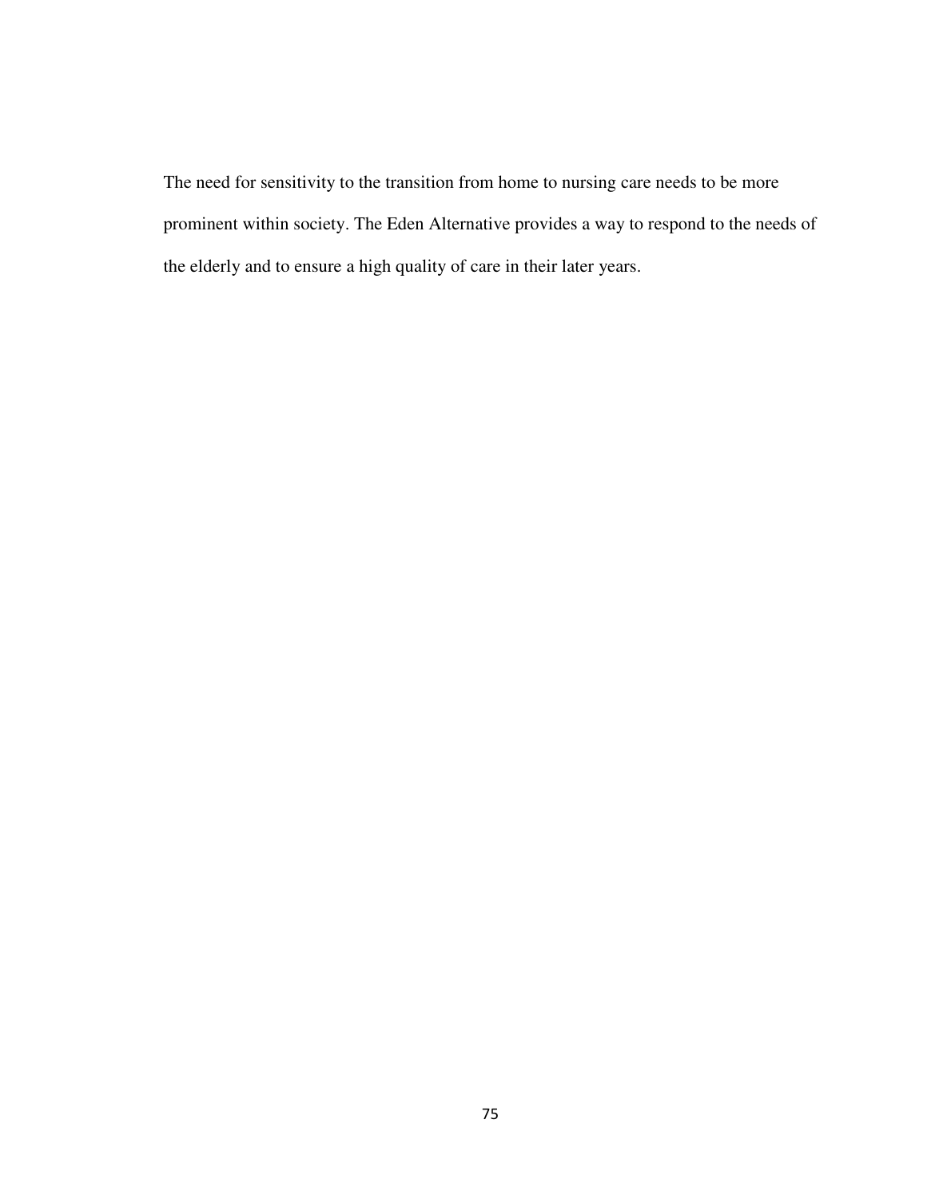The need for sensitivity to the transition from home to nursing care needs to be more prominent within society. The Eden Alternative provides a way to respond to the needs of the elderly and to ensure a high quality of care in their later years.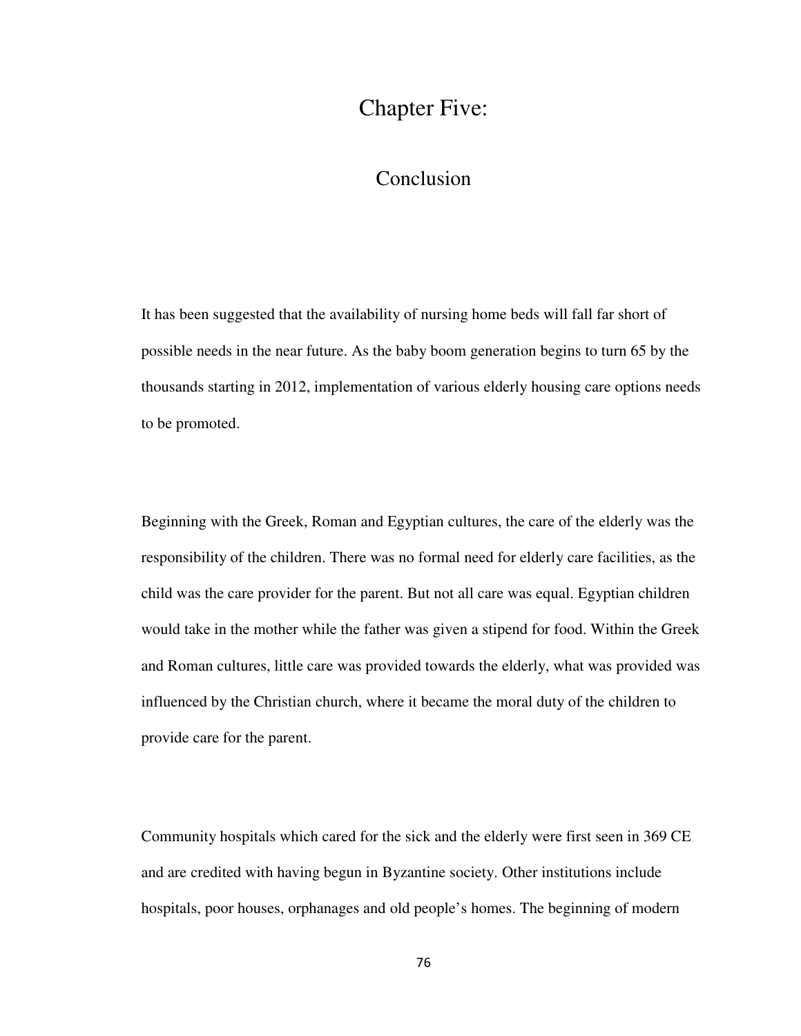# Chapter Five:

## Conclusion

It has been suggested that the availability of nursing home beds will fall far short of possible needs in the near future. As the baby boom generation begins to turn 65 by the thousands starting in 2012, implementation of various elderly housing care options needs to be promoted.

Beginning with the Greek, Roman and Egyptian cultures, the care of the elderly was the responsibility of the children. There was no formal need for elderly care facilities, as the child was the care provider for the parent. But not all care was equal. Egyptian children would take in the mother while the father was given a stipend for food. Within the Greek and Roman cultures, little care was provided towards the elderly, what was provided was influenced by the Christian church, where it became the moral duty of the children to provide care for the parent.

Community hospitals which cared for the sick and the elderly were first seen in 369 CE and are credited with having begun in Byzantine society. Other institutions include hospitals, poor houses, orphanages and old people's homes. The beginning of modern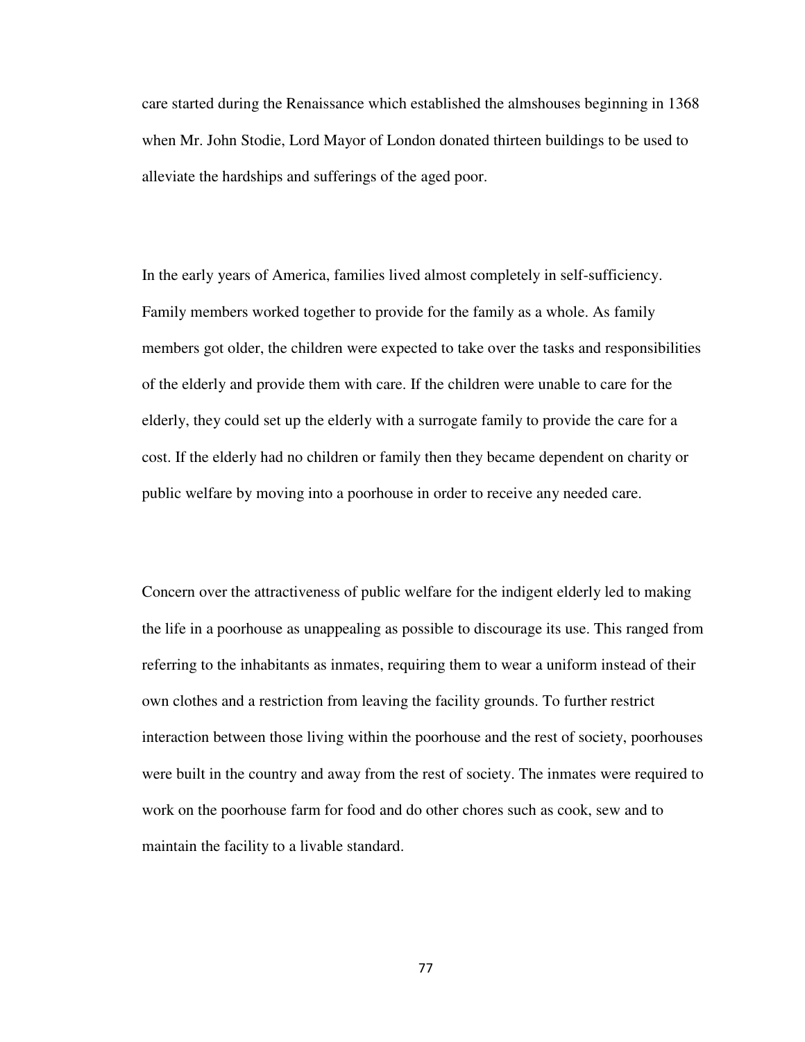care started during the Renaissance which established the almshouses beginning in 1368 when Mr. John Stodie, Lord Mayor of London donated thirteen buildings to be used to alleviate the hardships and sufferings of the aged poor.

In the early years of America, families lived almost completely in self-sufficiency. Family members worked together to provide for the family as a whole. As family members got older, the children were expected to take over the tasks and responsibilities of the elderly and provide them with care. If the children were unable to care for the elderly, they could set up the elderly with a surrogate family to provide the care for a cost. If the elderly had no children or family then they became dependent on charity or public welfare by moving into a poorhouse in order to receive any needed care.

Concern over the attractiveness of public welfare for the indigent elderly led to making the life in a poorhouse as unappealing as possible to discourage its use. This ranged from referring to the inhabitants as inmates, requiring them to wear a uniform instead of their own clothes and a restriction from leaving the facility grounds. To further restrict interaction between those living within the poorhouse and the rest of society, poorhouses were built in the country and away from the rest of society. The inmates were required to work on the poorhouse farm for food and do other chores such as cook, sew and to maintain the facility to a livable standard.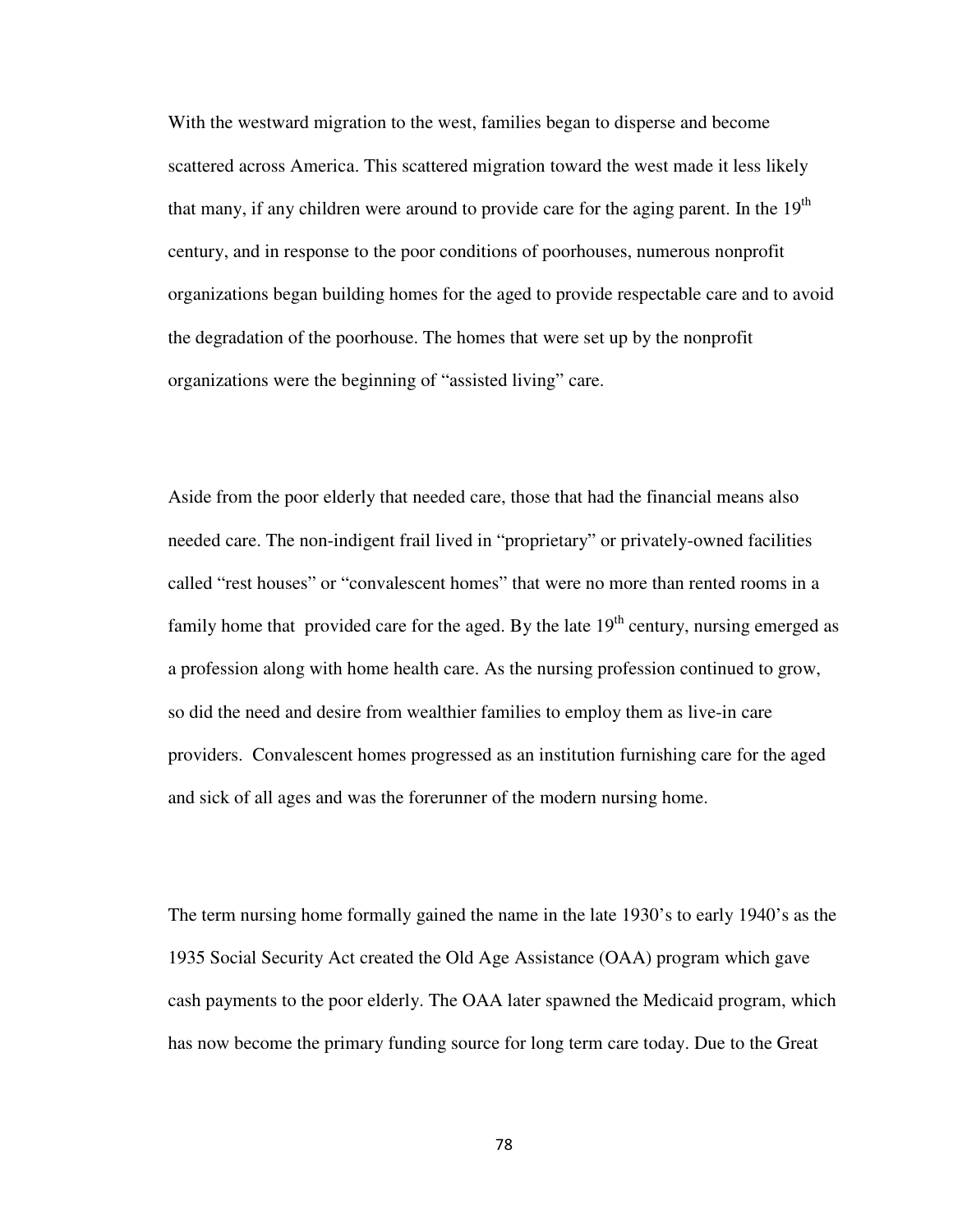With the westward migration to the west, families began to disperse and become scattered across America. This scattered migration toward the west made it less likely that many, if any children were around to provide care for the aging parent. In the 19th century, and in response to the poor conditions of poorhouses, numerous nonprofit organizations began building homes for the aged to provide respectable care and to avoid the degradation of the poorhouse. The homes that were set up by the nonprofit organizations were the beginning of "assisted living" care.

Aside from the poor elderly that needed care, those that had the financial means also needed care. The non-indigent frail lived in "proprietary" or privately-owned facilities called "rest houses" or "convalescent homes" that were no more than rented rooms in a family home that provided care for the aged. By the late 19th century, nursing emerged as a profession along with home health care. As the nursing profession continued to grow, so did the need and desire from wealthier families to employ them as live-in care providers. Convalescent homes progressed as an institution furnishing care for the aged and sick of all ages and was the forerunner of the modern nursing home.

The term nursing home formally gained the name in the late 1930's to early 1940's as the 1935 Social Security Act created the Old Age Assistance (OAA) program which gave cash payments to the poor elderly. The OAA later spawned the Medicaid program, which has now become the primary funding source for long term care today. Due to the Great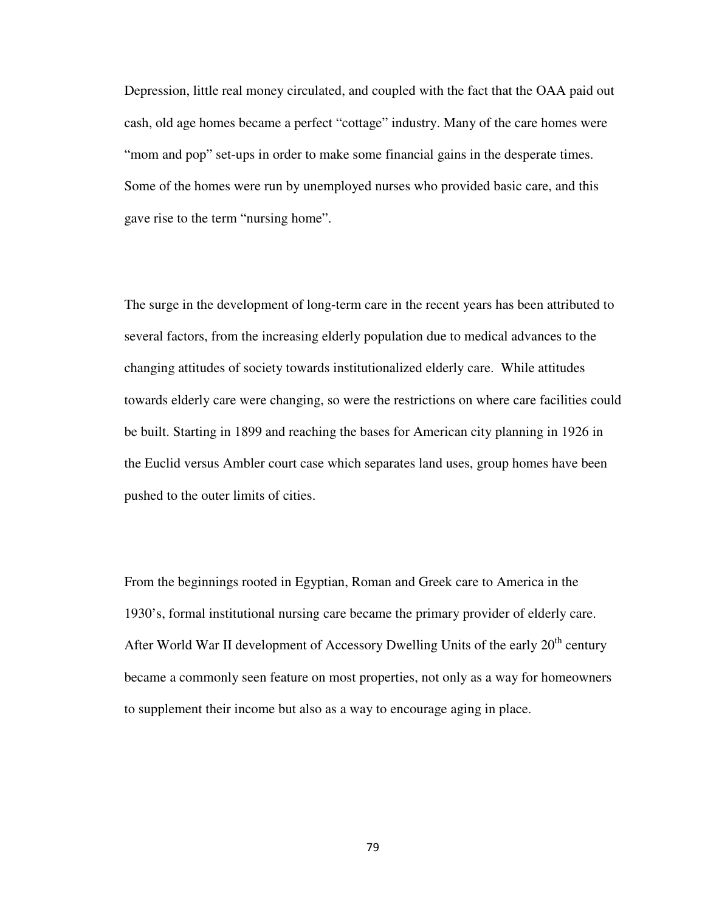Depression, little real money circulated, and coupled with the fact that the OAA paid out cash, old age homes became a perfect "cottage" industry. Many of the care homes were "mom and pop" set-ups in order to make some financial gains in the desperate times. Some of the homes were run by unemployed nurses who provided basic care, and this gave rise to the term "nursing home".

The surge in the development of long-term care in the recent years has been attributed to several factors, from the increasing elderly population due to medical advances to the changing attitudes of society towards institutionalized elderly care. While attitudes towards elderly care were changing, so were the restrictions on where care facilities could be built. Starting in 1899 and reaching the bases for American city planning in 1926 in the Euclid versus Ambler court case which separates land uses, group homes have been pushed to the outer limits of cities.

From the beginnings rooted in Egyptian, Roman and Greek care to America in the 1930's, formal institutional nursing care became the primary provider of elderly care. After World War II development of Accessory Dwelling Units of the early 20th century became a commonly seen feature on most properties, not only as a way for homeowners to supplement their income but also as a way to encourage aging in place.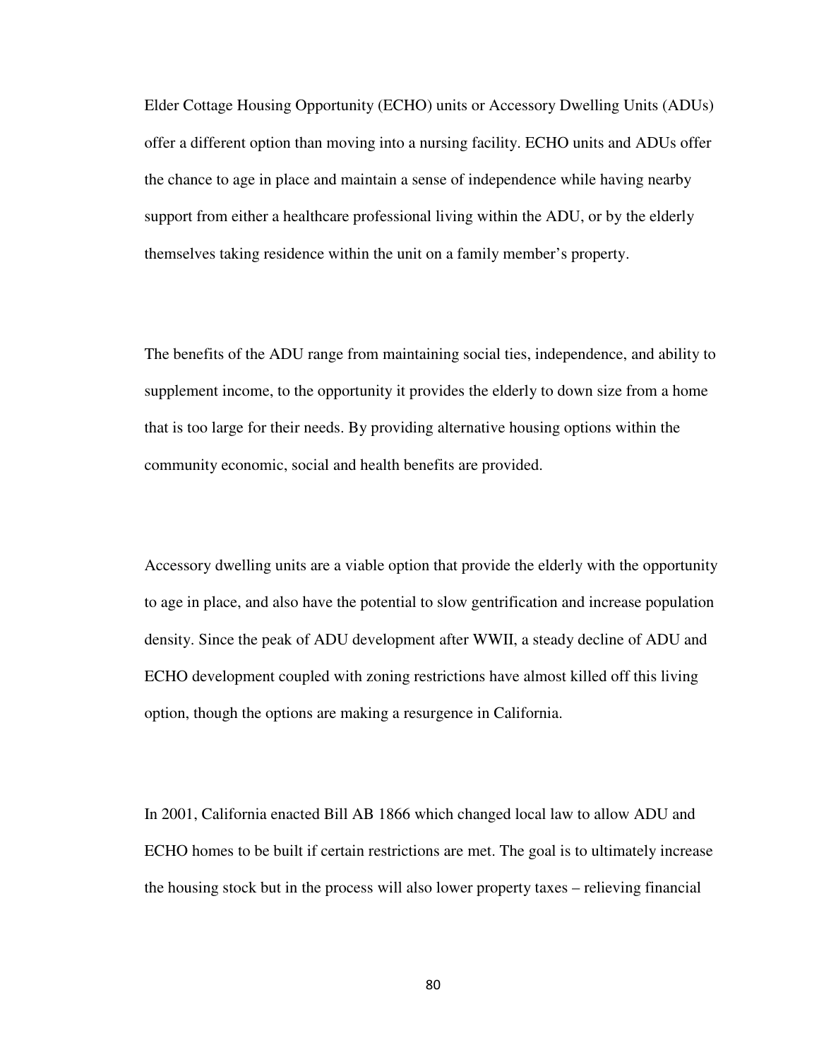Elder Cottage Housing Opportunity (ECHO) units or Accessory Dwelling Units (ADUs) offer a different option than moving into a nursing facility. ECHO units and ADUs offer the chance to age in place and maintain a sense of independence while having nearby support from either a healthcare professional living within the ADU, or by the elderly themselves taking residence within the unit on a family member's property.

The benefits of the ADU range from maintaining social ties, independence, and ability to supplement income, to the opportunity it provides the elderly to down size from a home that is too large for their needs. By providing alternative housing options within the community economic, social and health benefits are provided.

Accessory dwelling units are a viable option that provide the elderly with the opportunity to age in place, and also have the potential to slow gentrification and increase population density. Since the peak of ADU development after WWII, a steady decline of ADU and ECHO development coupled with zoning restrictions have almost killed off this living option, though the options are making a resurgence in California.

In 2001, California enacted Bill AB 1866 which changed local law to allow ADU and ECHO homes to be built if certain restrictions are met. The goal is to ultimately increase the housing stock but in the process will also lower property taxes – relieving financial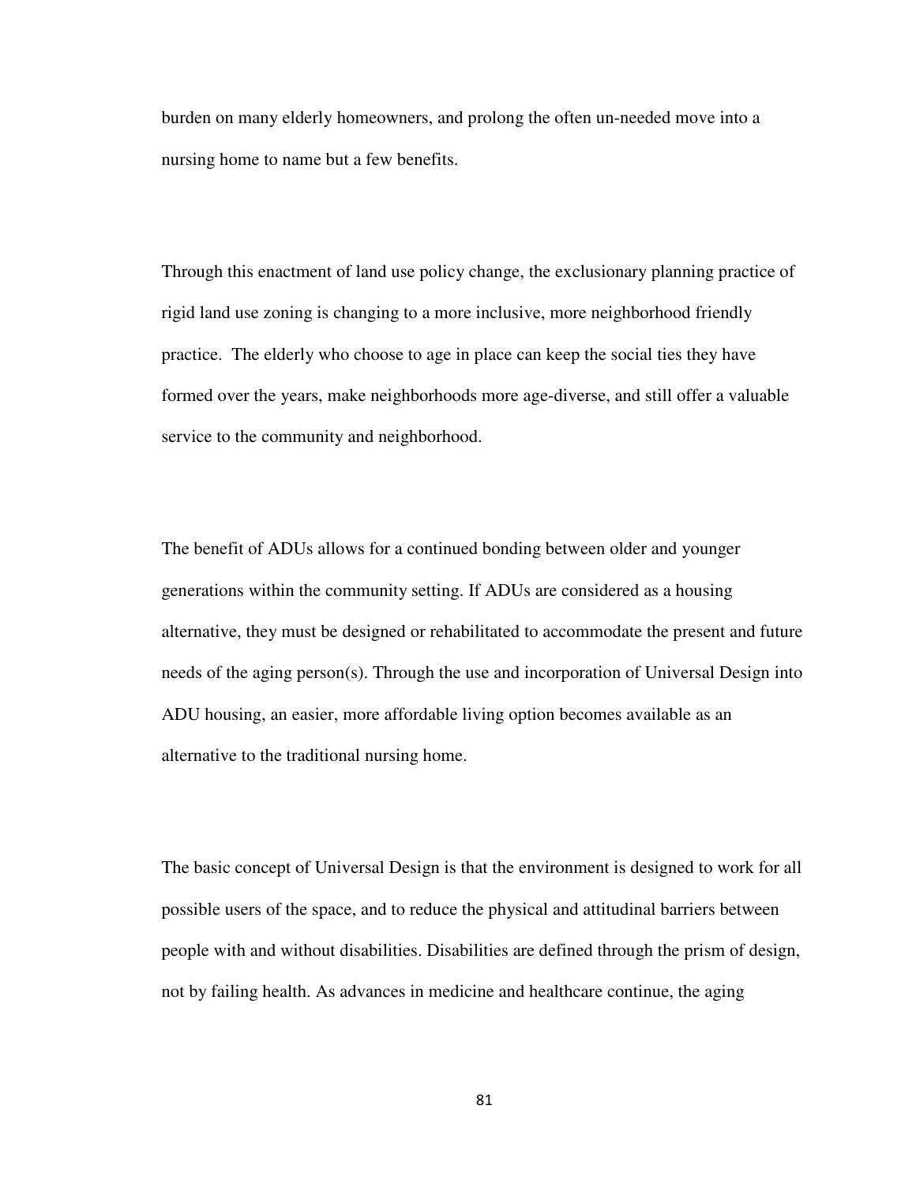burden on many elderly homeowners, and prolong the often un-needed move into a nursing home to name but a few benefits.

Through this enactment of land use policy change, the exclusionary planning practice of rigid land use zoning is changing to a more inclusive, more neighborhood friendly practice. The elderly who choose to age in place can keep the social ties they have formed over the years, make neighborhoods more age-diverse, and still offer a valuable service to the community and neighborhood.

The benefit of ADUs allows for a continued bonding between older and younger generations within the community setting. If ADUs are considered as a housing alternative, they must be designed or rehabilitated to accommodate the present and future needs of the aging person(s). Through the use and incorporation of Universal Design into ADU housing, an easier, more affordable living option becomes available as an alternative to the traditional nursing home.

The basic concept of Universal Design is that the environment is designed to work for all possible users of the space, and to reduce the physical and attitudinal barriers between people with and without disabilities. Disabilities are defined through the prism of design, not by failing health. As advances in medicine and healthcare continue, the aging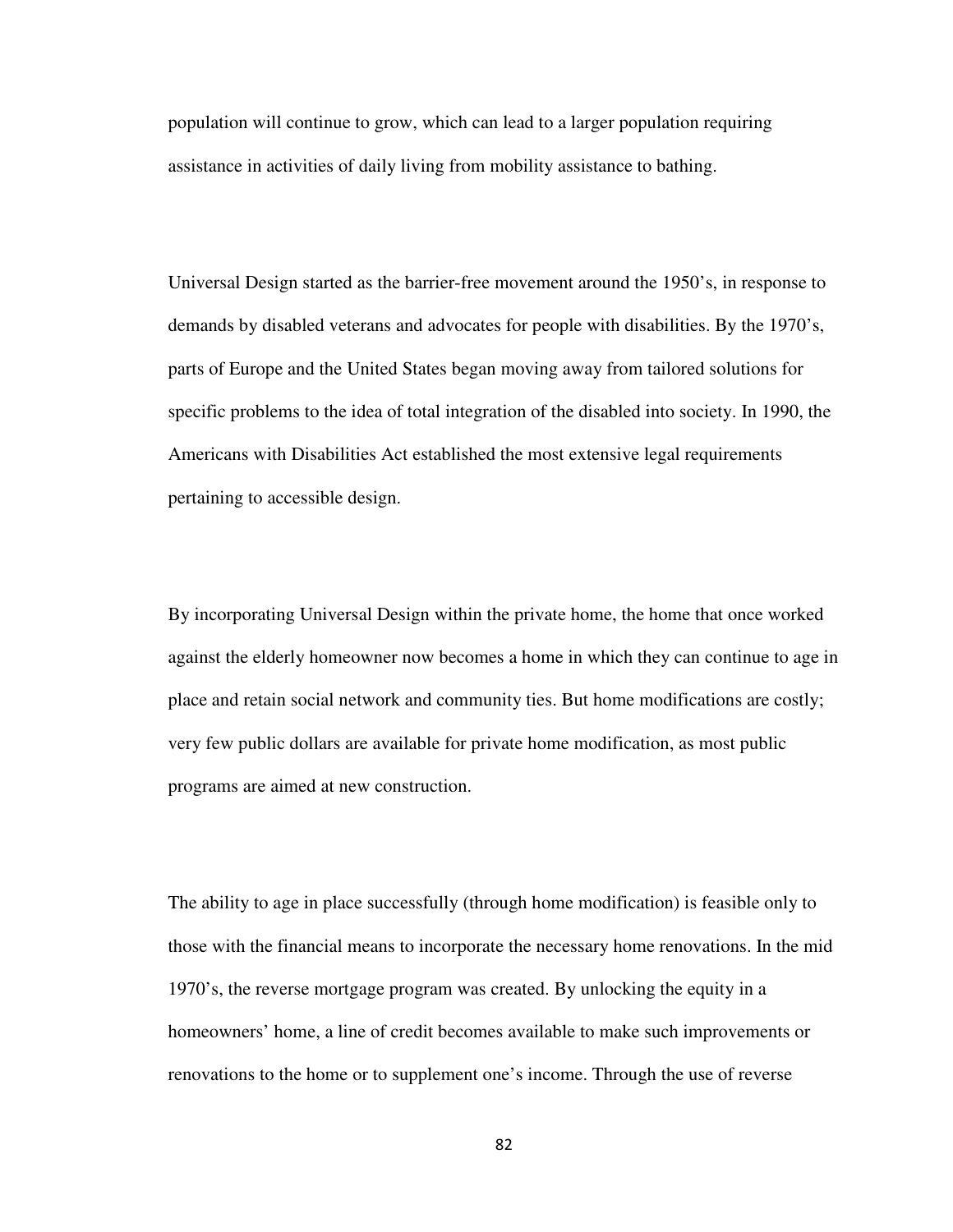population will continue to grow, which can lead to a larger population requiring assistance in activities of daily living from mobility assistance to bathing.

Universal Design started as the barrier-free movement around the 1950's, in response to demands by disabled veterans and advocates for people with disabilities. By the 1970's, parts of Europe and the United States began moving away from tailored solutions for specific problems to the idea of total integration of the disabled into society. In 1990, the Americans with Disabilities Act established the most extensive legal requirements pertaining to accessible design.

By incorporating Universal Design within the private home, the home that once worked against the elderly homeowner now becomes a home in which they can continue to age in place and retain social network and community ties. But home modifications are costly; very few public dollars are available for private home modification, as most public programs are aimed at new construction.

The ability to age in place successfully (through home modification) is feasible only to those with the financial means to incorporate the necessary home renovations. In the mid 1970's, the reverse mortgage program was created. By unlocking the equity in a homeowners' home, a line of credit becomes available to make such improvements or renovations to the home or to supplement one's income. Through the use of reverse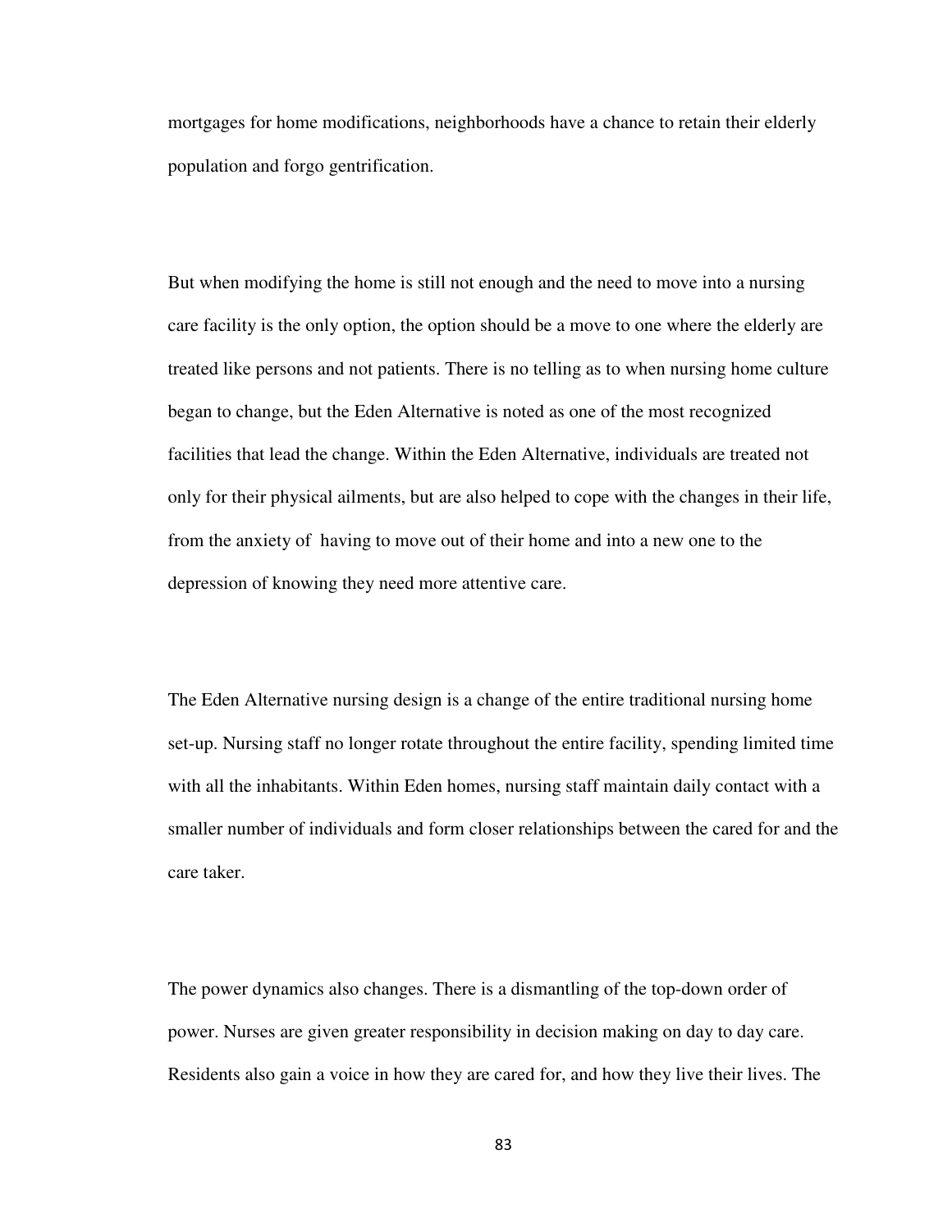mortgages for home modifications, neighborhoods have a chance to retain their elderly population and forgo gentrification.

But when modifying the home is still not enough and the need to move into a nursing care facility is the only option, the option should be a move to one where the elderly are treated like persons and not patients. There is no telling as to when nursing home culture began to change, but the Eden Alternative is noted as one of the most recognized facilities that lead the change. Within the Eden Alternative, individuals are treated not only for their physical ailments, but are also helped to cope with the changes in their life, from the anxiety of having to move out of their home and into a new one to the depression of knowing they need more attentive care.

The Eden Alternative nursing design is a change of the entire traditional nursing home set-up. Nursing staff no longer rotate throughout the entire facility, spending limited time with all the inhabitants. Within Eden homes, nursing staff maintain daily contact with a smaller number of individuals and form closer relationships between the cared for and the care taker.

The power dynamics also changes. There is a dismantling of the top-down order of power. Nurses are given greater responsibility in decision making on day to day care. Residents also gain a voice in how they are cared for, and how they live their lives. The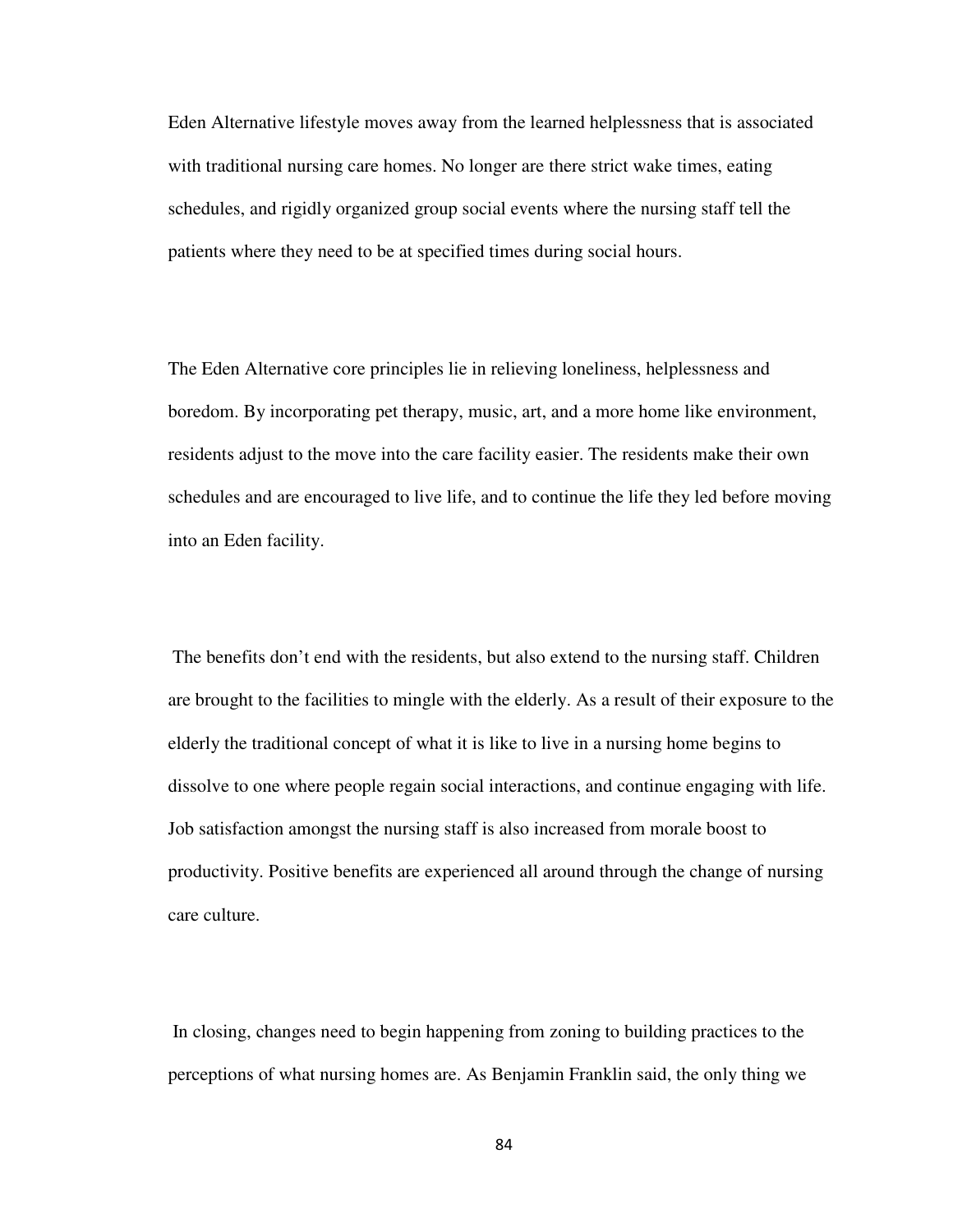Eden Alternative lifestyle moves away from the learned helplessness that is associated with traditional nursing care homes. No longer are there strict wake times, eating schedules, and rigidly organized group social events where the nursing staff tell the patients where they need to be at specified times during social hours.

The Eden Alternative core principles lie in relieving loneliness, helplessness and boredom. By incorporating pet therapy, music, art, and a more home like environment, residents adjust to the move into the care facility easier. The residents make their own schedules and are encouraged to live life, and to continue the life they led before moving into an Eden facility.

The benefits don't end with the residents, but also extend to the nursing staff. Children are brought to the facilities to mingle with the elderly. As a result of their exposure to the elderly the traditional concept of what it is like to live in a nursing home begins to dissolve to one where people regain social interactions, and continue engaging with life. Job satisfaction amongst the nursing staff is also increased from morale boost to productivity. Positive benefits are experienced all around through the change of nursing care culture.

In closing, changes need to begin happening from zoning to building practices to the perceptions of what nursing homes are. As Benjamin Franklin said, the only thing we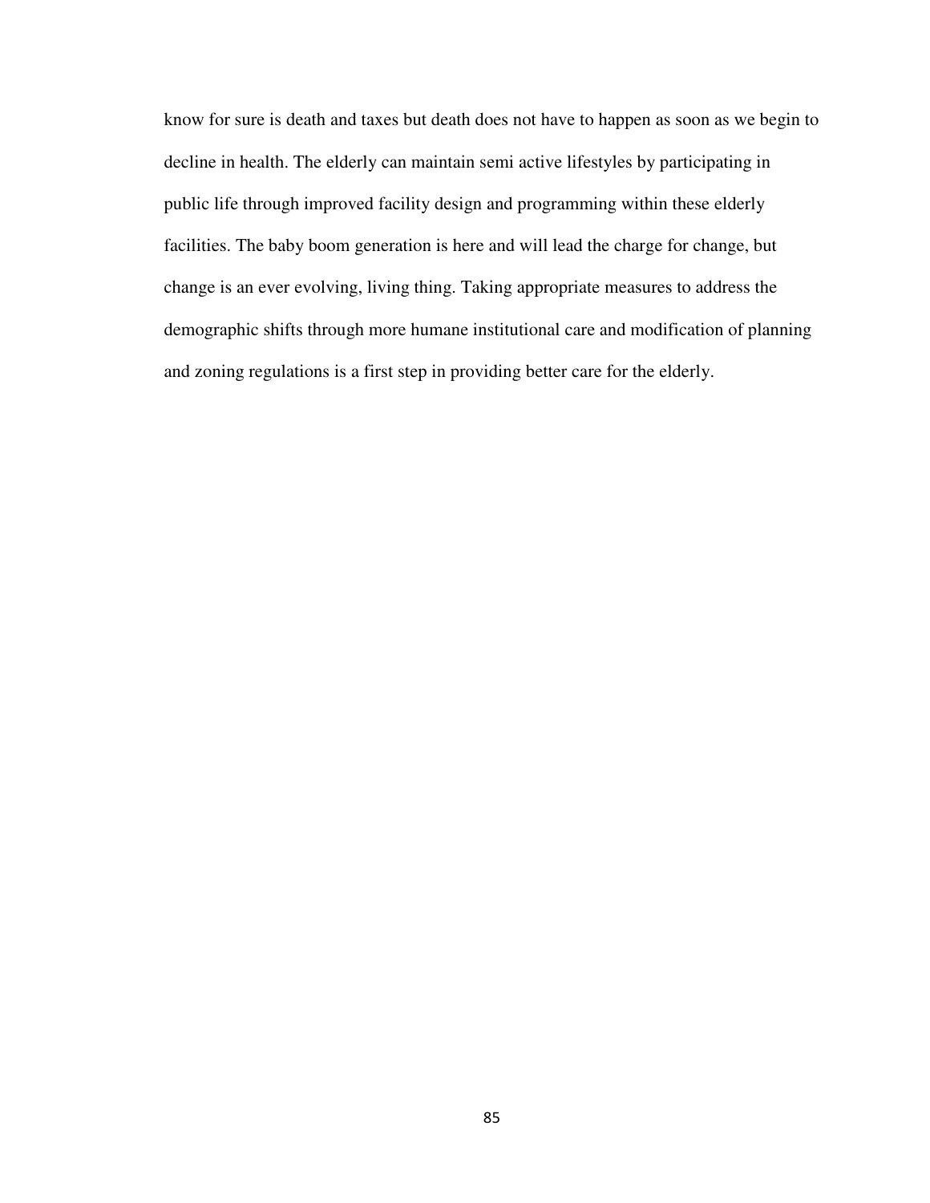know for sure is death and taxes but death does not have to happen as soon as we begin to decline in health. The elderly can maintain semi active lifestyles by participating in public life through improved facility design and programming within these elderly facilities. The baby boom generation is here and will lead the charge for change, but change is an ever evolving, living thing. Taking appropriate measures to address the demographic shifts through more humane institutional care and modification of planning and zoning regulations is a first step in providing better care for the elderly.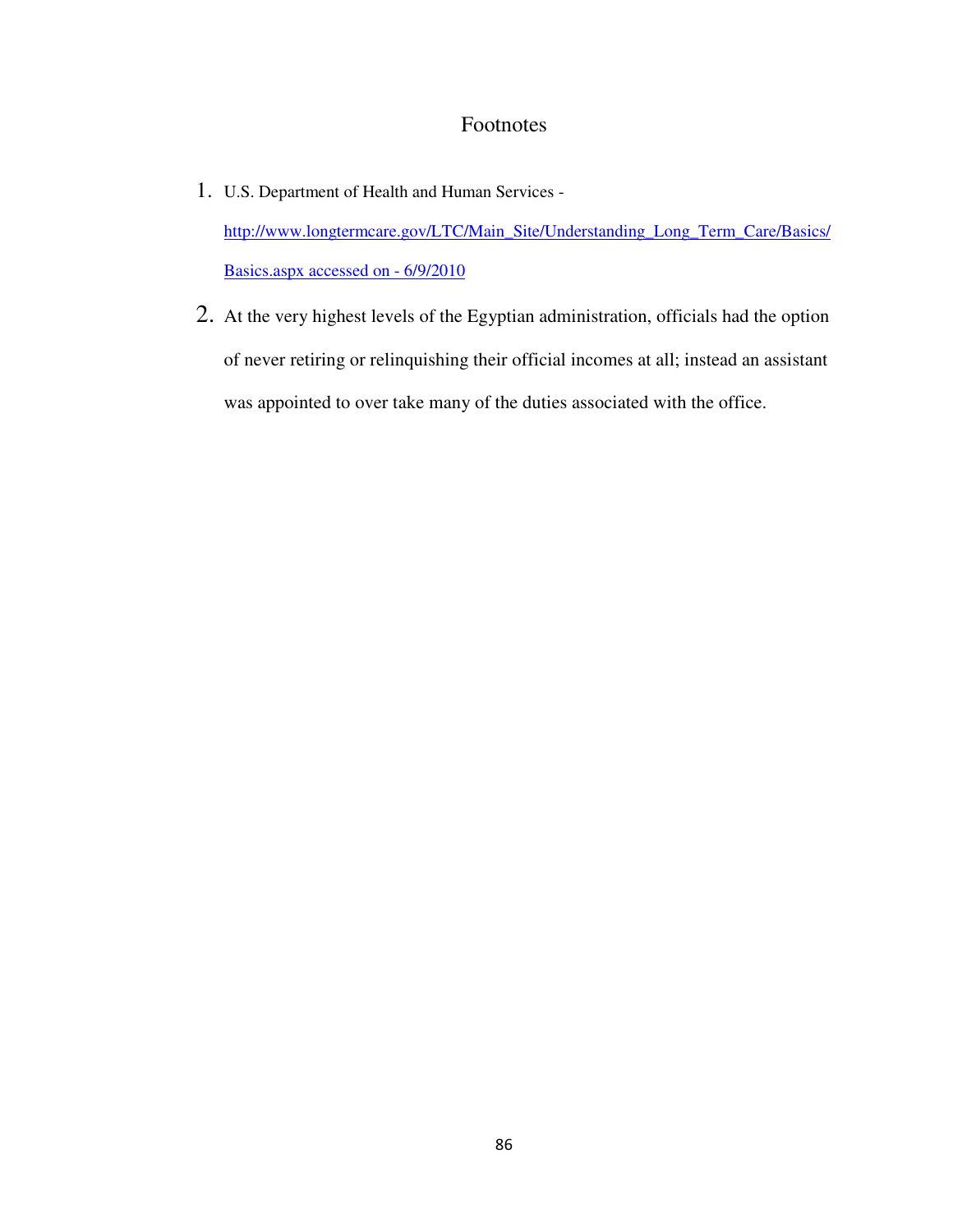# Footnotes

1. U.S. Department of Health and Human Services - http://www.longtermcare.gov/LTC/Main_Site/Understanding_Long_Term_Care/Basics/Basics.aspx accessed on - 6/9/2010

2. At the very highest levels of the Egyptian administration, officials had the option of never retiring or relinquishing their official incomes at all; instead an assistant was appointed to over take many of the duties associated with the office.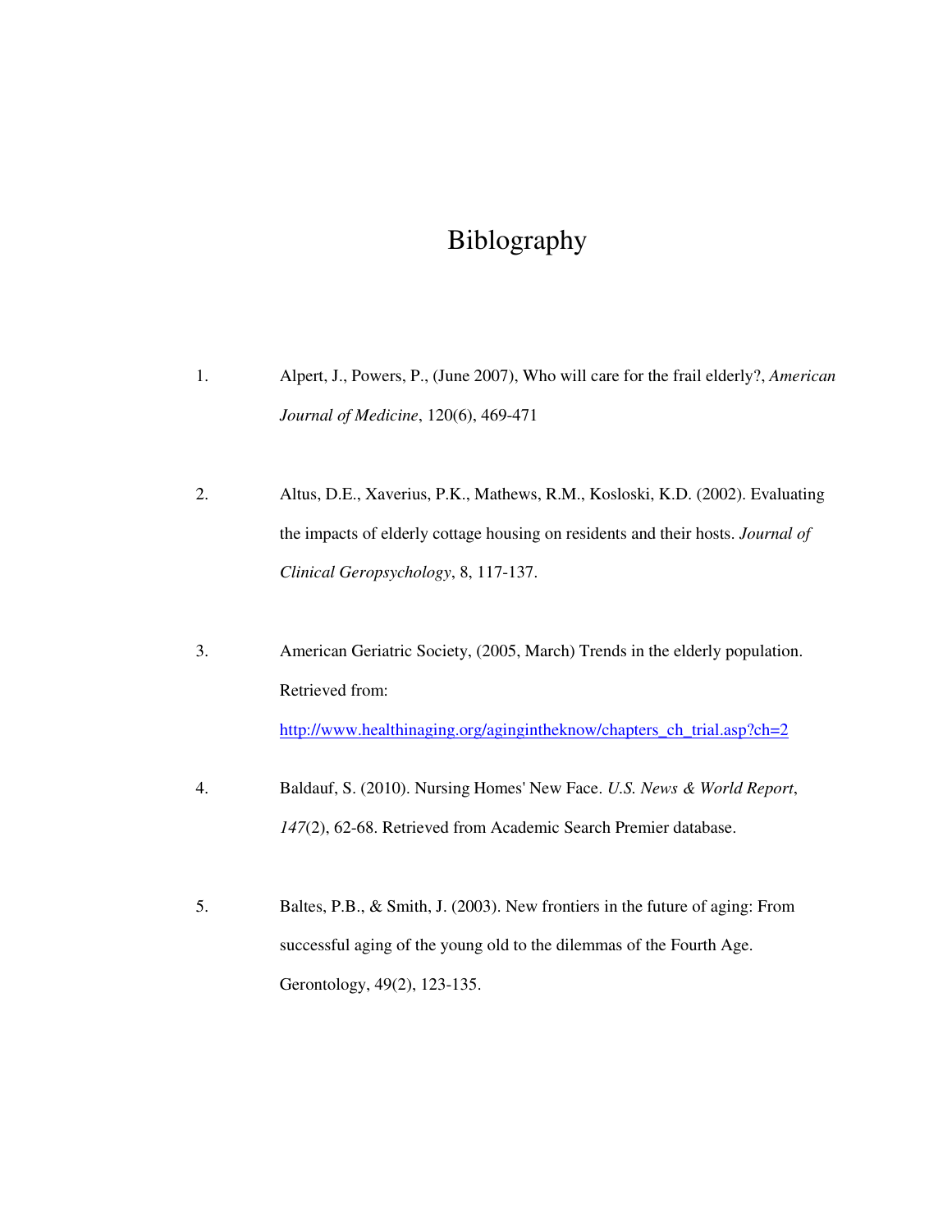# Biblography

1. Alpert, J., Powers, P., (June 2007), Who will care for the frail elderly?, *American Journal of Medicine*, 120(6), 469-471

2. Altus, D.E., Xaverius, P.K., Mathews, R.M., Kosloski, K.D. (2002). Evaluating the impacts of elderly cottage housing on residents and their hosts. *Journal of Clinical Geropsychology*, 8, 117-137.

3. American Geriatric Society, (2005, March) Trends in the elderly population. Retrieved from: http://www.healthinaging.org/agingintheknow/chapters_ch_trial.asp?ch=2

4. Baldauf, S. (2010). Nursing Homes' New Face. *U.S. News & World Report*, *147*(2), 62-68. Retrieved from Academic Search Premier database.

5. Baltes, P.B., & Smith, J. (2003). New frontiers in the future of aging: From successful aging of the young old to the dilemmas of the Fourth Age. Gerontology, 49(2), 123-135.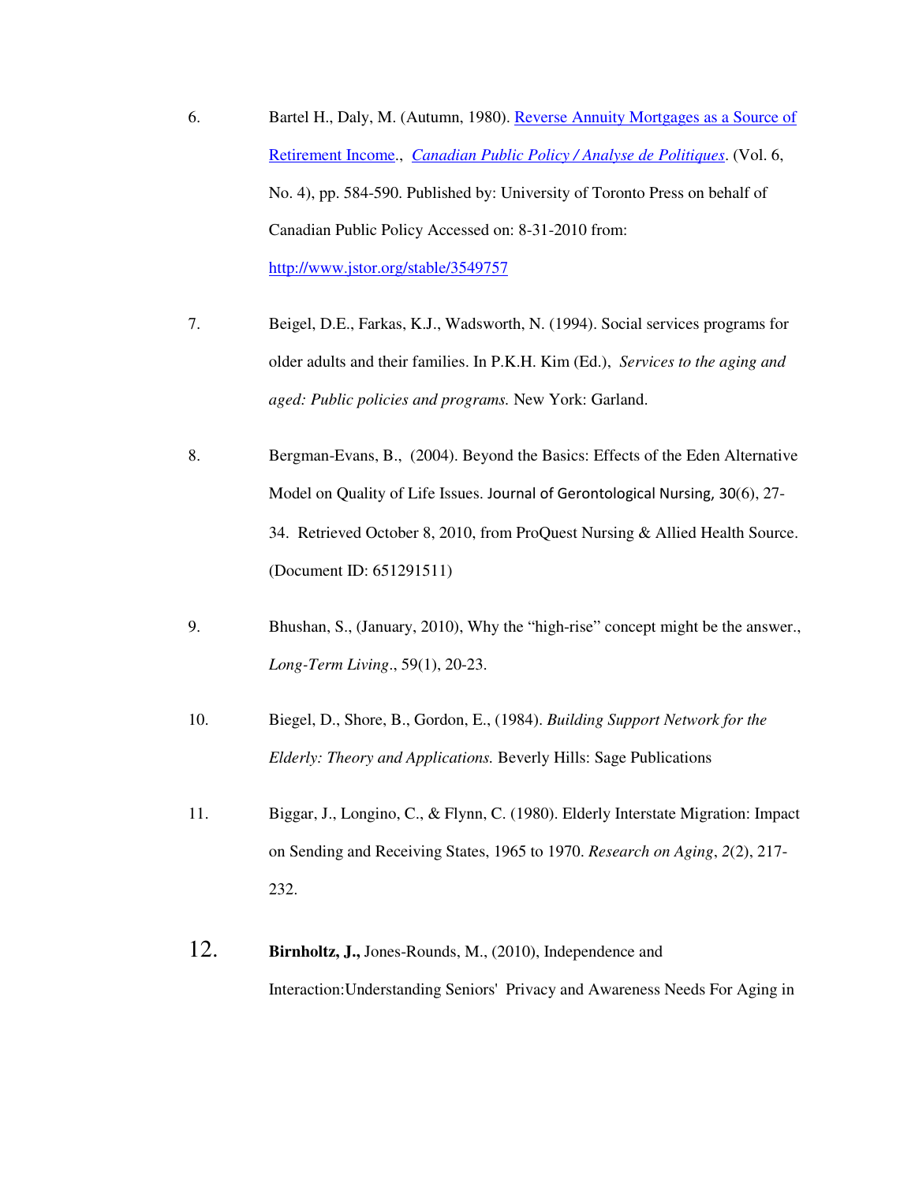6. Bartel H., Daly, M. (Autumn, 1980). Reverse Annuity Mortgages as a Source of Retirement Income., *Canadian Public Policy / Analyse de Politiques*. (Vol. 6, No. 4), pp. 584-590. Published by: University of Toronto Press on behalf of Canadian Public Policy Accessed on: 8-31-2010 from: http://www.jstor.org/stable/3549757

7. Beigel, D.E., Farkas, K.J., Wadsworth, N. (1994). Social services programs for older adults and their families. In P.K.H. Kim (Ed.), *Services to the aging and aged: Public policies and programs.* New York: Garland.

8. Bergman-Evans, B., (2004). Beyond the Basics: Effects of the Eden Alternative Model on Quality of Life Issues. Journal of Gerontological Nursing, 30(6), 27-34. Retrieved October 8, 2010, from ProQuest Nursing & Allied Health Source. (Document ID: 651291511)

9. Bhushan, S., (January, 2010), Why the "high-rise" concept might be the answer., *Long-Term Living*., 59(1), 20-23.

10. Biegel, D., Shore, B., Gordon, E., (1984). *Building Support Network for the Elderly: Theory and Applications.* Beverly Hills: Sage Publications

11. Biggar, J., Longino, C., & Flynn, C. (1980). Elderly Interstate Migration: Impact on Sending and Receiving States, 1965 to 1970. *Research on Aging*, *2*(2), 217-232.

12. **Birnholtz, J.,** Jones-Rounds, M., (2010), Independence and Interaction:Understanding Seniors' Privacy and Awareness Needs For Aging in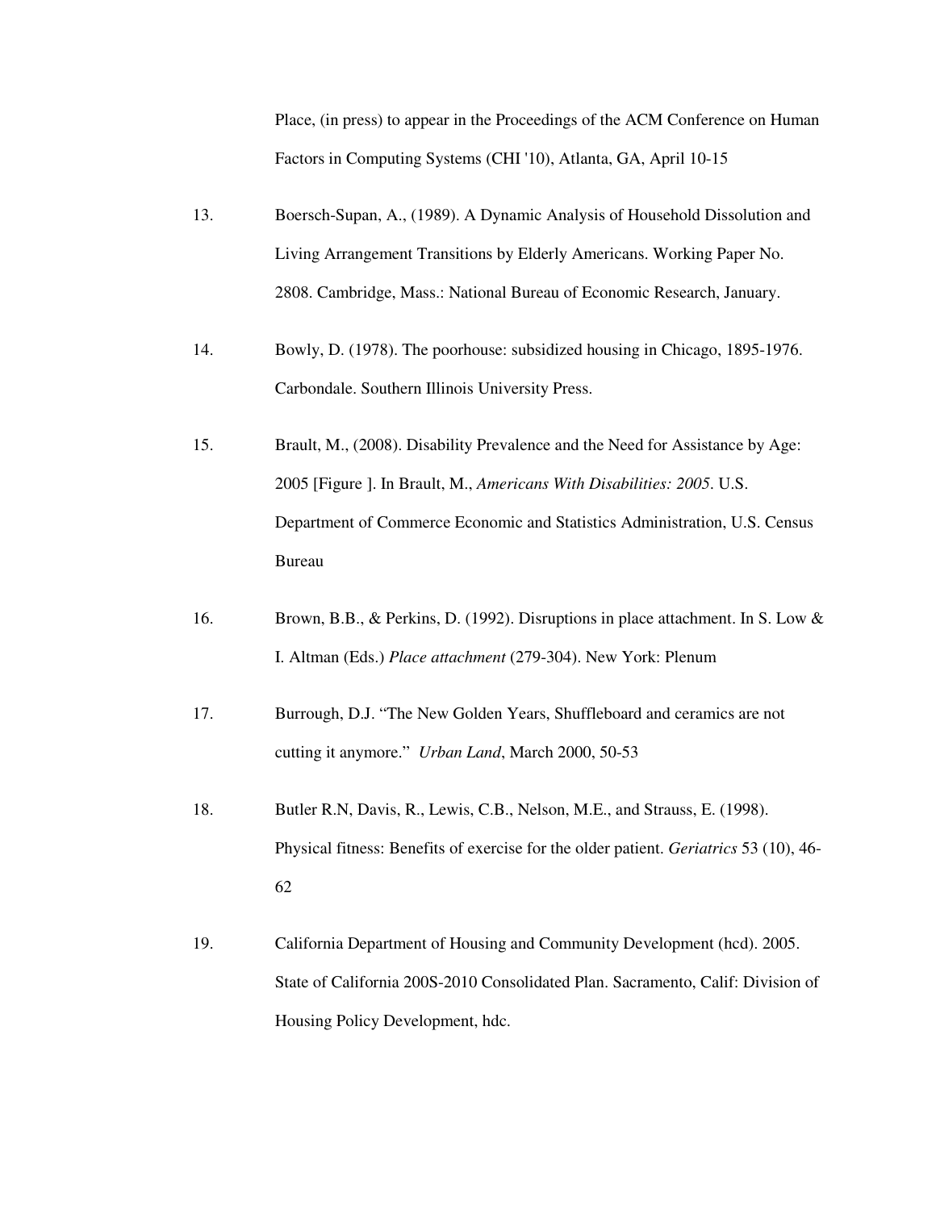Place, (in press) to appear in the Proceedings of the ACM Conference on Human Factors in Computing Systems (CHI '10), Atlanta, GA, April 10-15

13. Boersch-Supan, A., (1989). A Dynamic Analysis of Household Dissolution and Living Arrangement Transitions by Elderly Americans. Working Paper No. 2808. Cambridge, Mass.: National Bureau of Economic Research, January.

14. Bowly, D. (1978). The poorhouse: subsidized housing in Chicago, 1895-1976. Carbondale. Southern Illinois University Press.

15. Brault, M., (2008). Disability Prevalence and the Need for Assistance by Age: 2005 [Figure ]. In Brault, M., *Americans With Disabilities: 2005*. U.S. Department of Commerce Economic and Statistics Administration, U.S. Census Bureau

16. Brown, B.B., & Perkins, D. (1992). Disruptions in place attachment. In S. Low & I. Altman (Eds.) *Place attachment* (279-304). New York: Plenum

17. Burrough, D.J. "The New Golden Years, Shuffleboard and ceramics are not cutting it anymore." *Urban Land*, March 2000, 50-53

18. Butler R.N, Davis, R., Lewis, C.B., Nelson, M.E., and Strauss, E. (1998). Physical fitness: Benefits of exercise for the older patient. *Geriatrics* 53 (10), 46-62

19. California Department of Housing and Community Development (hcd). 2005. State of California 200S-2010 Consolidated Plan. Sacramento, Calif: Division of Housing Policy Development, hdc.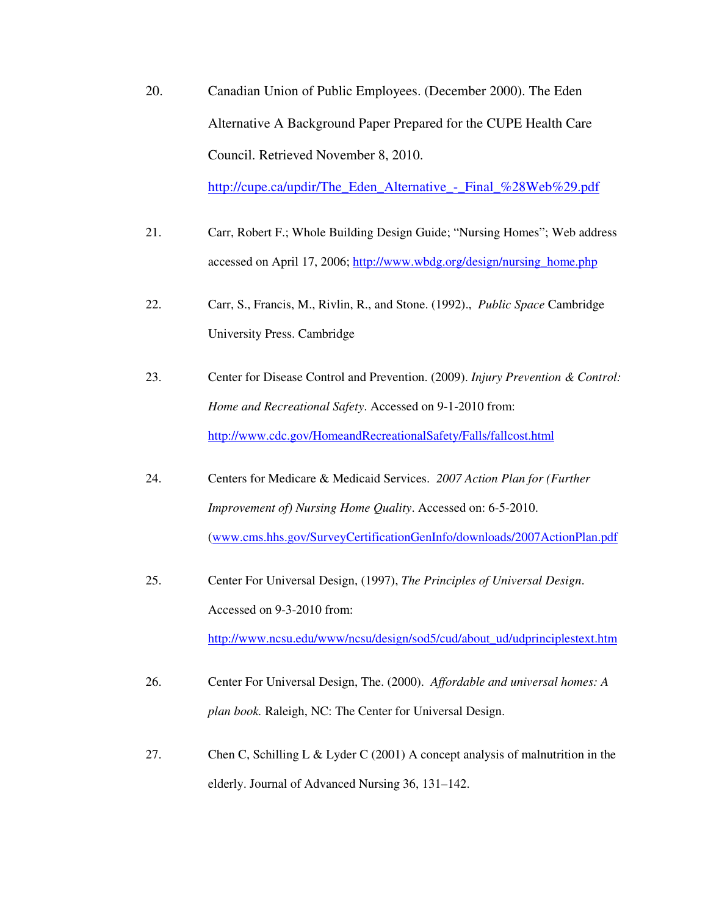20. Canadian Union of Public Employees. (December 2000). The Eden Alternative A Background Paper Prepared for the CUPE Health Care Council. Retrieved November 8, 2010. http://cupe.ca/updir/The_Eden_Alternative_-_Final_%28Web%29.pdf

21. Carr, Robert F.; Whole Building Design Guide; "Nursing Homes"; Web address accessed on April 17, 2006; http://www.wbdg.org/design/nursing_home.php

22. Carr, S., Francis, M., Rivlin, R., and Stone. (1992)., *Public Space* Cambridge University Press. Cambridge

23. Center for Disease Control and Prevention. (2009). *Injury Prevention & Control: Home and Recreational Safety*. Accessed on 9-1-2010 from: http://www.cdc.gov/HomeandRecreationalSafety/Falls/fallcost.html

24. Centers for Medicare & Medicaid Services. *2007 Action Plan for (Further Improvement of) Nursing Home Quality*. Accessed on: 6-5-2010. (www.cms.hhs.gov/SurveyCertificationGenInfo/downloads/2007ActionPlan.pdf

25. Center For Universal Design, (1997), *The Principles of Universal Design*. Accessed on 9-3-2010 from: http://www.ncsu.edu/www/ncsu/design/sod5/cud/about_ud/udprinciplestext.htm

26. Center For Universal Design, The. (2000). *Affordable and universal homes: A plan book.* Raleigh, NC: The Center for Universal Design.

27. Chen C, Schilling L & Lyder C (2001) A concept analysis of malnutrition in the elderly. Journal of Advanced Nursing 36, 131–142.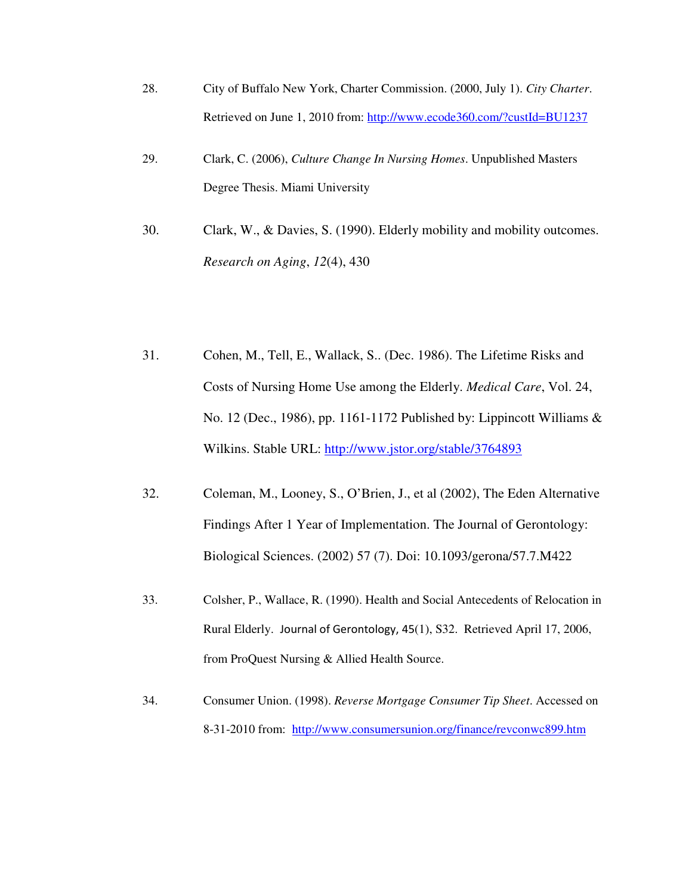28. City of Buffalo New York, Charter Commission. (2000, July 1). *City Charter*. Retrieved on June 1, 2010 from: http://www.ecode360.com/?custId=BU1237

29. Clark, C. (2006), *Culture Change In Nursing Homes*. Unpublished Masters Degree Thesis. Miami University

30. Clark, W., & Davies, S. (1990). Elderly mobility and mobility outcomes. *Research on Aging*, *12*(4), 430

31. Cohen, M., Tell, E., Wallack, S.. (Dec. 1986). The Lifetime Risks and Costs of Nursing Home Use among the Elderly. *Medical Care*, Vol. 24, No. 12 (Dec., 1986), pp. 1161-1172 Published by: Lippincott Williams & Wilkins. Stable URL: http://www.jstor.org/stable/3764893

32. Coleman, M., Looney, S., O'Brien, J., et al (2002), The Eden Alternative Findings After 1 Year of Implementation. The Journal of Gerontology: Biological Sciences. (2002) 57 (7). Doi: 10.1093/gerona/57.7.M422

33. Colsher, P., Wallace, R. (1990). Health and Social Antecedents of Relocation in Rural Elderly. Journal of Gerontology, 45(1), S32. Retrieved April 17, 2006, from ProQuest Nursing & Allied Health Source.

34. Consumer Union. (1998). *Reverse Mortgage Consumer Tip Sheet*. Accessed on 8-31-2010 from: http://www.consumersunion.org/finance/revconwc899.htm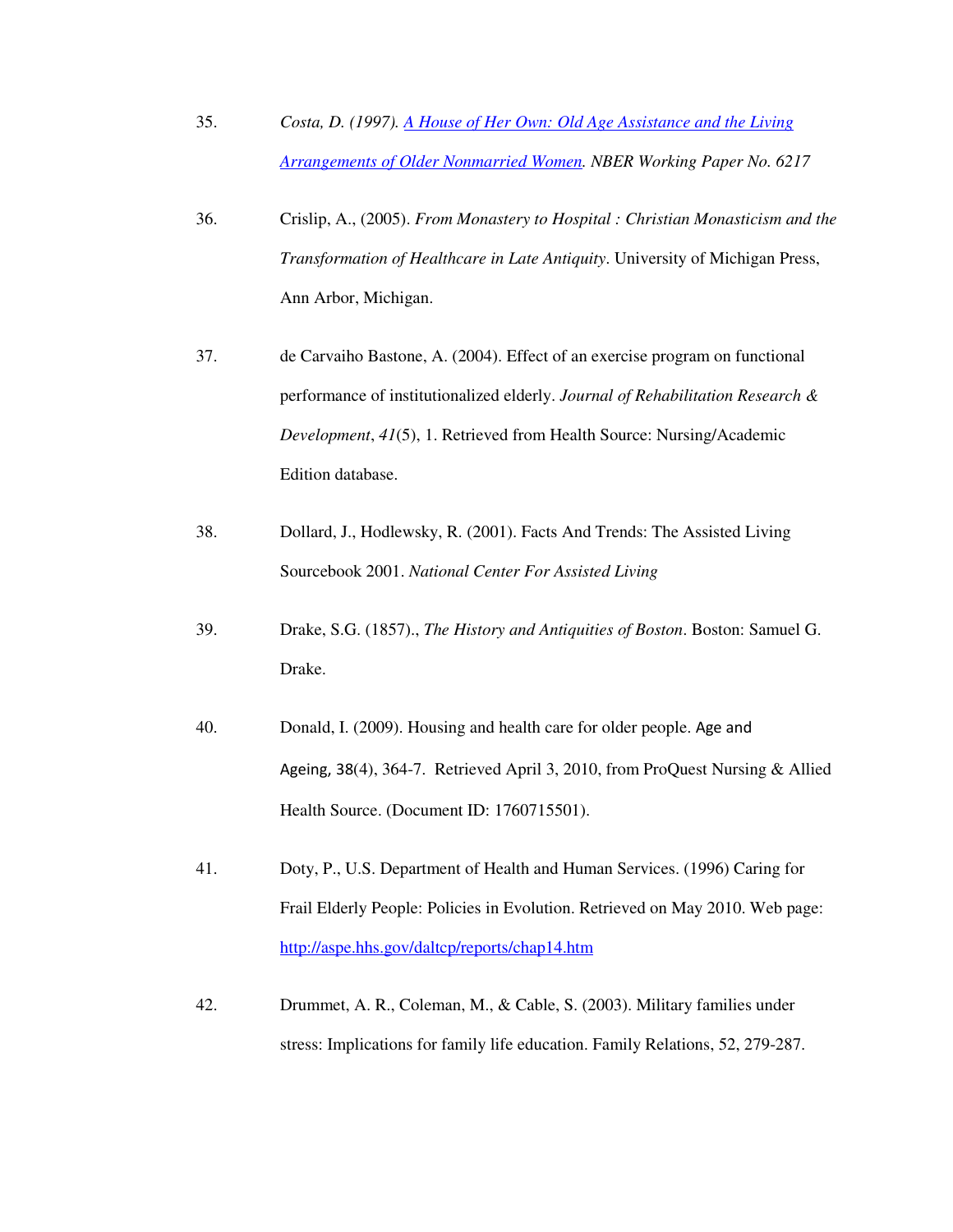35. *Costa, D. (1997). [A House of Her Own: Old Age Assistance and the Living Arrangements of Older Nonmarried Women](). NBER Working Paper No. 6217*

36. Crislip, A., (2005). *From Monastery to Hospital : Christian Monasticism and the Transformation of Healthcare in Late Antiquity*. University of Michigan Press, Ann Arbor, Michigan.

37. de Carvaiho Bastone, A. (2004). Effect of an exercise program on functional performance of institutionalized elderly. *Journal of Rehabilitation Research & Development*, *41*(5), 1. Retrieved from Health Source: Nursing/Academic Edition database.

38. Dollard, J., Hodlewsky, R. (2001). Facts And Trends: The Assisted Living Sourcebook 2001. *National Center For Assisted Living*

39. Drake, S.G. (1857)., *The History and Antiquities of Boston*. Boston: Samuel G. Drake.

40. Donald, I. (2009). Housing and health care for older people. Age and Ageing, 38(4), 364-7. Retrieved April 3, 2010, from ProQuest Nursing & Allied Health Source. (Document ID: 1760715501).

41. Doty, P., U.S. Department of Health and Human Services. (1996) Caring for Frail Elderly People: Policies in Evolution. Retrieved on May 2010. Web page: http://aspe.hhs.gov/daltcp/reports/chap14.htm

42. Drummet, A. R., Coleman, M., & Cable, S. (2003). Military families under stress: Implications for family life education. Family Relations, 52, 279-287.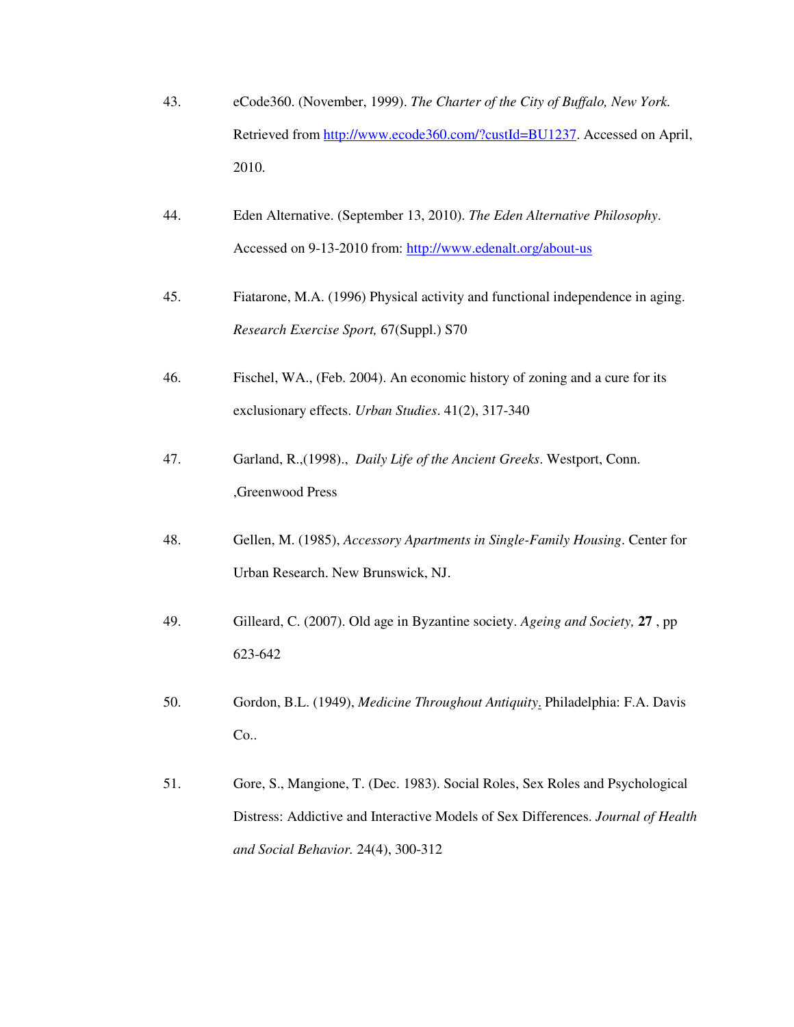43. eCode360. (November, 1999). *The Charter of the City of Buffalo, New York.* Retrieved from http://www.ecode360.com/?custId=BU1237. Accessed on April, 2010.

44. Eden Alternative. (September 13, 2010). *The Eden Alternative Philosophy*. Accessed on 9-13-2010 from: http://www.edenalt.org/about-us

45. Fiatarone, M.A. (1996) Physical activity and functional independence in aging. *Research Exercise Sport,* 67(Suppl.) S70

46. Fischel, WA., (Feb. 2004). An economic history of zoning and a cure for its exclusionary effects. *Urban Studies*. 41(2), 317-340

47. Garland, R.,(1998)., *Daily Life of the Ancient Greeks*. Westport, Conn. ,Greenwood Press

48. Gellen, M. (1985), *Accessory Apartments in Single-Family Housing*. Center for Urban Research. New Brunswick, NJ.

49. Gilleard, C. (2007). Old age in Byzantine society. *Ageing and Society,* **27** , pp 623-642

50. Gordon, B.L. (1949), *Medicine Throughout Antiquity*. Philadelphia: F.A. Davis Co..

51. Gore, S., Mangione, T. (Dec. 1983). Social Roles, Sex Roles and Psychological Distress: Addictive and Interactive Models of Sex Differences. *Journal of Health and Social Behavior.* 24(4), 300-312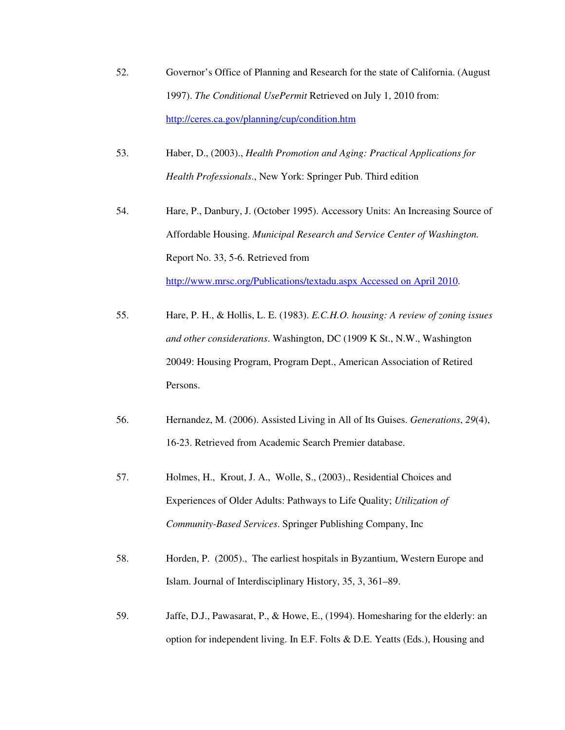52. Governor's Office of Planning and Research for the state of California. (August 1997). *The Conditional UsePermit* Retrieved on July 1, 2010 from: http://ceres.ca.gov/planning/cup/condition.htm

53. Haber, D., (2003)., *Health Promotion and Aging: Practical Applications for Health Professionals*., New York: Springer Pub. Third edition

54. Hare, P., Danbury, J. (October 1995). Accessory Units: An Increasing Source of Affordable Housing. *Municipal Research and Service Center of Washington.* Report No. 33, 5-6. Retrieved from http://www.mrsc.org/Publications/textadu.aspx Accessed on April 2010.

55. Hare, P. H., & Hollis, L. E. (1983). *E.C.H.O. housing: A review of zoning issues and other considerations*. Washington, DC (1909 K St., N.W., Washington 20049: Housing Program, Program Dept., American Association of Retired Persons.

56. Hernandez, M. (2006). Assisted Living in All of Its Guises. *Generations*, *29*(4), 16-23. Retrieved from Academic Search Premier database.

57. Holmes, H., Krout, J. A., Wolle, S., (2003)., Residential Choices and Experiences of Older Adults: Pathways to Life Quality; *Utilization of Community-Based Services*. Springer Publishing Company, Inc

58. Horden, P. (2005)., The earliest hospitals in Byzantium, Western Europe and Islam. Journal of Interdisciplinary History, 35, 3, 361–89.

59. Jaffe, D.J., Pawasarat, P., & Howe, E., (1994). Homesharing for the elderly: an option for independent living. In E.F. Folts & D.E. Yeatts (Eds.), Housing and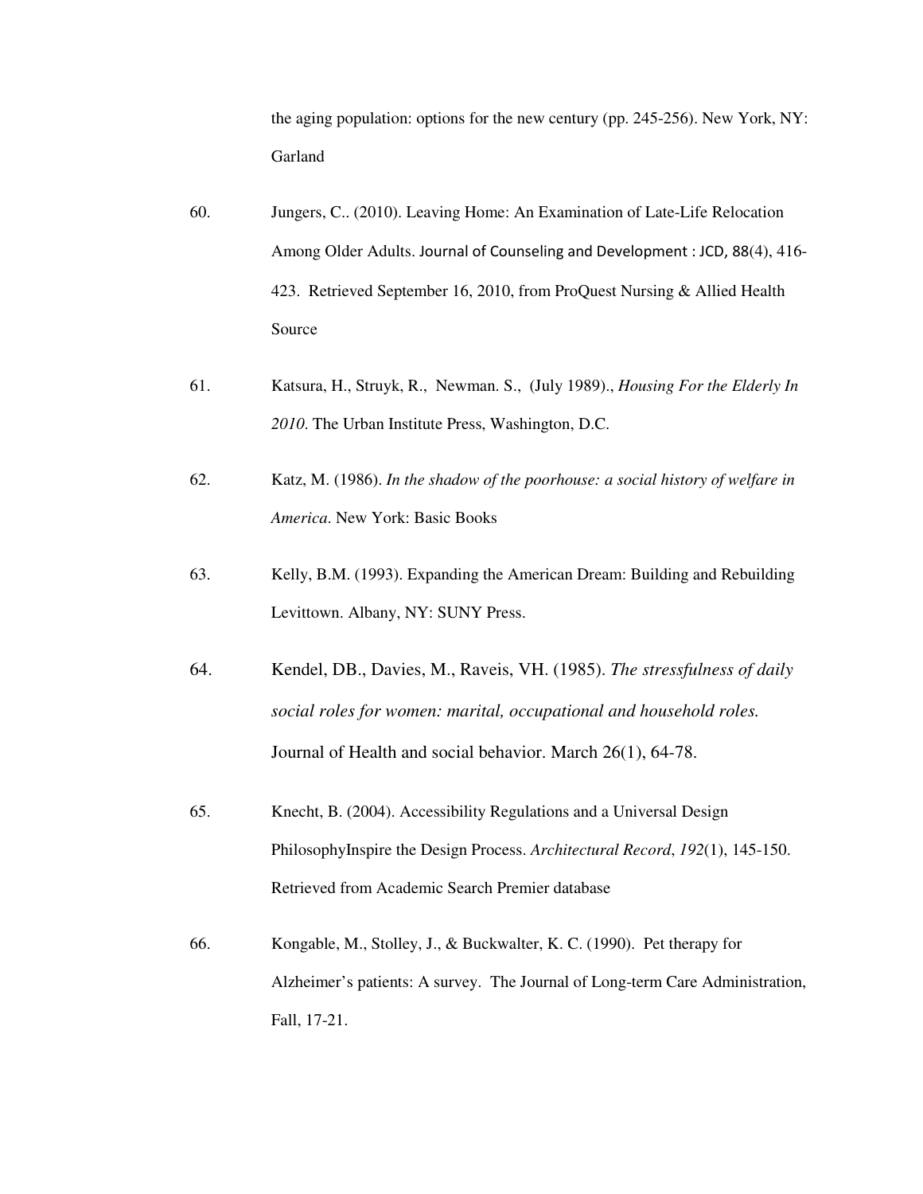the aging population: options for the new century (pp. 245-256). New York, NY: Garland

60. Jungers, C.. (2010). Leaving Home: An Examination of Late-Life Relocation Among Older Adults. Journal of Counseling and Development : JCD, 88(4), 416-423. Retrieved September 16, 2010, from ProQuest Nursing & Allied Health Source

61. Katsura, H., Struyk, R., Newman. S., (July 1989)., *Housing For the Elderly In 2010*. The Urban Institute Press, Washington, D.C.

62. Katz, M. (1986). *In the shadow of the poorhouse: a social history of welfare in America*. New York: Basic Books

63. Kelly, B.M. (1993). Expanding the American Dream: Building and Rebuilding Levittown. Albany, NY: SUNY Press.

64. Kendel, DB., Davies, M., Raveis, VH. (1985). *The stressfulness of daily social roles for women: marital, occupational and household roles.* Journal of Health and social behavior. March 26(1), 64-78.

65. Knecht, B. (2004). Accessibility Regulations and a Universal Design PhilosophyInspire the Design Process. *Architectural Record*, *192*(1), 145-150. Retrieved from Academic Search Premier database

66. Kongable, M., Stolley, J., & Buckwalter, K. C. (1990). Pet therapy for Alzheimer's patients: A survey. The Journal of Long-term Care Administration, Fall, 17-21.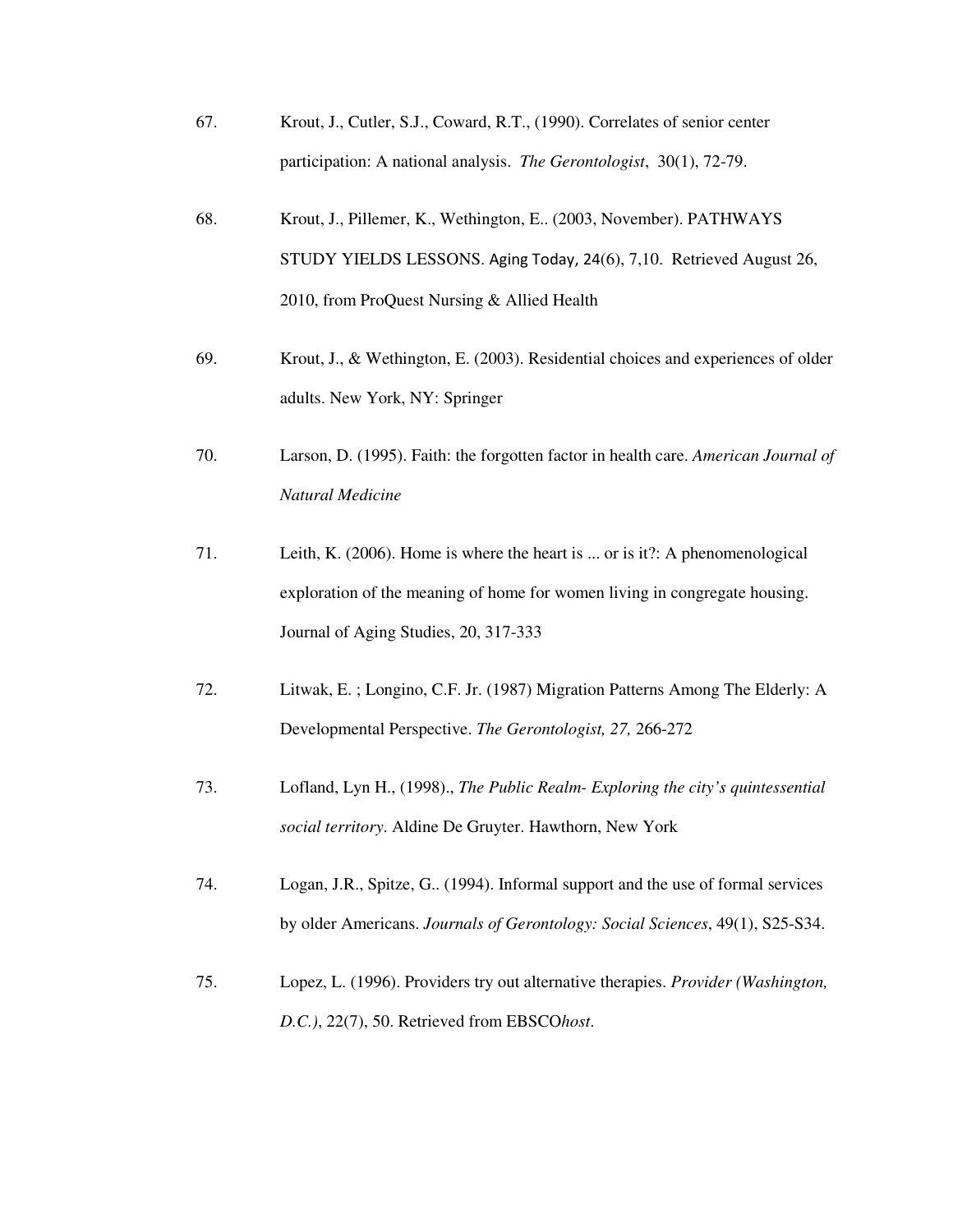67. Krout, J., Cutler, S.J., Coward, R.T., (1990). Correlates of senior center participation: A national analysis. *The Gerontologist*, 30(1), 72-79.

68. Krout, J., Pillemer, K., Wethington, E.. (2003, November). PATHWAYS STUDY YIELDS LESSONS. Aging Today, 24(6), 7,10. Retrieved August 26, 2010, from ProQuest Nursing & Allied Health

69. Krout, J., & Wethington, E. (2003). Residential choices and experiences of older adults. New York, NY: Springer

70. Larson, D. (1995). Faith: the forgotten factor in health care. *American Journal of Natural Medicine*

71. Leith, K. (2006). Home is where the heart is ... or is it?: A phenomenological exploration of the meaning of home for women living in congregate housing. Journal of Aging Studies, 20, 317-333

72. Litwak, E. ; Longino, C.F. Jr. (1987) Migration Patterns Among The Elderly: A Developmental Perspective. *The Gerontologist, 27,* 266-272

73. Lofland, Lyn H., (1998)., *The Public Realm- Exploring the city's quintessential social territory*. Aldine De Gruyter. Hawthorn, New York

74. Logan, J.R., Spitze, G.. (1994). Informal support and the use of formal services by older Americans. *Journals of Gerontology: Social Sciences*, 49(1), S25-S34.

75. Lopez, L. (1996). Providers try out alternative therapies. *Provider (Washington, D.C.)*, 22(7), 50. Retrieved from EBSCO*host*.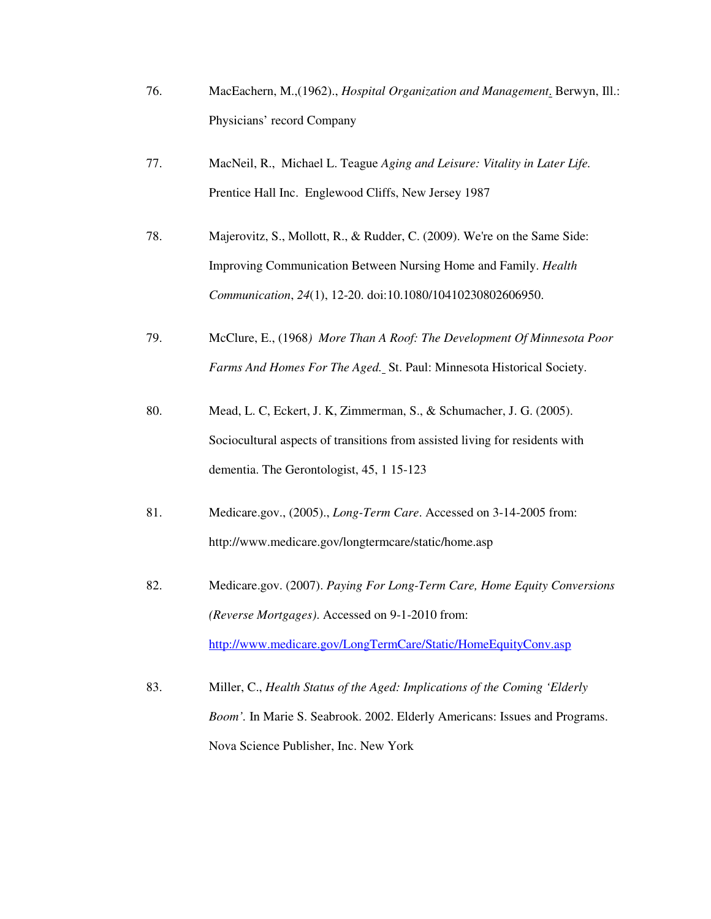76. MacEachern, M.,(1962)., *Hospital Organization and Management*. Berwyn, Ill.: Physicians' record Company

77. MacNeil, R., Michael L. Teague *Aging and Leisure: Vitality in Later Life.* Prentice Hall Inc. Englewood Cliffs, New Jersey 1987

78. Majerovitz, S., Mollott, R., & Rudder, C. (2009). We're on the Same Side: Improving Communication Between Nursing Home and Family. *Health Communication*, *24*(1), 12-20. doi:10.1080/10410230802606950.

79. McClure, E., (1968*) More Than A Roof: The Development Of Minnesota Poor Farms And Homes For The Aged.* St. Paul: Minnesota Historical Society.

80. Mead, L. C, Eckert, J. K, Zimmerman, S., & Schumacher, J. G. (2005). Sociocultural aspects of transitions from assisted living for residents with dementia. The Gerontologist, 45, 1 15-123

81. Medicare.gov., (2005)., *Long-Term Care*. Accessed on 3-14-2005 from: http://www.medicare.gov/longtermcare/static/home.asp

82. Medicare.gov. (2007). *Paying For Long-Term Care, Home Equity Conversions (Reverse Mortgages).* Accessed on 9-1-2010 from: http://www.medicare.gov/LongTermCare/Static/HomeEquityConv.asp

83. Miller, C., *Health Status of the Aged: Implications of the Coming 'Elderly Boom'.* In Marie S. Seabrook. 2002. Elderly Americans: Issues and Programs. Nova Science Publisher, Inc. New York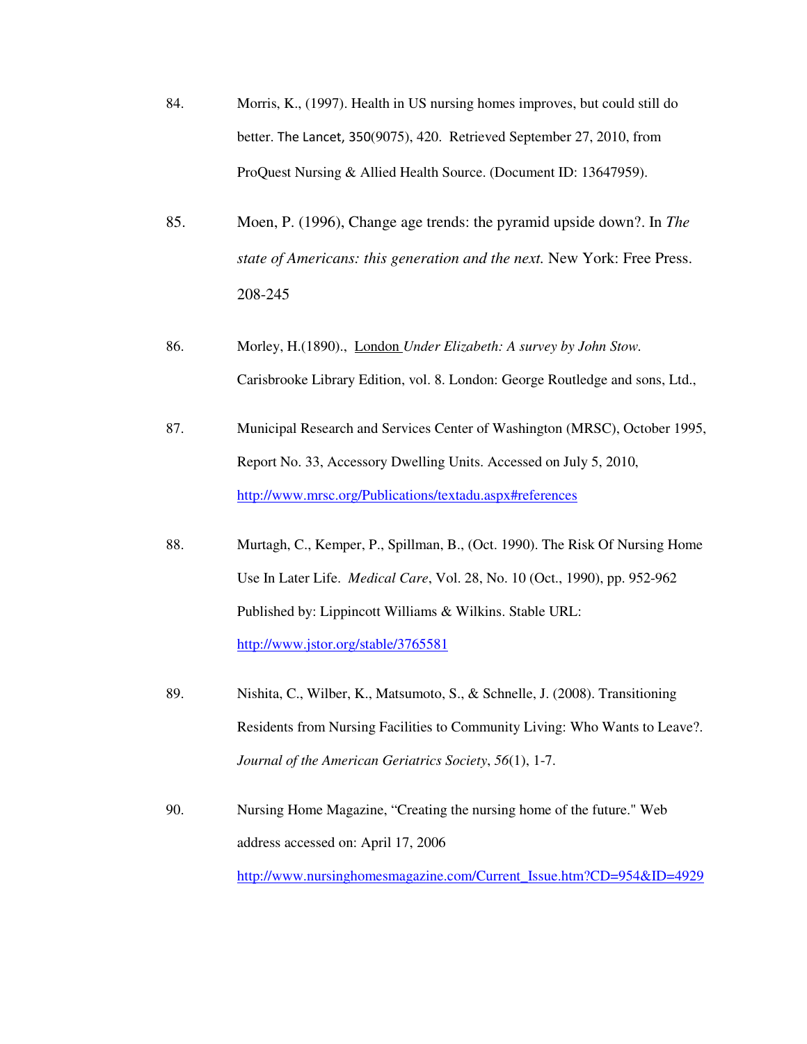84. Morris, K., (1997). Health in US nursing homes improves, but could still do better. The Lancet, 350(9075), 420. Retrieved September 27, 2010, from ProQuest Nursing & Allied Health Source. (Document ID: 13647959).

85. Moen, P. (1996), Change age trends: the pyramid upside down?. In *The state of Americans: this generation and the next.* New York: Free Press. 208-245

86. Morley, H.(1890)., London *Under Elizabeth: A survey by John Stow.* Carisbrooke Library Edition, vol. 8. London: George Routledge and sons, Ltd.,

87. Municipal Research and Services Center of Washington (MRSC), October 1995, Report No. 33, Accessory Dwelling Units. Accessed on July 5, 2010, http://www.mrsc.org/Publications/textadu.aspx#references

88. Murtagh, C., Kemper, P., Spillman, B., (Oct. 1990). The Risk Of Nursing Home Use In Later Life. *Medical Care*, Vol. 28, No. 10 (Oct., 1990), pp. 952-962 Published by: Lippincott Williams & Wilkins. Stable URL: http://www.jstor.org/stable/3765581

89. Nishita, C., Wilber, K., Matsumoto, S., & Schnelle, J. (2008). Transitioning Residents from Nursing Facilities to Community Living: Who Wants to Leave?. *Journal of the American Geriatrics Society*, *56*(1), 1-7.

90. Nursing Home Magazine, "Creating the nursing home of the future." Web address accessed on: April 17, 2006 http://www.nursinghomesmagazine.com/Current_Issue.htm?CD=954&ID=4929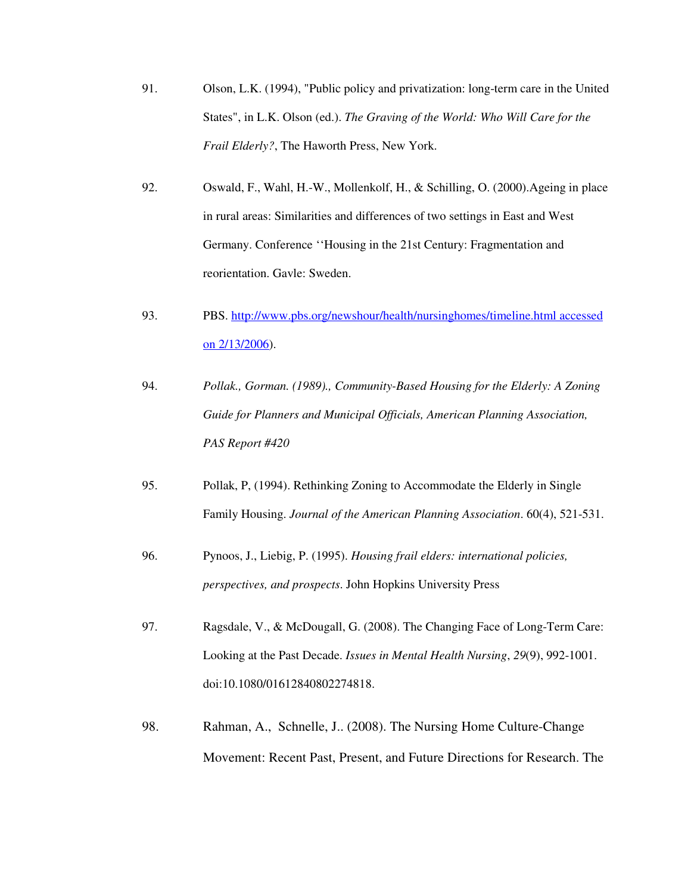91. Olson, L.K. (1994), "Public policy and privatization: long-term care in the United States", in L.K. Olson (ed.). *The Graving of the World: Who Will Care for the Frail Elderly?*, The Haworth Press, New York.

92. Oswald, F., Wahl, H.-W., Mollenkolf, H., & Schilling, O. (2000).Ageing in place in rural areas: Similarities and differences of two settings in East and West Germany. Conference ''Housing in the 21st Century: Fragmentation and reorientation. Gavle: Sweden.

93. PBS. http://www.pbs.org/newshour/health/nursinghomes/timeline.html accessed on 2/13/2006).

94. *Pollak., Gorman. (1989)., Community-Based Housing for the Elderly: A Zoning Guide for Planners and Municipal Officials, American Planning Association, PAS Report #420*

95. Pollak, P, (1994). Rethinking Zoning to Accommodate the Elderly in Single Family Housing. *Journal of the American Planning Association*. 60(4), 521-531.

96. Pynoos, J., Liebig, P. (1995). *Housing frail elders: international policies, perspectives, and prospects*. John Hopkins University Press

97. Ragsdale, V., & McDougall, G. (2008). The Changing Face of Long-Term Care: Looking at the Past Decade. *Issues in Mental Health Nursing*, *29*(9), 992-1001. doi:10.1080/01612840802274818.

98. Rahman, A., Schnelle, J.. (2008). The Nursing Home Culture-Change Movement: Recent Past, Present, and Future Directions for Research. The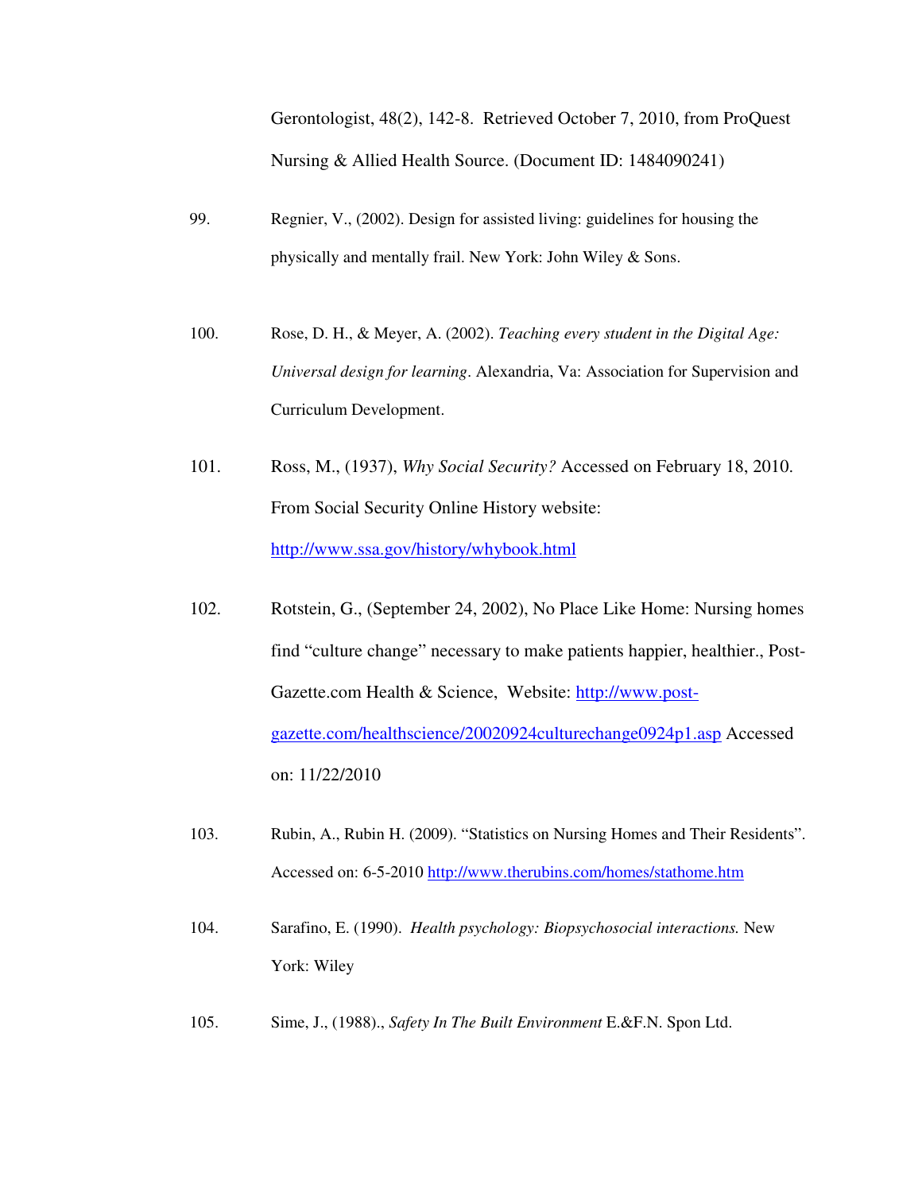Gerontologist, 48(2), 142-8. Retrieved October 7, 2010, from ProQuest Nursing & Allied Health Source. (Document ID: 1484090241)

99. Regnier, V., (2002). Design for assisted living: guidelines for housing the physically and mentally frail. New York: John Wiley & Sons.

100. Rose, D. H., & Meyer, A. (2002). *Teaching every student in the Digital Age: Universal design for learning*. Alexandria, Va: Association for Supervision and Curriculum Development.

101. Ross, M., (1937), *Why Social Security?* Accessed on February 18, 2010. From Social Security Online History website: http://www.ssa.gov/history/whybook.html

102. Rotstein, G., (September 24, 2002), No Place Like Home: Nursing homes find "culture change" necessary to make patients happier, healthier., Post-Gazette.com Health & Science, Website: http://www.post-gazette.com/healthscience/20020924culturechange0924p1.asp Accessed on: 11/22/2010

103. Rubin, A., Rubin H. (2009). "Statistics on Nursing Homes and Their Residents". Accessed on: 6-5-2010 http://www.therubins.com/homes/stathome.htm

104. Sarafino, E. (1990). *Health psychology: Biopsychosocial interactions.* New York: Wiley

105. Sime, J., (1988)., *Safety In The Built Environment* E.&F.N. Spon Ltd.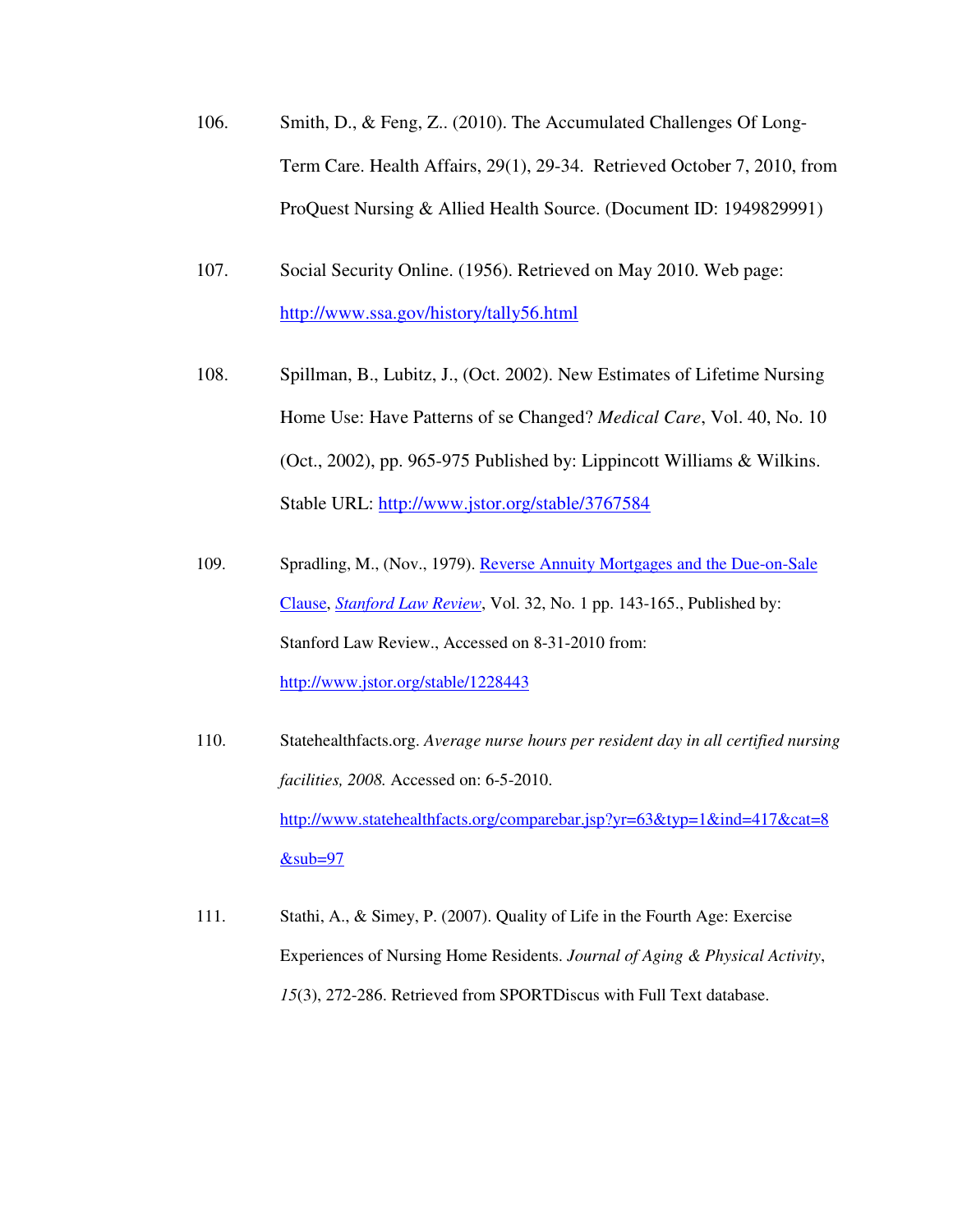106. Smith, D., & Feng, Z.. (2010). The Accumulated Challenges Of Long-Term Care. Health Affairs, 29(1), 29-34. Retrieved October 7, 2010, from ProQuest Nursing & Allied Health Source. (Document ID: 1949829991)

107. Social Security Online. (1956). Retrieved on May 2010. Web page: http://www.ssa.gov/history/tally56.html

108. Spillman, B., Lubitz, J., (Oct. 2002). New Estimates of Lifetime Nursing Home Use: Have Patterns of se Changed? *Medical Care*, Vol. 40, No. 10 (Oct., 2002), pp. 965-975 Published by: Lippincott Williams & Wilkins. Stable URL: http://www.jstor.org/stable/3767584

109. Spradling, M., (Nov., 1979). Reverse Annuity Mortgages and the Due-on-Sale Clause, *Stanford Law Review*, Vol. 32, No. 1 pp. 143-165., Published by: Stanford Law Review., Accessed on 8-31-2010 from: http://www.jstor.org/stable/1228443

110. Statehealthfacts.org. *Average nurse hours per resident day in all certified nursing facilities, 2008.* Accessed on: 6-5-2010. http://www.statehealthfacts.org/comparebar.jsp?yr=63&typ=1&ind=417&cat=8&sub=97

111. Stathi, A., & Simey, P. (2007). Quality of Life in the Fourth Age: Exercise Experiences of Nursing Home Residents. *Journal of Aging & Physical Activity*, *15*(3), 272-286. Retrieved from SPORTDiscus with Full Text database.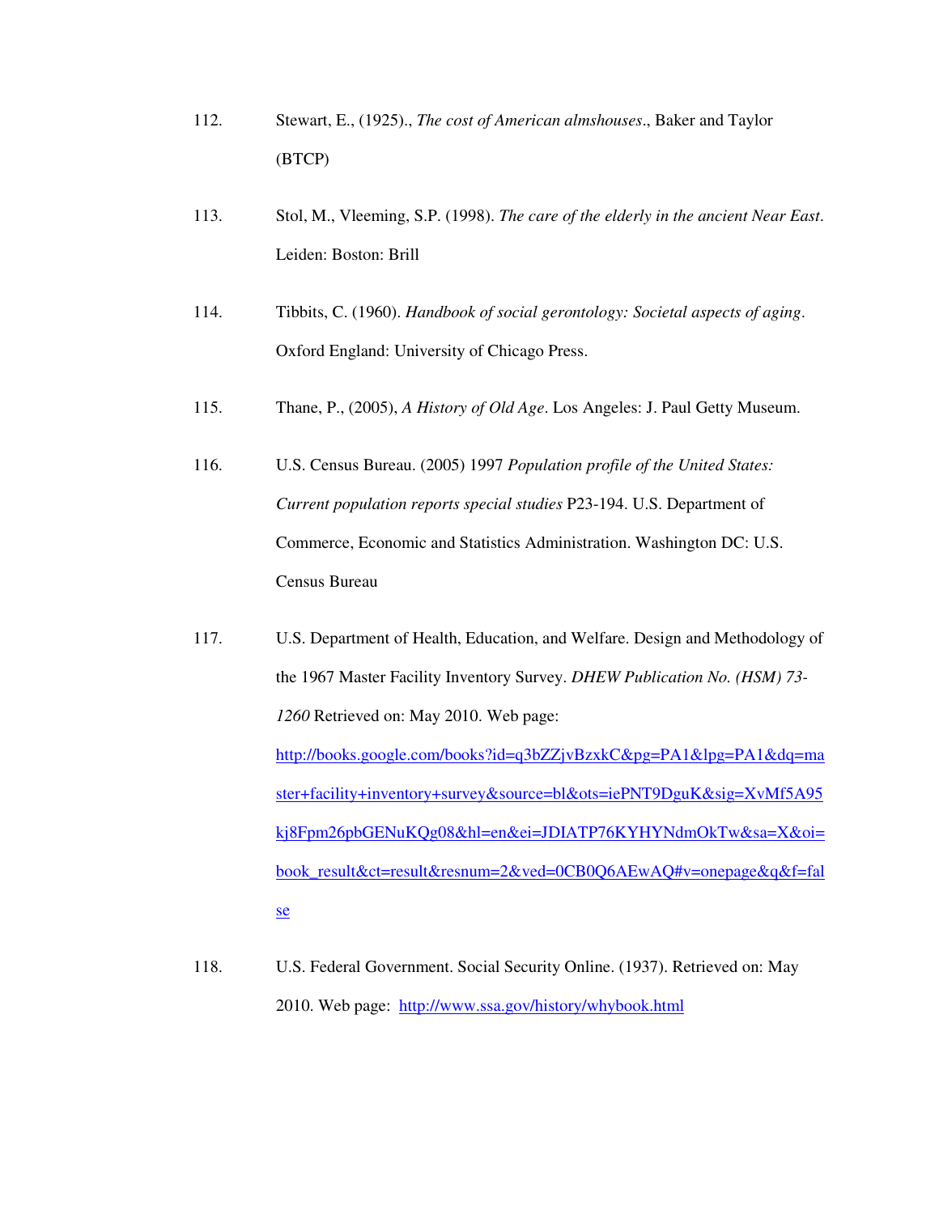112. Stewart, E., (1925)., *The cost of American almshouses*., Baker and Taylor (BTCP)

113. Stol, M., Vleeming, S.P. (1998). *The care of the elderly in the ancient Near East*. Leiden: Boston: Brill

114. Tibbits, C. (1960). *Handbook of social gerontology: Societal aspects of aging*. Oxford England: University of Chicago Press.

115. Thane, P., (2005), *A History of Old Age*. Los Angeles: J. Paul Getty Museum.

116. U.S. Census Bureau. (2005) 1997 *Population profile of the United States: Current population reports special studies* P23-194. U.S. Department of Commerce, Economic and Statistics Administration. Washington DC: U.S. Census Bureau

117. U.S. Department of Health, Education, and Welfare. Design and Methodology of the 1967 Master Facility Inventory Survey. *DHEW Publication No. (HSM) 73-1260* Retrieved on: May 2010. Web page: http://books.google.com/books?id=q3bZZjvBzxkC&pg=PA1&lpg=PA1&dq=master+facility+inventory+survey&source=bl&ots=iePNT9DguK&sig=XvMf5A95kj8Fpm26pbGENuKQg08&hl=en&ei=JDIATP76KYHYNdmOkTw&sa=X&oi=book_result&ct=result&resnum=2&ved=0CB0Q6AEwAQ#v=onepage&q&f=false

118. U.S. Federal Government. Social Security Online. (1937). Retrieved on: May 2010. Web page: http://www.ssa.gov/history/whybook.html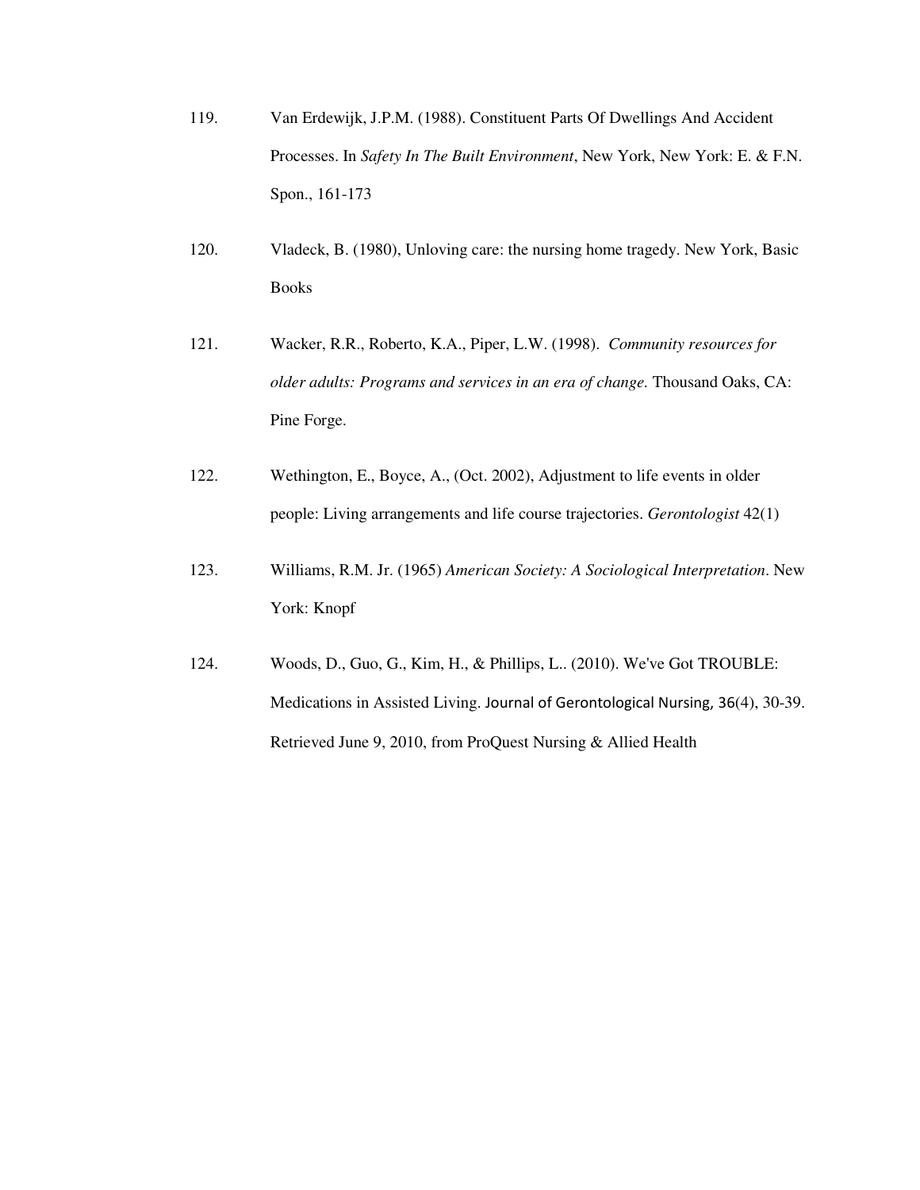119. Van Erdewijk, J.P.M. (1988). Constituent Parts Of Dwellings And Accident Processes. In *Safety In The Built Environment*, New York, New York: E. & F.N. Spon., 161-173

120. Vladeck, B. (1980), Unloving care: the nursing home tragedy. New York, Basic Books

121. Wacker, R.R., Roberto, K.A., Piper, L.W. (1998). *Community resources for older adults: Programs and services in an era of change.* Thousand Oaks, CA: Pine Forge.

122. Wethington, E., Boyce, A., (Oct. 2002), Adjustment to life events in older people: Living arrangements and life course trajectories. *Gerontologist* 42(1)

123. Williams, R.M. Jr. (1965) *American Society: A Sociological Interpretation*. New York: Knopf

124. Woods, D., Guo, G., Kim, H., & Phillips, L.. (2010). We've Got TROUBLE: Medications in Assisted Living. Journal of Gerontological Nursing, 36(4), 30-39. Retrieved June 9, 2010, from ProQuest Nursing & Allied Health